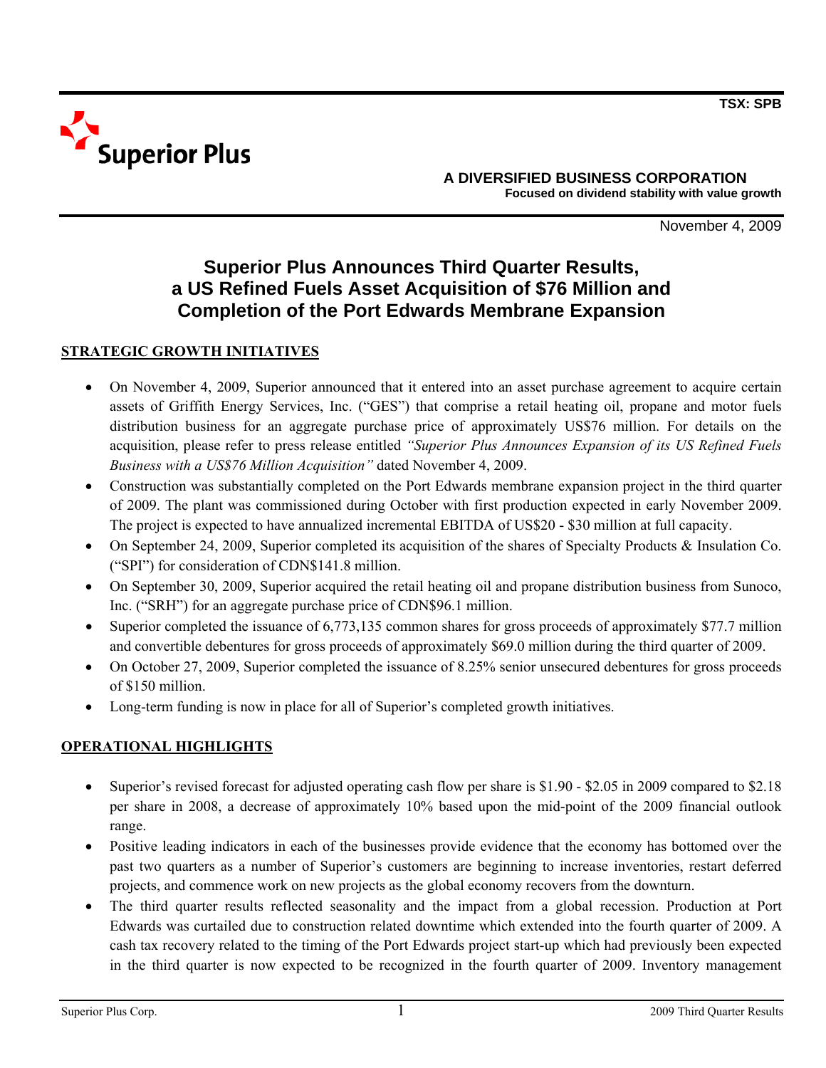TSX: SPB

Superior Plus

**A DIVERSIFIED BUSINESS CORPORATION**
**Focused on dividend stability with value growth**

November 4, 2009

# Superior Plus Announces Third Quarter Results, a US Refined Fuels Asset Acquisition of $76 Million and Completion of the Port Edwards Membrane Expansion

## STRATEGIC GROWTH INITIATIVES

- On November 4, 2009, Superior announced that it entered into an asset purchase agreement to acquire certain assets of Griffith Energy Services, Inc. ("GES") that comprise a retail heating oil, propane and motor fuels distribution business for an aggregate purchase price of approximately US$76 million. For details on the acquisition, please refer to press release entitled *"Superior Plus Announces Expansion of its US Refined Fuels Business with a US$76 Million Acquisition"* dated November 4, 2009.
- Construction was substantially completed on the Port Edwards membrane expansion project in the third quarter of 2009. The plant was commissioned during October with first production expected in early November 2009. The project is expected to have annualized incremental EBITDA of US$20 - $30 million at full capacity.
- On September 24, 2009, Superior completed its acquisition of the shares of Specialty Products & Insulation Co. ("SPI") for consideration of CDN$141.8 million.
- On September 30, 2009, Superior acquired the retail heating oil and propane distribution business from Sunoco, Inc. ("SRH") for an aggregate purchase price of CDN$96.1 million.
- Superior completed the issuance of 6,773,135 common shares for gross proceeds of approximately $77.7 million and convertible debentures for gross proceeds of approximately $69.0 million during the third quarter of 2009.
- On October 27, 2009, Superior completed the issuance of 8.25% senior unsecured debentures for gross proceeds of $150 million.
- Long-term funding is now in place for all of Superior's completed growth initiatives.

## OPERATIONAL HIGHLIGHTS

- Superior's revised forecast for adjusted operating cash flow per share is $1.90 - $2.05 in 2009 compared to $2.18 per share in 2008, a decrease of approximately 10% based upon the mid-point of the 2009 financial outlook range.
- Positive leading indicators in each of the businesses provide evidence that the economy has bottomed over the past two quarters as a number of Superior's customers are beginning to increase inventories, restart deferred projects, and commence work on new projects as the global economy recovers from the downturn.
- The third quarter results reflected seasonality and the impact from a global recession. Production at Port Edwards was curtailed due to construction related downtime which extended into the fourth quarter of 2009. A cash tax recovery related to the timing of the Port Edwards project start-up which had previously been expected in the third quarter is now expected to be recognized in the fourth quarter of 2009. Inventory management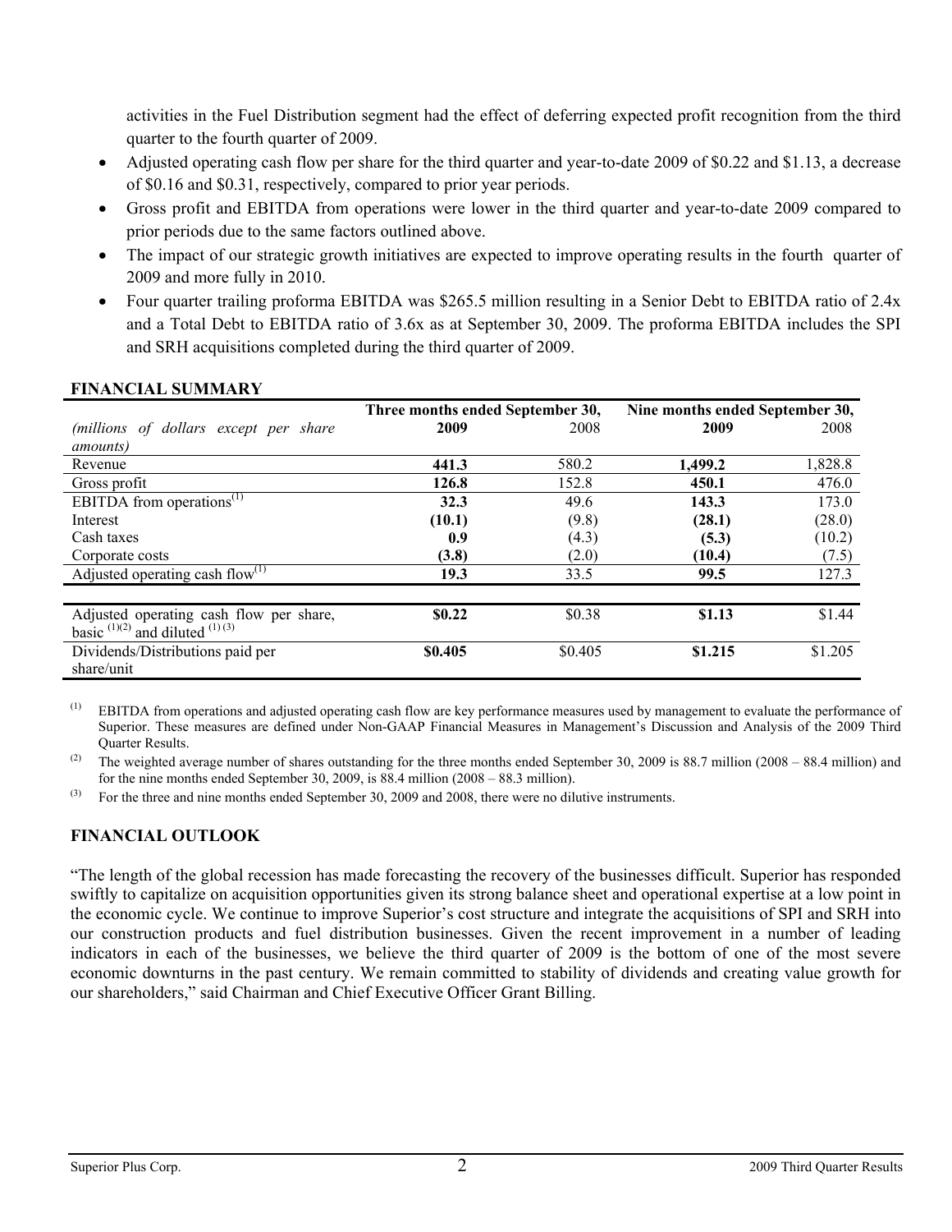activities in the Fuel Distribution segment had the effect of deferring expected profit recognition from the third quarter to the fourth quarter of 2009.

- Adjusted operating cash flow per share for the third quarter and year-to-date 2009 of $0.22 and $1.13, a decrease of $0.16 and $0.31, respectively, compared to prior year periods.
- Gross profit and EBITDA from operations were lower in the third quarter and year-to-date 2009 compared to prior periods due to the same factors outlined above.
- The impact of our strategic growth initiatives are expected to improve operating results in the fourth quarter of 2009 and more fully in 2010.
- Four quarter trailing proforma EBITDA was $265.5 million resulting in a Senior Debt to EBITDA ratio of 2.4x and a Total Debt to EBITDA ratio of 3.6x as at September 30, 2009. The proforma EBITDA includes the SPI and SRH acquisitions completed during the third quarter of 2009.

## FINANCIAL SUMMARY

| | Three months ended September 30, | | Nine months ended September 30, | |
|---|---|---|---|---|
| *(millions of dollars except per share amounts)* | **2009** | 2008 | **2009** | 2008 |
| Revenue | **441.3** | 580.2 | **1,499.2** | 1,828.8 |
| Gross profit | **126.8** | 152.8 | **450.1** | 476.0 |
| EBITDA from operations[(1)] | **32.3** | 49.6 | **143.3** | 173.0 |
| Interest | **(10.1)** | (9.8) | **(28.1)** | (28.0) |
| Cash taxes | **0.9** | (4.3) | **(5.3)** | (10.2) |
| Corporate costs | **(3.8)** | (2.0) | **(10.4)** | (7.5) |
| Adjusted operating cash flow[(1)] | **19.3** | 33.5 | **99.5** | 127.3 |
| | | | | |
| Adjusted operating cash flow per share, basic [(1)(2)] and diluted [(1) (3)] | **$0.22** | $0.38 | **$1.13** | $1.44 |
| Dividends/Distributions paid per share/unit | **$0.405** | $0.405 | **$1.215** | $1.205 |

(1) EBITDA from operations and adjusted operating cash flow are key performance measures used by management to evaluate the performance of Superior. These measures are defined under Non-GAAP Financial Measures in Management's Discussion and Analysis of the 2009 Third Quarter Results.

(2) The weighted average number of shares outstanding for the three months ended September 30, 2009 is 88.7 million (2008 – 88.4 million) and for the nine months ended September 30, 2009, is 88.4 million (2008 – 88.3 million).

(3) For the three and nine months ended September 30, 2009 and 2008, there were no dilutive instruments.

## FINANCIAL OUTLOOK

"The length of the global recession has made forecasting the recovery of the businesses difficult. Superior has responded swiftly to capitalize on acquisition opportunities given its strong balance sheet and operational expertise at a low point in the economic cycle. We continue to improve Superior's cost structure and integrate the acquisitions of SPI and SRH into our construction products and fuel distribution businesses. Given the recent improvement in a number of leading indicators in each of the businesses, we believe the third quarter of 2009 is the bottom of one of the most severe economic downturns in the past century. We remain committed to stability of dividends and creating value growth for our shareholders," said Chairman and Chief Executive Officer Grant Billing.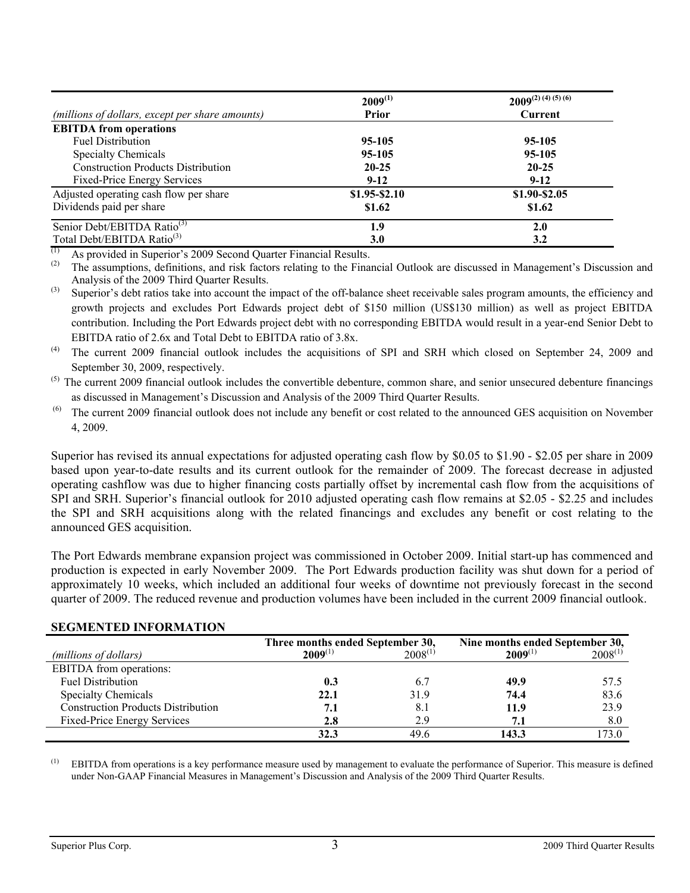| (millions of dollars, except per share amounts) | 2009[1] Prior | 2009[2] [4] [5] [6] Current |
|---|---|---|
| **EBITDA from operations** | | |
| Fuel Distribution | **95-105** | **95-105** |
| Specialty Chemicals | **95-105** | **95-105** |
| Construction Products Distribution | **20-25** | **20-25** |
| Fixed-Price Energy Services | **9-12** | **9-12** |
| Adjusted operating cash flow per share | **$1.95-$2.10** | **$1.90-$2.05** |
| Dividends paid per share | **$1.62** | **$1.62** |
| Senior Debt/EBITDA Ratio[3] | **1.9** | **2.0** |
| Total Debt/EBITDA Ratio[3] | **3.0** | **3.2** |

[1] As provided in Superior's 2009 Second Quarter Financial Results.

[2] The assumptions, definitions, and risk factors relating to the Financial Outlook are discussed in Management's Discussion and Analysis of the 2009 Third Quarter Results.

[3] Superior's debt ratios take into account the impact of the off-balance sheet receivable sales program amounts, the efficiency and growth projects and excludes Port Edwards project debt of $150 million (US$130 million) as well as project EBITDA contribution. Including the Port Edwards project debt with no corresponding EBITDA would result in a year-end Senior Debt to EBITDA ratio of 2.6x and Total Debt to EBITDA ratio of 3.8x.

[4] The current 2009 financial outlook includes the acquisitions of SPI and SRH which closed on September 24, 2009 and September 30, 2009, respectively.

[5] The current 2009 financial outlook includes the convertible debenture, common share, and senior unsecured debenture financings as discussed in Management's Discussion and Analysis of the 2009 Third Quarter Results.

[6] The current 2009 financial outlook does not include any benefit or cost related to the announced GES acquisition on November 4, 2009.

Superior has revised its annual expectations for adjusted operating cash flow by $0.05 to $1.90 - $2.05 per share in 2009 based upon year-to-date results and its current outlook for the remainder of 2009. The forecast decrease in adjusted operating cashflow was due to higher financing costs partially offset by incremental cash flow from the acquisitions of SPI and SRH. Superior's financial outlook for 2010 adjusted operating cash flow remains at $2.05 - $2.25 and includes the SPI and SRH acquisitions along with the related financings and excludes any benefit or cost relating to the announced GES acquisition.

The Port Edwards membrane expansion project was commissioned in October 2009. Initial start-up has commenced and production is expected in early November 2009. The Port Edwards production facility was shut down for a period of approximately 10 weeks, which included an additional four weeks of downtime not previously forecast in the second quarter of 2009. The reduced revenue and production volumes have been included in the current 2009 financial outlook.

## SEGMENTED INFORMATION

| (millions of dollars) | Three months ended September 30, 2009[1] | 2008[1] | Nine months ended September 30, 2009[1] | 2008[1] |
|---|---|---|---|---|
| EBITDA from operations: | | | | |
| Fuel Distribution | **0.3** | 6.7 | **49.9** | 57.5 |
| Specialty Chemicals | **22.1** | 31.9 | **74.4** | 83.6 |
| Construction Products Distribution | **7.1** | 8.1 | **11.9** | 23.9 |
| Fixed-Price Energy Services | **2.8** | 2.9 | **7.1** | 8.0 |
| | **32.3** | 49.6 | **143.3** | 173.0 |

[1] EBITDA from operations is a key performance measure used by management to evaluate the performance of Superior. This measure is defined under Non-GAAP Financial Measures in Management's Discussion and Analysis of the 2009 Third Quarter Results.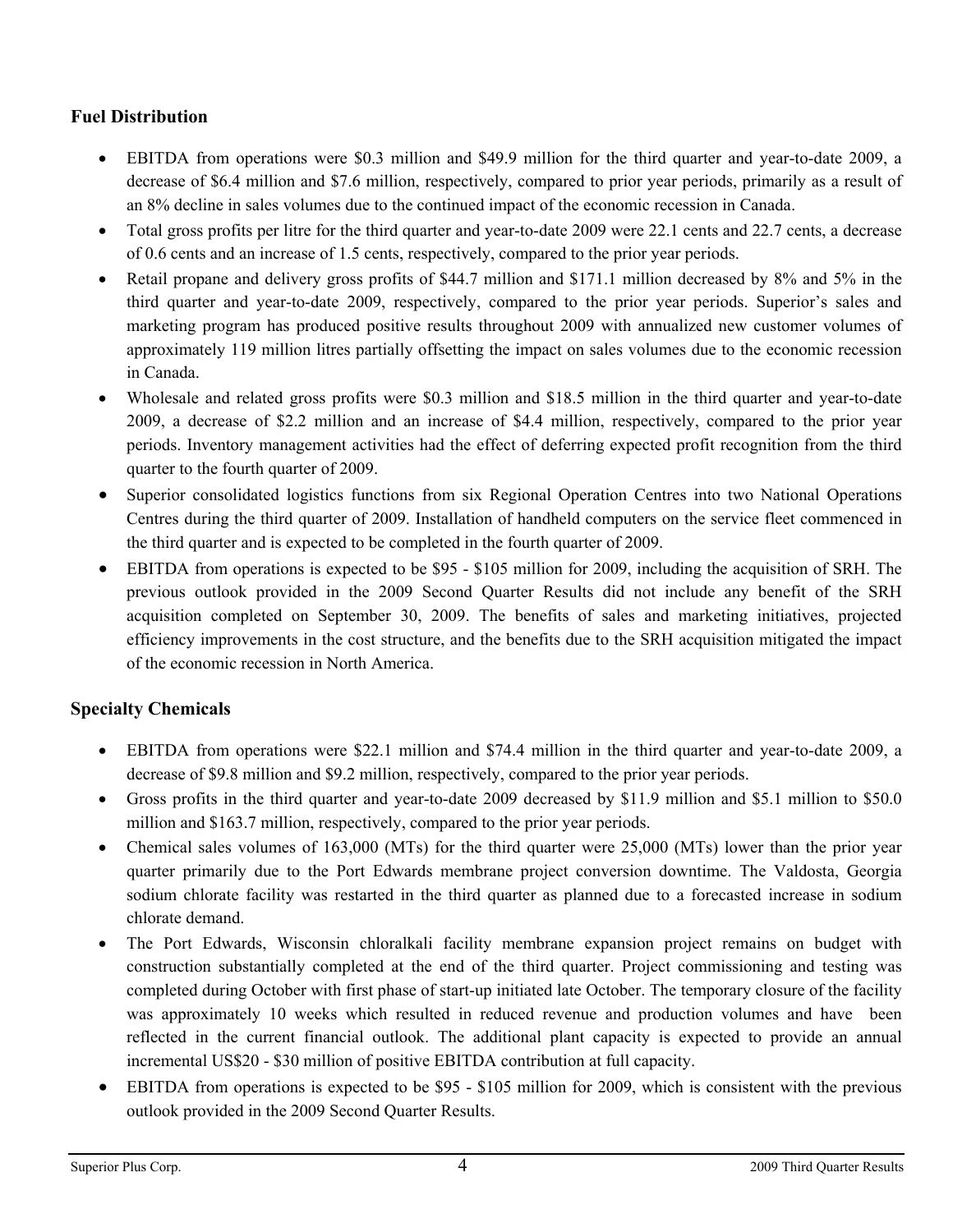### Fuel Distribution

- EBITDA from operations were $0.3 million and $49.9 million for the third quarter and year-to-date 2009, a decrease of $6.4 million and $7.6 million, respectively, compared to prior year periods, primarily as a result of an 8% decline in sales volumes due to the continued impact of the economic recession in Canada.
- Total gross profits per litre for the third quarter and year-to-date 2009 were 22.1 cents and 22.7 cents, a decrease of 0.6 cents and an increase of 1.5 cents, respectively, compared to the prior year periods.
- Retail propane and delivery gross profits of $44.7 million and $171.1 million decreased by 8% and 5% in the third quarter and year-to-date 2009, respectively, compared to the prior year periods. Superior's sales and marketing program has produced positive results throughout 2009 with annualized new customer volumes of approximately 119 million litres partially offsetting the impact on sales volumes due to the economic recession in Canada.
- Wholesale and related gross profits were $0.3 million and $18.5 million in the third quarter and year-to-date 2009, a decrease of $2.2 million and an increase of $4.4 million, respectively, compared to the prior year periods. Inventory management activities had the effect of deferring expected profit recognition from the third quarter to the fourth quarter of 2009.
- Superior consolidated logistics functions from six Regional Operation Centres into two National Operations Centres during the third quarter of 2009. Installation of handheld computers on the service fleet commenced in the third quarter and is expected to be completed in the fourth quarter of 2009.
- EBITDA from operations is expected to be $95 - $105 million for 2009, including the acquisition of SRH. The previous outlook provided in the 2009 Second Quarter Results did not include any benefit of the SRH acquisition completed on September 30, 2009. The benefits of sales and marketing initiatives, projected efficiency improvements in the cost structure, and the benefits due to the SRH acquisition mitigated the impact of the economic recession in North America.

### Specialty Chemicals

- EBITDA from operations were $22.1 million and $74.4 million in the third quarter and year-to-date 2009, a decrease of $9.8 million and $9.2 million, respectively, compared to the prior year periods.
- Gross profits in the third quarter and year-to-date 2009 decreased by $11.9 million and $5.1 million to $50.0 million and $163.7 million, respectively, compared to the prior year periods.
- Chemical sales volumes of 163,000 (MTs) for the third quarter were 25,000 (MTs) lower than the prior year quarter primarily due to the Port Edwards membrane project conversion downtime. The Valdosta, Georgia sodium chlorate facility was restarted in the third quarter as planned due to a forecasted increase in sodium chlorate demand.
- The Port Edwards, Wisconsin chloralkali facility membrane expansion project remains on budget with construction substantially completed at the end of the third quarter. Project commissioning and testing was completed during October with first phase of start-up initiated late October. The temporary closure of the facility was approximately 10 weeks which resulted in reduced revenue and production volumes and have been reflected in the current financial outlook. The additional plant capacity is expected to provide an annual incremental US$20 - $30 million of positive EBITDA contribution at full capacity.
- EBITDA from operations is expected to be $95 - $105 million for 2009, which is consistent with the previous outlook provided in the 2009 Second Quarter Results.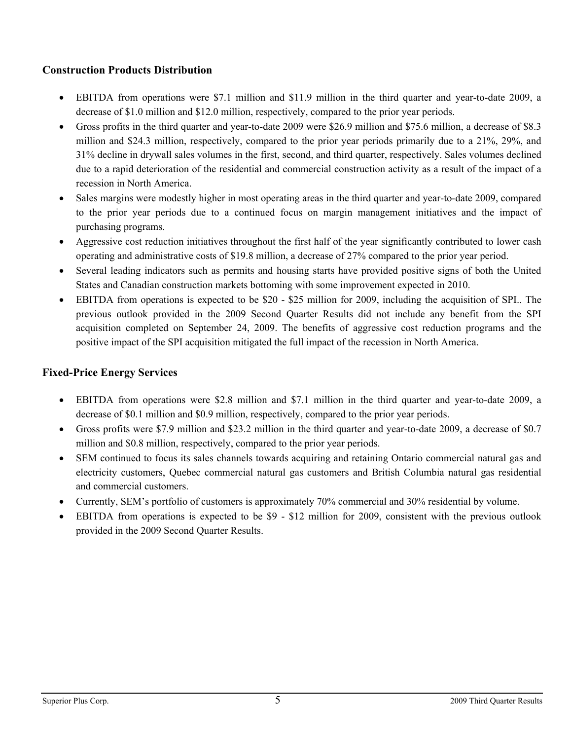## Construction Products Distribution

- EBITDA from operations were $7.1 million and $11.9 million in the third quarter and year-to-date 2009, a decrease of $1.0 million and $12.0 million, respectively, compared to the prior year periods.
- Gross profits in the third quarter and year-to-date 2009 were $26.9 million and $75.6 million, a decrease of $8.3 million and $24.3 million, respectively, compared to the prior year periods primarily due to a 21%, 29%, and 31% decline in drywall sales volumes in the first, second, and third quarter, respectively. Sales volumes declined due to a rapid deterioration of the residential and commercial construction activity as a result of the impact of a recession in North America.
- Sales margins were modestly higher in most operating areas in the third quarter and year-to-date 2009, compared to the prior year periods due to a continued focus on margin management initiatives and the impact of purchasing programs.
- Aggressive cost reduction initiatives throughout the first half of the year significantly contributed to lower cash operating and administrative costs of $19.8 million, a decrease of 27% compared to the prior year period.
- Several leading indicators such as permits and housing starts have provided positive signs of both the United States and Canadian construction markets bottoming with some improvement expected in 2010.
- EBITDA from operations is expected to be $20 - $25 million for 2009, including the acquisition of SPI.. The previous outlook provided in the 2009 Second Quarter Results did not include any benefit from the SPI acquisition completed on September 24, 2009. The benefits of aggressive cost reduction programs and the positive impact of the SPI acquisition mitigated the full impact of the recession in North America.

## Fixed-Price Energy Services

- EBITDA from operations were $2.8 million and $7.1 million in the third quarter and year-to-date 2009, a decrease of $0.1 million and $0.9 million, respectively, compared to the prior year periods.
- Gross profits were $7.9 million and $23.2 million in the third quarter and year-to-date 2009, a decrease of $0.7 million and $0.8 million, respectively, compared to the prior year periods.
- SEM continued to focus its sales channels towards acquiring and retaining Ontario commercial natural gas and electricity customers, Quebec commercial natural gas customers and British Columbia natural gas residential and commercial customers.
- Currently, SEM's portfolio of customers is approximately 70% commercial and 30% residential by volume.
- EBITDA from operations is expected to be $9 - $12 million for 2009, consistent with the previous outlook provided in the 2009 Second Quarter Results.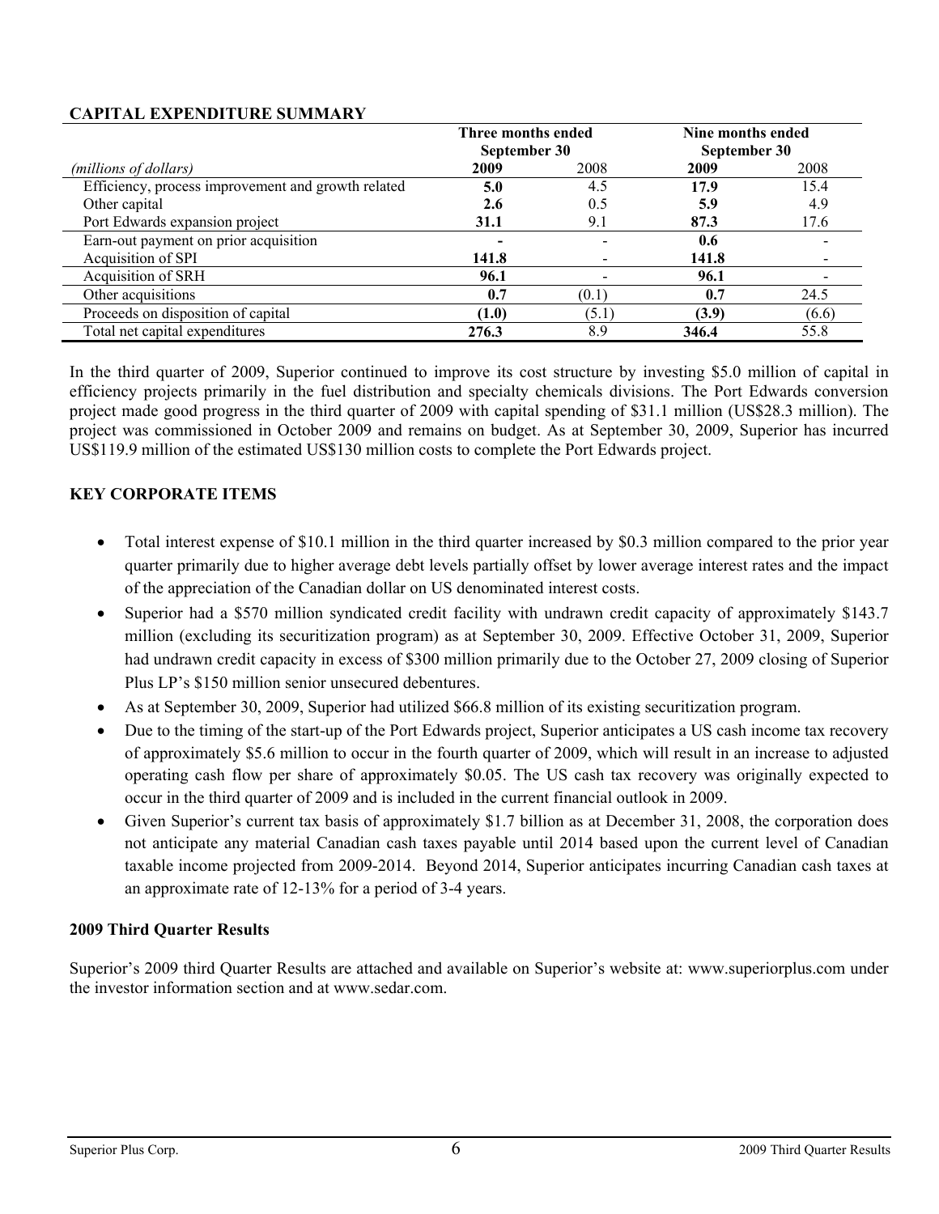**CAPITAL EXPENDITURE SUMMARY**

| | Three months ended September 30 | | Nine months ended September 30 | |
|---|---|---|---|---|
| *(millions of dollars)* | **2009** | 2008 | **2009** | 2008 |
| Efficiency, process improvement and growth related | **5.0** | 4.5 | **17.9** | 15.4 |
| Other capital | **2.6** | 0.5 | **5.9** | 4.9 |
| Port Edwards expansion project | **31.1** | 9.1 | **87.3** | 17.6 |
| Earn-out payment on prior acquisition | **-** | - | **0.6** | - |
| Acquisition of SPI | **141.8** | - | **141.8** | - |
| Acquisition of SRH | **96.1** | - | **96.1** | - |
| Other acquisitions | **0.7** | (0.1) | **0.7** | 24.5 |
| Proceeds on disposition of capital | **(1.0)** | (5.1) | **(3.9)** | (6.6) |
| Total net capital expenditures | **276.3** | 8.9 | **346.4** | 55.8 |

In the third quarter of 2009, Superior continued to improve its cost structure by investing $5.0 million of capital in efficiency projects primarily in the fuel distribution and specialty chemicals divisions. The Port Edwards conversion project made good progress in the third quarter of 2009 with capital spending of $31.1 million (US$28.3 million). The project was commissioned in October 2009 and remains on budget. As at September 30, 2009, Superior has incurred US$119.9 million of the estimated US$130 million costs to complete the Port Edwards project.

## KEY CORPORATE ITEMS

- Total interest expense of $10.1 million in the third quarter increased by $0.3 million compared to the prior year quarter primarily due to higher average debt levels partially offset by lower average interest rates and the impact of the appreciation of the Canadian dollar on US denominated interest costs.
- Superior had a $570 million syndicated credit facility with undrawn credit capacity of approximately $143.7 million (excluding its securitization program) as at September 30, 2009. Effective October 31, 2009, Superior had undrawn credit capacity in excess of $300 million primarily due to the October 27, 2009 closing of Superior Plus LP's $150 million senior unsecured debentures.
- As at September 30, 2009, Superior had utilized $66.8 million of its existing securitization program.
- Due to the timing of the start-up of the Port Edwards project, Superior anticipates a US cash income tax recovery of approximately $5.6 million to occur in the fourth quarter of 2009, which will result in an increase to adjusted operating cash flow per share of approximately $0.05. The US cash tax recovery was originally expected to occur in the third quarter of 2009 and is included in the current financial outlook in 2009.
- Given Superior's current tax basis of approximately $1.7 billion as at December 31, 2008, the corporation does not anticipate any material Canadian cash taxes payable until 2014 based upon the current level of Canadian taxable income projected from 2009-2014. Beyond 2014, Superior anticipates incurring Canadian cash taxes at an approximate rate of 12-13% for a period of 3-4 years.

### 2009 Third Quarter Results

Superior's 2009 third Quarter Results are attached and available on Superior's website at: www.superiorplus.com under the investor information section and at www.sedar.com.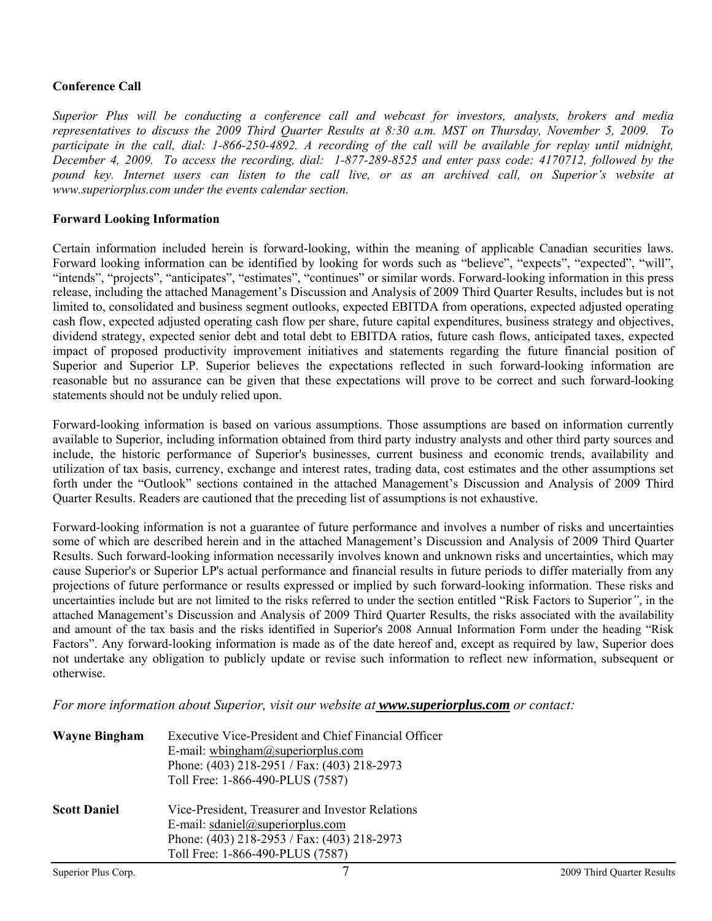**Conference Call**

*Superior Plus will be conducting a conference call and webcast for investors, analysts, brokers and media representatives to discuss the 2009 Third Quarter Results at 8:30 a.m. MST on Thursday, November 5, 2009. To participate in the call, dial: 1-866-250-4892. A recording of the call will be available for replay until midnight, December 4, 2009. To access the recording, dial: 1-877-289-8525 and enter pass code: 4170712, followed by the pound key. Internet users can listen to the call live, or as an archived call, on Superior's website at www.superiorplus.com under the events calendar section.*

**Forward Looking Information**

Certain information included herein is forward-looking, within the meaning of applicable Canadian securities laws. Forward looking information can be identified by looking for words such as "believe", "expects", "expected", "will", "intends", "projects", "anticipates", "estimates", "continues" or similar words. Forward-looking information in this press release, including the attached Management's Discussion and Analysis of 2009 Third Quarter Results, includes but is not limited to, consolidated and business segment outlooks, expected EBITDA from operations, expected adjusted operating cash flow, expected adjusted operating cash flow per share, future capital expenditures, business strategy and objectives, dividend strategy, expected senior debt and total debt to EBITDA ratios, future cash flows, anticipated taxes, expected impact of proposed productivity improvement initiatives and statements regarding the future financial position of Superior and Superior LP. Superior believes the expectations reflected in such forward-looking information are reasonable but no assurance can be given that these expectations will prove to be correct and such forward-looking statements should not be unduly relied upon.

Forward-looking information is based on various assumptions. Those assumptions are based on information currently available to Superior, including information obtained from third party industry analysts and other third party sources and include, the historic performance of Superior's businesses, current business and economic trends, availability and utilization of tax basis, currency, exchange and interest rates, trading data, cost estimates and the other assumptions set forth under the "Outlook" sections contained in the attached Management's Discussion and Analysis of 2009 Third Quarter Results. Readers are cautioned that the preceding list of assumptions is not exhaustive.

Forward-looking information is not a guarantee of future performance and involves a number of risks and uncertainties some of which are described herein and in the attached Management's Discussion and Analysis of 2009 Third Quarter Results. Such forward-looking information necessarily involves known and unknown risks and uncertainties, which may cause Superior's or Superior LP's actual performance and financial results in future periods to differ materially from any projections of future performance or results expressed or implied by such forward-looking information. These risks and uncertainties include but are not limited to the risks referred to under the section entitled "Risk Factors to Superior", in the attached Management's Discussion and Analysis of 2009 Third Quarter Results, the risks associated with the availability and amount of the tax basis and the risks identified in Superior's 2008 Annual Information Form under the heading "Risk Factors". Any forward-looking information is made as of the date hereof and, except as required by law, Superior does not undertake any obligation to publicly update or revise such information to reflect new information, subsequent or otherwise.

*For more information about Superior, visit our website at* ***www.superiorplus.com*** *or contact:*

| | |
|---|---|
| **Wayne Bingham** | Executive Vice-President and Chief Financial Officer<br>E-mail: wbingham@superiorplus.com<br>Phone: (403) 218-2951 / Fax: (403) 218-2973<br>Toll Free: 1-866-490-PLUS (7587) |
| **Scott Daniel** | Vice-President, Treasurer and Investor Relations<br>E-mail: sdaniel@superiorplus.com<br>Phone: (403) 218-2953 / Fax: (403) 218-2973<br>Toll Free: 1-866-490-PLUS (7587) |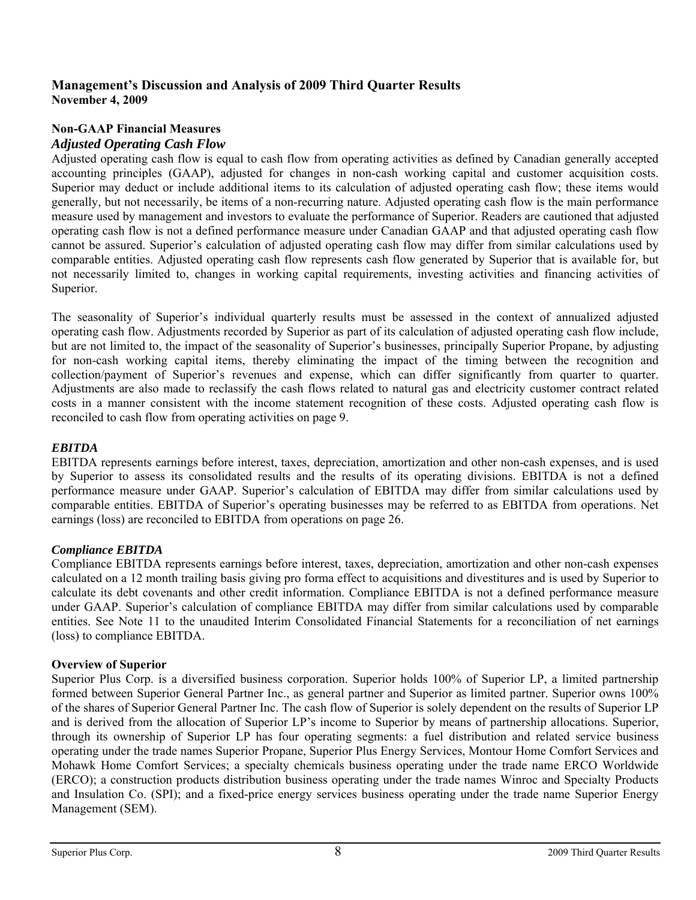# Management's Discussion and Analysis of 2009 Third Quarter Results

**November 4, 2009**

## Non-GAAP Financial Measures

### *Adjusted Operating Cash Flow*

Adjusted operating cash flow is equal to cash flow from operating activities as defined by Canadian generally accepted accounting principles (GAAP), adjusted for changes in non-cash working capital and customer acquisition costs. Superior may deduct or include additional items to its calculation of adjusted operating cash flow; these items would generally, but not necessarily, be items of a non-recurring nature. Adjusted operating cash flow is the main performance measure used by management and investors to evaluate the performance of Superior. Readers are cautioned that adjusted operating cash flow is not a defined performance measure under Canadian GAAP and that adjusted operating cash flow cannot be assured. Superior's calculation of adjusted operating cash flow may differ from similar calculations used by comparable entities. Adjusted operating cash flow represents cash flow generated by Superior that is available for, but not necessarily limited to, changes in working capital requirements, investing activities and financing activities of Superior.

The seasonality of Superior's individual quarterly results must be assessed in the context of annualized adjusted operating cash flow. Adjustments recorded by Superior as part of its calculation of adjusted operating cash flow include, but are not limited to, the impact of the seasonality of Superior's businesses, principally Superior Propane, by adjusting for non-cash working capital items, thereby eliminating the impact of the timing between the recognition and collection/payment of Superior's revenues and expense, which can differ significantly from quarter to quarter. Adjustments are also made to reclassify the cash flows related to natural gas and electricity customer contract related costs in a manner consistent with the income statement recognition of these costs. Adjusted operating cash flow is reconciled to cash flow from operating activities on page 9.

### *EBITDA*

EBITDA represents earnings before interest, taxes, depreciation, amortization and other non-cash expenses, and is used by Superior to assess its consolidated results and the results of its operating divisions. EBITDA is not a defined performance measure under GAAP. Superior's calculation of EBITDA may differ from similar calculations used by comparable entities. EBITDA of Superior's operating businesses may be referred to as EBITDA from operations. Net earnings (loss) are reconciled to EBITDA from operations on page 26.

### *Compliance EBITDA*

Compliance EBITDA represents earnings before interest, taxes, depreciation, amortization and other non-cash expenses calculated on a 12 month trailing basis giving pro forma effect to acquisitions and divestitures and is used by Superior to calculate its debt covenants and other credit information. Compliance EBITDA is not a defined performance measure under GAAP. Superior's calculation of compliance EBITDA may differ from similar calculations used by comparable entities. See Note 11 to the unaudited Interim Consolidated Financial Statements for a reconciliation of net earnings (loss) to compliance EBITDA.

## Overview of Superior

Superior Plus Corp. is a diversified business corporation. Superior holds 100% of Superior LP, a limited partnership formed between Superior General Partner Inc., as general partner and Superior as limited partner. Superior owns 100% of the shares of Superior General Partner Inc. The cash flow of Superior is solely dependent on the results of Superior LP and is derived from the allocation of Superior LP's income to Superior by means of partnership allocations. Superior, through its ownership of Superior LP has four operating segments: a fuel distribution and related service business operating under the trade names Superior Propane, Superior Plus Energy Services, Montour Home Comfort Services and Mohawk Home Comfort Services; a specialty chemicals business operating under the trade name ERCO Worldwide (ERCO); a construction products distribution business operating under the trade names Winroc and Specialty Products and Insulation Co. (SPI); and a fixed-price energy services business operating under the trade name Superior Energy Management (SEM).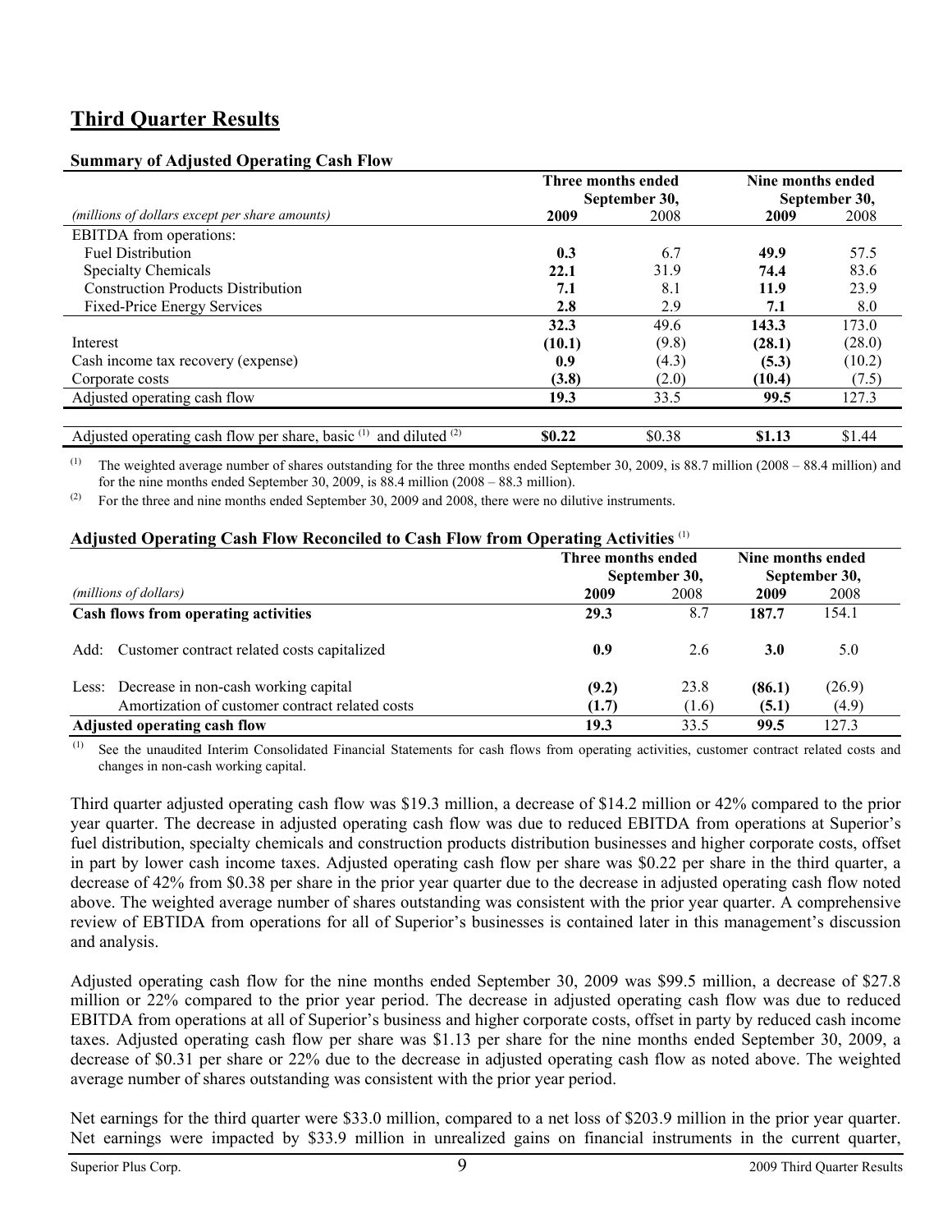# Third Quarter Results

### Summary of Adjusted Operating Cash Flow

| *(millions of dollars except per share amounts)* | Three months ended September 30, | | Nine months ended September 30, | |
|---|---|---|---|---|
| | **2009** | 2008 | **2009** | 2008 |
| EBITDA from operations: | | | | |
| Fuel Distribution | **0.3** | 6.7 | **49.9** | 57.5 |
| Specialty Chemicals | **22.1** | 31.9 | **74.4** | 83.6 |
| Construction Products Distribution | **7.1** | 8.1 | **11.9** | 23.9 |
| Fixed-Price Energy Services | **2.8** | 2.9 | **7.1** | 8.0 |
| | **32.3** | 49.6 | **143.3** | 173.0 |
| Interest | **(10.1)** | (9.8) | **(28.1)** | (28.0) |
| Cash income tax recovery (expense) | **0.9** | (4.3) | **(5.3)** | (10.2) |
| Corporate costs | **(3.8)** | (2.0) | **(10.4)** | (7.5) |
| Adjusted operating cash flow | **19.3** | 33.5 | **99.5** | 127.3 |
| Adjusted operating cash flow per share, basic (1) and diluted (2) | **$0.22** | $0.38 | **$1.13** | $1.44 |

(1) The weighted average number of shares outstanding for the three months ended September 30, 2009, is 88.7 million (2008 – 88.4 million) and for the nine months ended September 30, 2009, is 88.4 million (2008 – 88.3 million).

(2) For the three and nine months ended September 30, 2009 and 2008, there were no dilutive instruments.

### Adjusted Operating Cash Flow Reconciled to Cash Flow from Operating Activities (1)

| *(millions of dollars)* | Three months ended September 30, | | Nine months ended September 30, | |
|---|---|---|---|---|
| | **2009** | 2008 | **2009** | 2008 |
| **Cash flows from operating activities** | **29.3** | 8.7 | **187.7** | 154.1 |
| Add: Customer contract related costs capitalized | **0.9** | 2.6 | **3.0** | 5.0 |
| Less: Decrease in non-cash working capital | **(9.2)** | 23.8 | **(86.1)** | (26.9) |
| Amortization of customer contract related costs | **(1.7)** | (1.6) | **(5.1)** | (4.9) |
| **Adjusted operating cash flow** | **19.3** | 33.5 | **99.5** | 127.3 |

(1) See the unaudited Interim Consolidated Financial Statements for cash flows from operating activities, customer contract related costs and changes in non-cash working capital.

Third quarter adjusted operating cash flow was $19.3 million, a decrease of $14.2 million or 42% compared to the prior year quarter. The decrease in adjusted operating cash flow was due to reduced EBITDA from operations at Superior's fuel distribution, specialty chemicals and construction products distribution businesses and higher corporate costs, offset in part by lower cash income taxes. Adjusted operating cash flow per share was $0.22 per share in the third quarter, a decrease of 42% from $0.38 per share in the prior year quarter due to the decrease in adjusted operating cash flow noted above. The weighted average number of shares outstanding was consistent with the prior year quarter. A comprehensive review of EBTIDA from operations for all of Superior's businesses is contained later in this management's discussion and analysis.

Adjusted operating cash flow for the nine months ended September 30, 2009 was $99.5 million, a decrease of $27.8 million or 22% compared to the prior year period. The decrease in adjusted operating cash flow was due to reduced EBITDA from operations at all of Superior's business and higher corporate costs, offset in party by reduced cash income taxes. Adjusted operating cash flow per share was $1.13 per share for the nine months ended September 30, 2009, a decrease of $0.31 per share or 22% due to the decrease in adjusted operating cash flow as noted above. The weighted average number of shares outstanding was consistent with the prior year period.

Net earnings for the third quarter were $33.0 million, compared to a net loss of $203.9 million in the prior year quarter. Net earnings were impacted by $33.9 million in unrealized gains on financial instruments in the current quarter,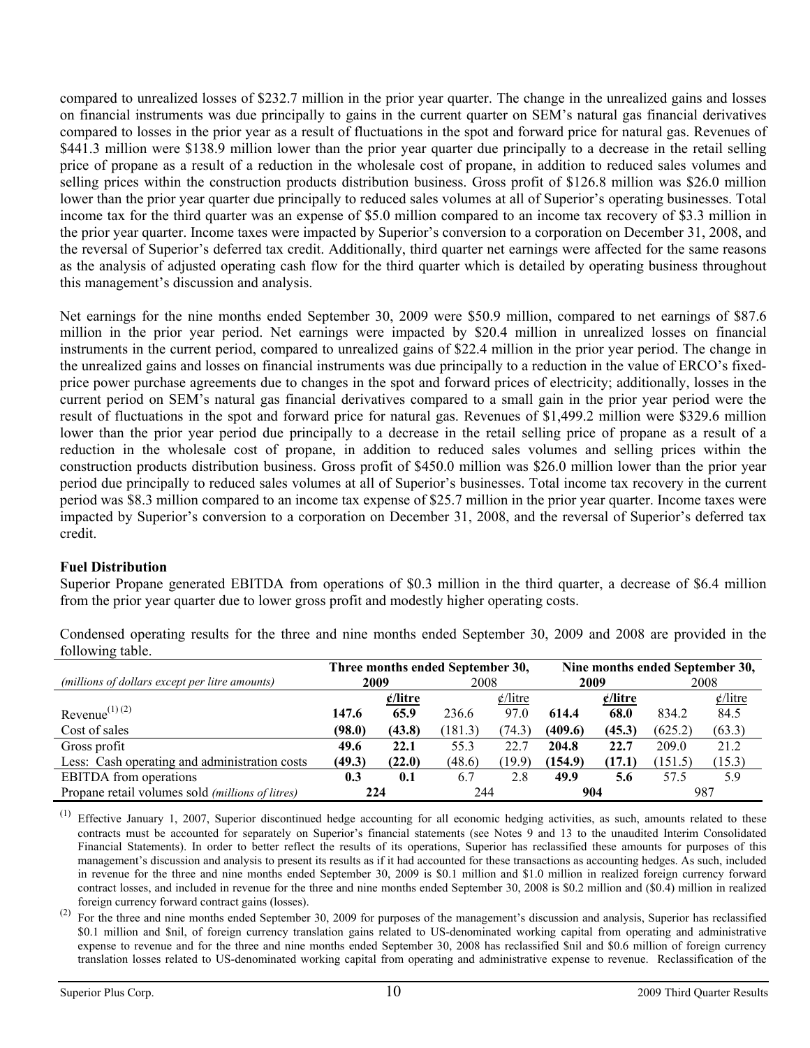compared to unrealized losses of $232.7 million in the prior year quarter. The change in the unrealized gains and losses on financial instruments was due principally to gains in the current quarter on SEM's natural gas financial derivatives compared to losses in the prior year as a result of fluctuations in the spot and forward price for natural gas. Revenues of $441.3 million were $138.9 million lower than the prior year quarter due principally to a decrease in the retail selling price of propane as a result of a reduction in the wholesale cost of propane, in addition to reduced sales volumes and selling prices within the construction products distribution business. Gross profit of $126.8 million was $26.0 million lower than the prior year quarter due principally to reduced sales volumes at all of Superior's operating businesses. Total income tax for the third quarter was an expense of $5.0 million compared to an income tax recovery of $3.3 million in the prior year quarter. Income taxes were impacted by Superior's conversion to a corporation on December 31, 2008, and the reversal of Superior's deferred tax credit. Additionally, third quarter net earnings were affected for the same reasons as the analysis of adjusted operating cash flow for the third quarter which is detailed by operating business throughout this management's discussion and analysis.

Net earnings for the nine months ended September 30, 2009 were $50.9 million, compared to net earnings of $87.6 million in the prior year period. Net earnings were impacted by $20.4 million in unrealized losses on financial instruments in the current period, compared to unrealized gains of $22.4 million in the prior year period. The change in the unrealized gains and losses on financial instruments was due principally to a reduction in the value of ERCO's fixed-price power purchase agreements due to changes in the spot and forward prices of electricity; additionally, losses in the current period on SEM's natural gas financial derivatives compared to a small gain in the prior year period were the result of fluctuations in the spot and forward price for natural gas. Revenues of $1,499.2 million were $329.6 million lower than the prior year period due principally to a decrease in the retail selling price of propane as a result of a reduction in the wholesale cost of propane, in addition to reduced sales volumes and selling prices within the construction products distribution business. Gross profit of $450.0 million was $26.0 million lower than the prior year period due principally to reduced sales volumes at all of Superior's businesses. Total income tax recovery in the current period was $8.3 million compared to an income tax expense of $25.7 million in the prior year quarter. Income taxes were impacted by Superior's conversion to a corporation on December 31, 2008, and the reversal of Superior's deferred tax credit.

### Fuel Distribution

Superior Propane generated EBITDA from operations of $0.3 million in the third quarter, a decrease of $6.4 million from the prior year quarter due to lower gross profit and modestly higher operating costs.

Condensed operating results for the three and nine months ended September 30, 2009 and 2008 are provided in the following table.

| | Three months ended September 30, | | | | Nine months ended September 30, | | | |
|---|---|---|---|---|---|---|---|---|
| *(millions of dollars except per litre amounts)* | **2009** | | 2008 | | **2009** | | 2008 | |
| | | **¢/litre** | | ¢/litre | | **¢/litre** | | ¢/litre |
| Revenue[(1)(2)] | **147.6** | **65.9** | 236.6 | 97.0 | **614.4** | **68.0** | 834.2 | 84.5 |
| Cost of sales | **(98.0)** | **(43.8)** | (181.3) | (74.3) | **(409.6)** | **(45.3)** | (625.2) | (63.3) |
| Gross profit | **49.6** | **22.1** | 55.3 | 22.7 | **204.8** | **22.7** | 209.0 | 21.2 |
| Less: Cash operating and administration costs | **(49.3)** | **(22.0)** | (48.6) | (19.9) | **(154.9)** | **(17.1)** | (151.5) | (15.3) |
| EBITDA from operations | **0.3** | **0.1** | 6.7 | 2.8 | **49.9** | **5.6** | 57.5 | 5.9 |
| Propane retail volumes sold *(millions of litres)* | **224** | | 244 | | **904** | | 987 | |

(1) Effective January 1, 2007, Superior discontinued hedge accounting for all economic hedging activities, as such, amounts related to these contracts must be accounted for separately on Superior's financial statements (see Notes 9 and 13 to the unaudited Interim Consolidated Financial Statements). In order to better reflect the results of its operations, Superior has reclassified these amounts for purposes of this management's discussion and analysis to present its results as if it had accounted for these transactions as accounting hedges. As such, included in revenue for the three and nine months ended September 30, 2009 is $0.1 million and $1.0 million in realized foreign currency forward contract losses, and included in revenue for the three and nine months ended September 30, 2008 is $0.2 million and ($0.4) million in realized foreign currency forward contract gains (losses).

(2) For the three and nine months ended September 30, 2009 for purposes of the management's discussion and analysis, Superior has reclassified $0.1 million and $nil, of foreign currency translation gains related to US-denominated working capital from operating and administrative expense to revenue and for the three and nine months ended September 30, 2008 has reclassified $nil and $0.6 million of foreign currency translation losses related to US-denominated working capital from operating and administrative expense to revenue. Reclassification of the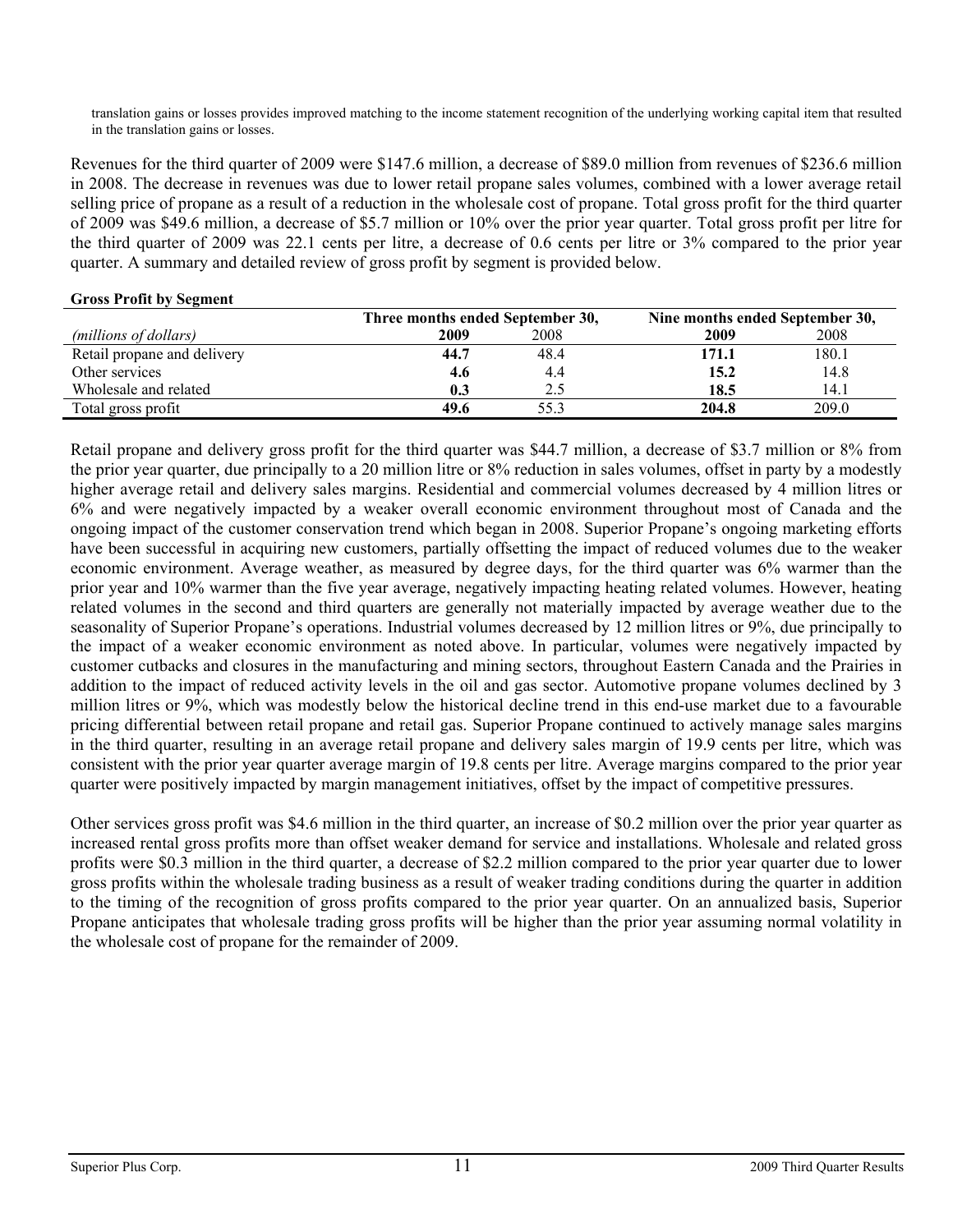translation gains or losses provides improved matching to the income statement recognition of the underlying working capital item that resulted in the translation gains or losses.

Revenues for the third quarter of 2009 were $147.6 million, a decrease of $89.0 million from revenues of $236.6 million in 2008. The decrease in revenues was due to lower retail propane sales volumes, combined with a lower average retail selling price of propane as a result of a reduction in the wholesale cost of propane. Total gross profit for the third quarter of 2009 was $49.6 million, a decrease of $5.7 million or 10% over the prior year quarter. Total gross profit per litre for the third quarter of 2009 was 22.1 cents per litre, a decrease of 0.6 cents per litre or 3% compared to the prior year quarter. A summary and detailed review of gross profit by segment is provided below.

**Gross Profit by Segment**

| | Three months ended September 30, | | Nine months ended September 30, | |
|---|---|---|---|---|
| *(millions of dollars)* | **2009** | 2008 | **2009** | 2008 |
| Retail propane and delivery | **44.7** | 48.4 | **171.1** | 180.1 |
| Other services | **4.6** | 4.4 | **15.2** | 14.8 |
| Wholesale and related | **0.3** | 2.5 | **18.5** | 14.1 |
| Total gross profit | **49.6** | 55.3 | **204.8** | 209.0 |

Retail propane and delivery gross profit for the third quarter was $44.7 million, a decrease of $3.7 million or 8% from the prior year quarter, due principally to a 20 million litre or 8% reduction in sales volumes, offset in party by a modestly higher average retail and delivery sales margins. Residential and commercial volumes decreased by 4 million litres or 6% and were negatively impacted by a weaker overall economic environment throughout most of Canada and the ongoing impact of the customer conservation trend which began in 2008. Superior Propane's ongoing marketing efforts have been successful in acquiring new customers, partially offsetting the impact of reduced volumes due to the weaker economic environment. Average weather, as measured by degree days, for the third quarter was 6% warmer than the prior year and 10% warmer than the five year average, negatively impacting heating related volumes. However, heating related volumes in the second and third quarters are generally not materially impacted by average weather due to the seasonality of Superior Propane's operations. Industrial volumes decreased by 12 million litres or 9%, due principally to the impact of a weaker economic environment as noted above. In particular, volumes were negatively impacted by customer cutbacks and closures in the manufacturing and mining sectors, throughout Eastern Canada and the Prairies in addition to the impact of reduced activity levels in the oil and gas sector. Automotive propane volumes declined by 3 million litres or 9%, which was modestly below the historical decline trend in this end-use market due to a favourable pricing differential between retail propane and retail gas. Superior Propane continued to actively manage sales margins in the third quarter, resulting in an average retail propane and delivery sales margin of 19.9 cents per litre, which was consistent with the prior year quarter average margin of 19.8 cents per litre. Average margins compared to the prior year quarter were positively impacted by margin management initiatives, offset by the impact of competitive pressures.

Other services gross profit was $4.6 million in the third quarter, an increase of $0.2 million over the prior year quarter as increased rental gross profits more than offset weaker demand for service and installations. Wholesale and related gross profits were $0.3 million in the third quarter, a decrease of $2.2 million compared to the prior year quarter due to lower gross profits within the wholesale trading business as a result of weaker trading conditions during the quarter in addition to the timing of the recognition of gross profits compared to the prior year quarter. On an annualized basis, Superior Propane anticipates that wholesale trading gross profits will be higher than the prior year assuming normal volatility in the wholesale cost of propane for the remainder of 2009.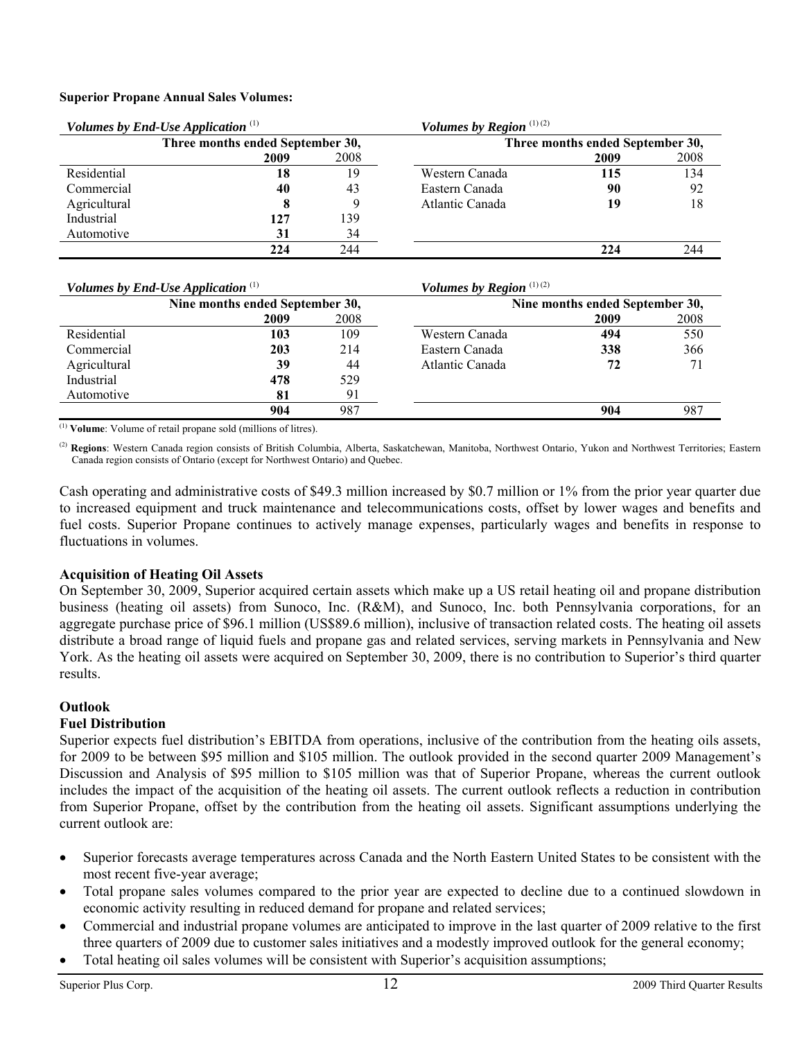**Superior Propane Annual Sales Volumes:**

| *Volumes by End-Use Application* [(1)] | | | *Volumes by Region* [(1)(2)] | | |
|---|---|---|---|---|---|
| | Three months ended September 30, | | | Three months ended September 30, | |
| | **2009** | 2008 | | **2009** | 2008 |
| Residential | **18** | 19 | Western Canada | **115** | 134 |
| Commercial | **40** | 43 | Eastern Canada | **90** | 92 |
| Agricultural | **8** | 9 | Atlantic Canada | **19** | 18 |
| Industrial | **127** | 139 | | | |
| Automotive | **31** | 34 | | | |
| | **224** | 244 | | **224** | 244 |

| *Volumes by End-Use Application* [(1)] | | | *Volumes by Region* [(1)(2)] | | |
|---|---|---|---|---|---|
| | Nine months ended September 30, | | | Nine months ended September 30, | |
| | **2009** | 2008 | | **2009** | 2008 |
| Residential | **103** | 109 | Western Canada | **494** | 550 |
| Commercial | **203** | 214 | Eastern Canada | **338** | 366 |
| Agricultural | **39** | 44 | Atlantic Canada | **72** | 71 |
| Industrial | **478** | 529 | | | |
| Automotive | **81** | 91 | | | |
| | **904** | 987 | | **904** | 987 |

(1) **Volume**: Volume of retail propane sold (millions of litres).

(2) **Regions**: Western Canada region consists of British Columbia, Alberta, Saskatchewan, Manitoba, Northwest Ontario, Yukon and Northwest Territories; Eastern Canada region consists of Ontario (except for Northwest Ontario) and Quebec.

Cash operating and administrative costs of $49.3 million increased by $0.7 million or 1% from the prior year quarter due to increased equipment and truck maintenance and telecommunications costs, offset by lower wages and benefits and fuel costs. Superior Propane continues to actively manage expenses, particularly wages and benefits in response to fluctuations in volumes.

**Acquisition of Heating Oil Assets**

On September 30, 2009, Superior acquired certain assets which make up a US retail heating oil and propane distribution business (heating oil assets) from Sunoco, Inc. (R&M), and Sunoco, Inc. both Pennsylvania corporations, for an aggregate purchase price of $96.1 million (US$89.6 million), inclusive of transaction related costs. The heating oil assets distribute a broad range of liquid fuels and propane gas and related services, serving markets in Pennsylvania and New York. As the heating oil assets were acquired on September 30, 2009, there is no contribution to Superior's third quarter results.

**Outlook**

**Fuel Distribution**

Superior expects fuel distribution's EBITDA from operations, inclusive of the contribution from the heating oils assets, for 2009 to be between $95 million and $105 million. The outlook provided in the second quarter 2009 Management's Discussion and Analysis of $95 million to $105 million was that of Superior Propane, whereas the current outlook includes the impact of the acquisition of the heating oil assets. The current outlook reflects a reduction in contribution from Superior Propane, offset by the contribution from the heating oil assets. Significant assumptions underlying the current outlook are:

- Superior forecasts average temperatures across Canada and the North Eastern United States to be consistent with the most recent five-year average;
- Total propane sales volumes compared to the prior year are expected to decline due to a continued slowdown in economic activity resulting in reduced demand for propane and related services;
- Commercial and industrial propane volumes are anticipated to improve in the last quarter of 2009 relative to the first three quarters of 2009 due to customer sales initiatives and a modestly improved outlook for the general economy;
- Total heating oil sales volumes will be consistent with Superior's acquisition assumptions;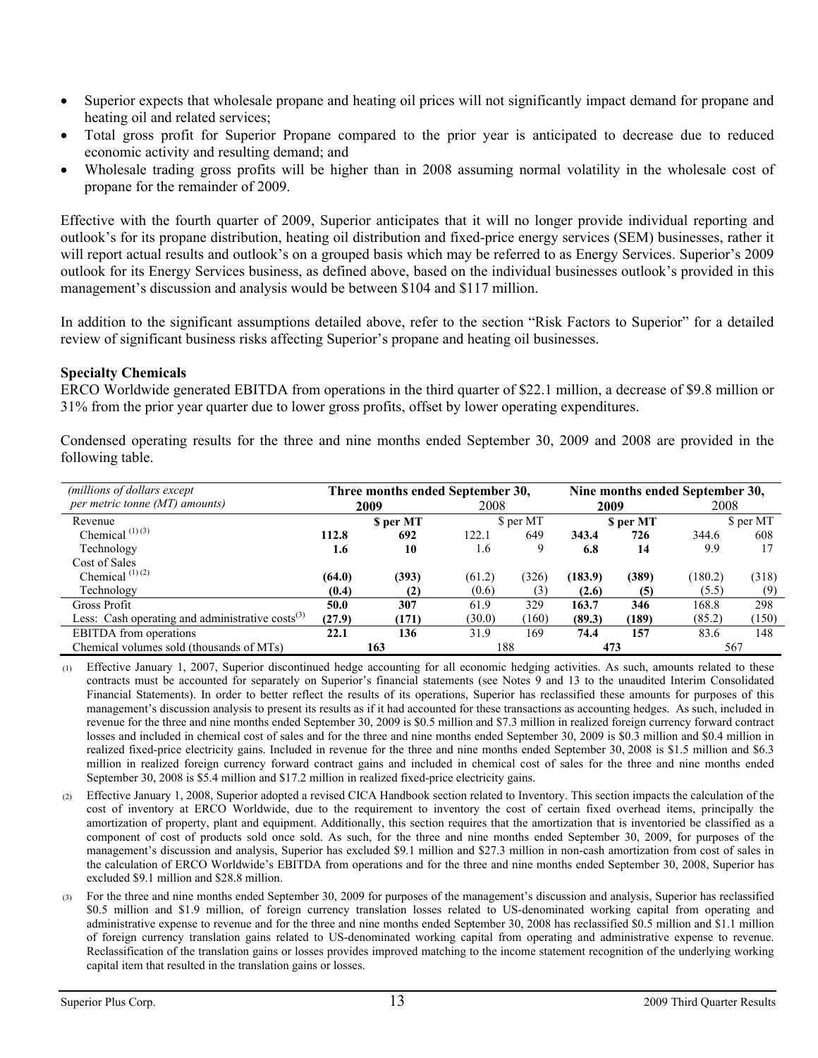- Superior expects that wholesale propane and heating oil prices will not significantly impact demand for propane and heating oil and related services;
- Total gross profit for Superior Propane compared to the prior year is anticipated to decrease due to reduced economic activity and resulting demand; and
- Wholesale trading gross profits will be higher than in 2008 assuming normal volatility in the wholesale cost of propane for the remainder of 2009.

Effective with the fourth quarter of 2009, Superior anticipates that it will no longer provide individual reporting and outlook's for its propane distribution, heating oil distribution and fixed-price energy services (SEM) businesses, rather it will report actual results and outlook's on a grouped basis which may be referred to as Energy Services. Superior's 2009 outlook for its Energy Services business, as defined above, based on the individual businesses outlook's provided in this management's discussion and analysis would be between $104 and $117 million.

In addition to the significant assumptions detailed above, refer to the section "Risk Factors to Superior" for a detailed review of significant business risks affecting Superior's propane and heating oil businesses.

**Specialty Chemicals**

ERCO Worldwide generated EBITDA from operations in the third quarter of $22.1 million, a decrease of $9.8 million or 31% from the prior year quarter due to lower gross profits, offset by lower operating expenditures.

Condensed operating results for the three and nine months ended September 30, 2009 and 2008 are provided in the following table.

| *(millions of dollars except per metric tonne (MT) amounts)* | Three months ended September 30, | | | | Nine months ended September 30, | | | |
|---|---|---|---|---|---|---|---|---|
| | **2009** | | 2008 | | **2009** | | 2008 | |
| Revenue | | **$ per MT** | | $ per MT | | **$ per MT** | | $ per MT |
| Chemical [(1) (3)] | **112.8** | **692** | 122.1 | 649 | **343.4** | **726** | 344.6 | 608 |
| Technology | **1.6** | **10** | 1.6 | 9 | **6.8** | **14** | 9.9 | 17 |
| Cost of Sales | | | | | | | | |
| Chemical [(1) (2)] | **(64.0)** | **(393)** | (61.2) | (326) | **(183.9)** | **(389)** | (180.2) | (318) |
| Technology | **(0.4)** | **(2)** | (0.6) | (3) | **(2.6)** | **(5)** | (5.5) | (9) |
| Gross Profit | **50.0** | **307** | 61.9 | 329 | **163.7** | **346** | 168.8 | 298 |
| Less: Cash operating and administrative costs[(3)] | **(27.9)** | **(171)** | (30.0) | (160) | **(89.3)** | **(189)** | (85.2) | (150) |
| EBITDA from operations | **22.1** | **136** | 31.9 | 169 | **74.4** | **157** | 83.6 | 148 |
| Chemical volumes sold (thousands of MTs) | **163** | | 188 | | **473** | | 567 | |

(1) Effective January 1, 2007, Superior discontinued hedge accounting for all economic hedging activities. As such, amounts related to these contracts must be accounted for separately on Superior's financial statements (see Notes 9 and 13 to the unaudited Interim Consolidated Financial Statements). In order to better reflect the results of its operations, Superior has reclassified these amounts for purposes of this management's discussion analysis to present its results as if it had accounted for these transactions as accounting hedges. As such, included in revenue for the three and nine months ended September 30, 2009 is $0.5 million and $7.3 million in realized foreign currency forward contract losses and included in chemical cost of sales and for the three and nine months ended September 30, 2009 is $0.3 million and $0.4 million in realized fixed-price electricity gains. Included in revenue for the three and nine months ended September 30, 2008 is $1.5 million and $6.3 million in realized foreign currency forward contract gains and included in chemical cost of sales for the three and nine months ended September 30, 2008 is $5.4 million and $17.2 million in realized fixed-price electricity gains.

(2) Effective January 1, 2008, Superior adopted a revised CICA Handbook section related to Inventory. This section impacts the calculation of the cost of inventory at ERCO Worldwide, due to the requirement to inventory the cost of certain fixed overhead items, principally the amortization of property, plant and equipment. Additionally, this section requires that the amortization that is inventoried be classified as a component of cost of products sold once sold. As such, for the three and nine months ended September 30, 2009, for purposes of the management's discussion and analysis, Superior has excluded $9.1 million and $27.3 million in non-cash amortization from cost of sales in the calculation of ERCO Worldwide's EBITDA from operations and for the three and nine months ended September 30, 2008, Superior has excluded $9.1 million and $28.8 million.

(3) For the three and nine months ended September 30, 2009 for purposes of the management's discussion and analysis, Superior has reclassified $0.5 million and $1.9 million, of foreign currency translation losses related to US-denominated working capital from operating and administrative expense to revenue and for the three and nine months ended September 30, 2008 has reclassified $0.5 million and $1.1 million of foreign currency translation gains related to US-denominated working capital from operating and administrative expense to revenue. Reclassification of the translation gains or losses provides improved matching to the income statement recognition of the underlying working capital item that resulted in the translation gains or losses.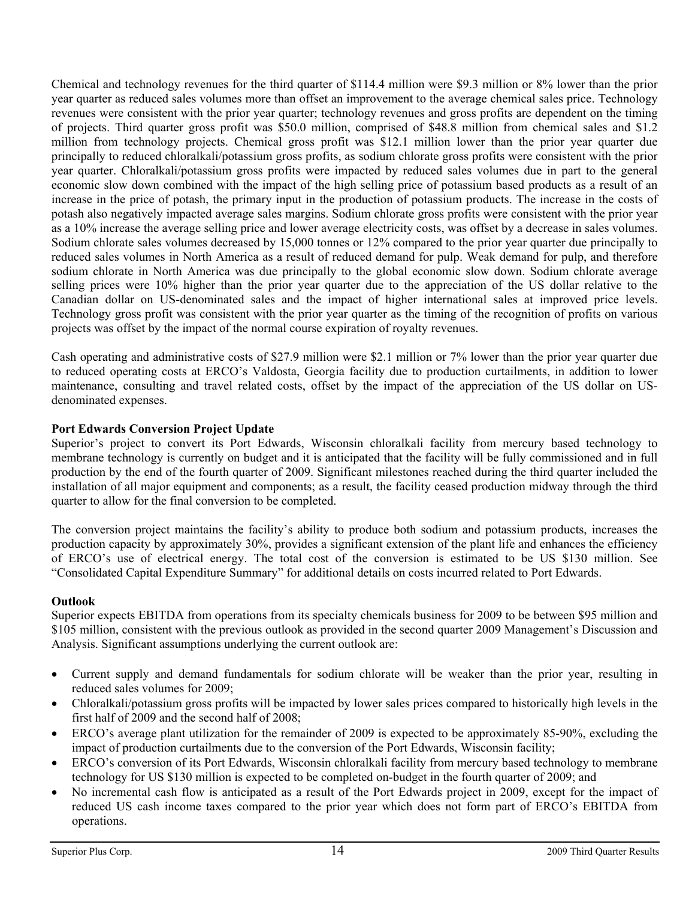Chemical and technology revenues for the third quarter of $114.4 million were $9.3 million or 8% lower than the prior year quarter as reduced sales volumes more than offset an improvement to the average chemical sales price. Technology revenues were consistent with the prior year quarter; technology revenues and gross profits are dependent on the timing of projects. Third quarter gross profit was $50.0 million, comprised of $48.8 million from chemical sales and $1.2 million from technology projects. Chemical gross profit was $12.1 million lower than the prior year quarter due principally to reduced chloralkali/potassium gross profits, as sodium chlorate gross profits were consistent with the prior year quarter. Chloralkali/potassium gross profits were impacted by reduced sales volumes due in part to the general economic slow down combined with the impact of the high selling price of potassium based products as a result of an increase in the price of potash, the primary input in the production of potassium products. The increase in the costs of potash also negatively impacted average sales margins. Sodium chlorate gross profits were consistent with the prior year as a 10% increase the average selling price and lower average electricity costs, was offset by a decrease in sales volumes. Sodium chlorate sales volumes decreased by 15,000 tonnes or 12% compared to the prior year quarter due principally to reduced sales volumes in North America as a result of reduced demand for pulp. Weak demand for pulp, and therefore sodium chlorate in North America was due principally to the global economic slow down. Sodium chlorate average selling prices were 10% higher than the prior year quarter due to the appreciation of the US dollar relative to the Canadian dollar on US-denominated sales and the impact of higher international sales at improved price levels. Technology gross profit was consistent with the prior year quarter as the timing of the recognition of profits on various projects was offset by the impact of the normal course expiration of royalty revenues.

Cash operating and administrative costs of $27.9 million were $2.1 million or 7% lower than the prior year quarter due to reduced operating costs at ERCO's Valdosta, Georgia facility due to production curtailments, in addition to lower maintenance, consulting and travel related costs, offset by the impact of the appreciation of the US dollar on US-denominated expenses.

**Port Edwards Conversion Project Update**

Superior's project to convert its Port Edwards, Wisconsin chloralkali facility from mercury based technology to membrane technology is currently on budget and it is anticipated that the facility will be fully commissioned and in full production by the end of the fourth quarter of 2009. Significant milestones reached during the third quarter included the installation of all major equipment and components; as a result, the facility ceased production midway through the third quarter to allow for the final conversion to be completed.

The conversion project maintains the facility's ability to produce both sodium and potassium products, increases the production capacity by approximately 30%, provides a significant extension of the plant life and enhances the efficiency of ERCO's use of electrical energy. The total cost of the conversion is estimated to be US $130 million. See "Consolidated Capital Expenditure Summary" for additional details on costs incurred related to Port Edwards.

**Outlook**

Superior expects EBITDA from operations from its specialty chemicals business for 2009 to be between $95 million and $105 million, consistent with the previous outlook as provided in the second quarter 2009 Management's Discussion and Analysis. Significant assumptions underlying the current outlook are:

- Current supply and demand fundamentals for sodium chlorate will be weaker than the prior year, resulting in reduced sales volumes for 2009;
- Chloralkali/potassium gross profits will be impacted by lower sales prices compared to historically high levels in the first half of 2009 and the second half of 2008;
- ERCO's average plant utilization for the remainder of 2009 is expected to be approximately 85-90%, excluding the impact of production curtailments due to the conversion of the Port Edwards, Wisconsin facility;
- ERCO's conversion of its Port Edwards, Wisconsin chloralkali facility from mercury based technology to membrane technology for US $130 million is expected to be completed on-budget in the fourth quarter of 2009; and
- No incremental cash flow is anticipated as a result of the Port Edwards project in 2009, except for the impact of reduced US cash income taxes compared to the prior year which does not form part of ERCO's EBITDA from operations.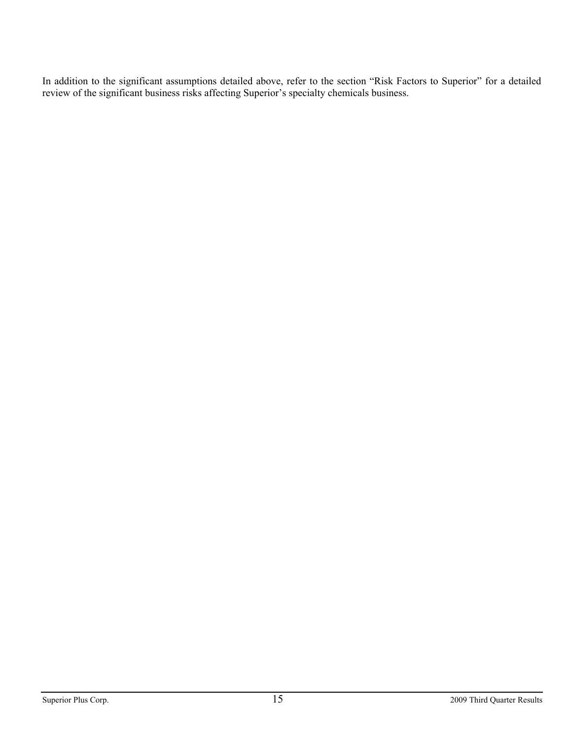In addition to the significant assumptions detailed above, refer to the section "Risk Factors to Superior" for a detailed review of the significant business risks affecting Superior's specialty chemicals business.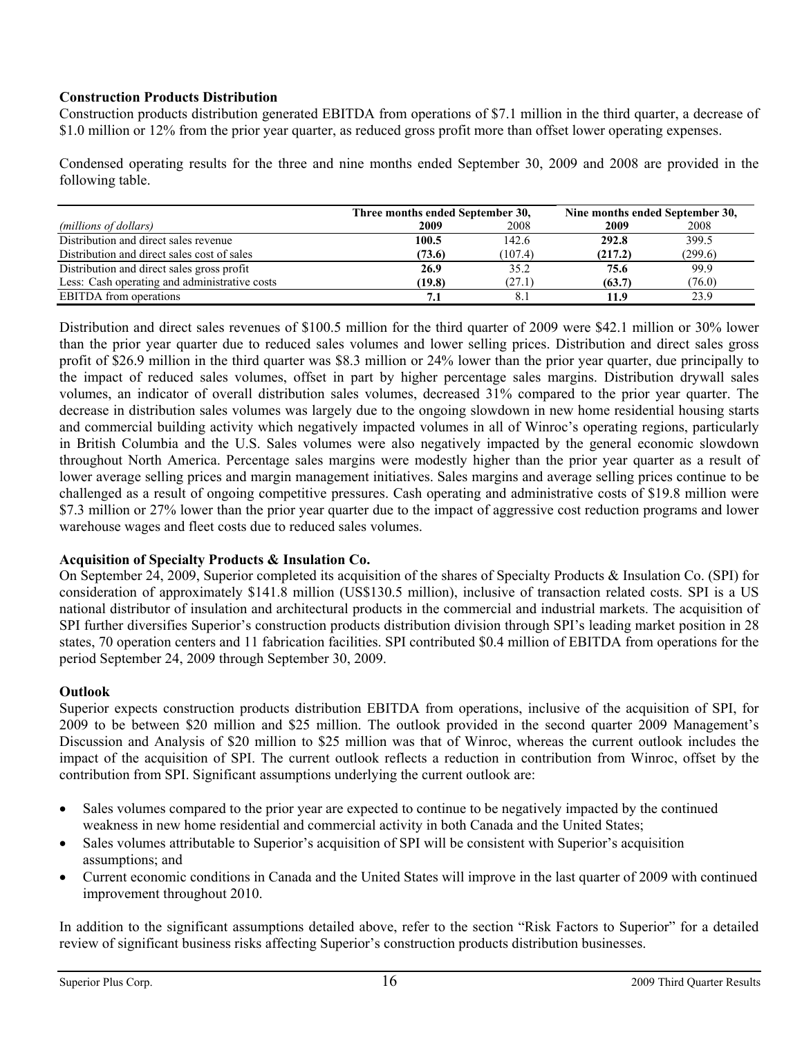**Construction Products Distribution**

Construction products distribution generated EBITDA from operations of $7.1 million in the third quarter, a decrease of $1.0 million or 12% from the prior year quarter, as reduced gross profit more than offset lower operating expenses.

Condensed operating results for the three and nine months ended September 30, 2009 and 2008 are provided in the following table.

| | Three months ended September 30, | | Nine months ended September 30, | |
|---|---|---|---|---|
| *(millions of dollars)* | **2009** | 2008 | **2009** | 2008 |
| Distribution and direct sales revenue | **100.5** | 142.6 | **292.8** | 399.5 |
| Distribution and direct sales cost of sales | **(73.6)** | (107.4) | **(217.2)** | (299.6) |
| Distribution and direct sales gross profit | **26.9** | 35.2 | **75.6** | 99.9 |
| Less: Cash operating and administrative costs | **(19.8)** | (27.1) | **(63.7)** | (76.0) |
| EBITDA from operations | **7.1** | 8.1 | **11.9** | 23.9 |

Distribution and direct sales revenues of $100.5 million for the third quarter of 2009 were $42.1 million or 30% lower than the prior year quarter due to reduced sales volumes and lower selling prices. Distribution and direct sales gross profit of $26.9 million in the third quarter was $8.3 million or 24% lower than the prior year quarter, due principally to the impact of reduced sales volumes, offset in part by higher percentage sales margins. Distribution drywall sales volumes, an indicator of overall distribution sales volumes, decreased 31% compared to the prior year quarter. The decrease in distribution sales volumes was largely due to the ongoing slowdown in new home residential housing starts and commercial building activity which negatively impacted volumes in all of Winroc's operating regions, particularly in British Columbia and the U.S. Sales volumes were also negatively impacted by the general economic slowdown throughout North America. Percentage sales margins were modestly higher than the prior year quarter as a result of lower average selling prices and margin management initiatives. Sales margins and average selling prices continue to be challenged as a result of ongoing competitive pressures. Cash operating and administrative costs of $19.8 million were $7.3 million or 27% lower than the prior year quarter due to the impact of aggressive cost reduction programs and lower warehouse wages and fleet costs due to reduced sales volumes.

**Acquisition of Specialty Products & Insulation Co.**

On September 24, 2009, Superior completed its acquisition of the shares of Specialty Products & Insulation Co. (SPI) for consideration of approximately $141.8 million (US$130.5 million), inclusive of transaction related costs. SPI is a US national distributor of insulation and architectural products in the commercial and industrial markets. The acquisition of SPI further diversifies Superior's construction products distribution division through SPI's leading market position in 28 states, 70 operation centers and 11 fabrication facilities. SPI contributed $0.4 million of EBITDA from operations for the period September 24, 2009 through September 30, 2009.

**Outlook**

Superior expects construction products distribution EBITDA from operations, inclusive of the acquisition of SPI, for 2009 to be between $20 million and $25 million. The outlook provided in the second quarter 2009 Management's Discussion and Analysis of $20 million to $25 million was that of Winroc, whereas the current outlook includes the impact of the acquisition of SPI. The current outlook reflects a reduction in contribution from Winroc, offset by the contribution from SPI. Significant assumptions underlying the current outlook are:

- Sales volumes compared to the prior year are expected to continue to be negatively impacted by the continued weakness in new home residential and commercial activity in both Canada and the United States;
- Sales volumes attributable to Superior's acquisition of SPI will be consistent with Superior's acquisition assumptions; and
- Current economic conditions in Canada and the United States will improve in the last quarter of 2009 with continued improvement throughout 2010.

In addition to the significant assumptions detailed above, refer to the section "Risk Factors to Superior" for a detailed review of significant business risks affecting Superior's construction products distribution businesses.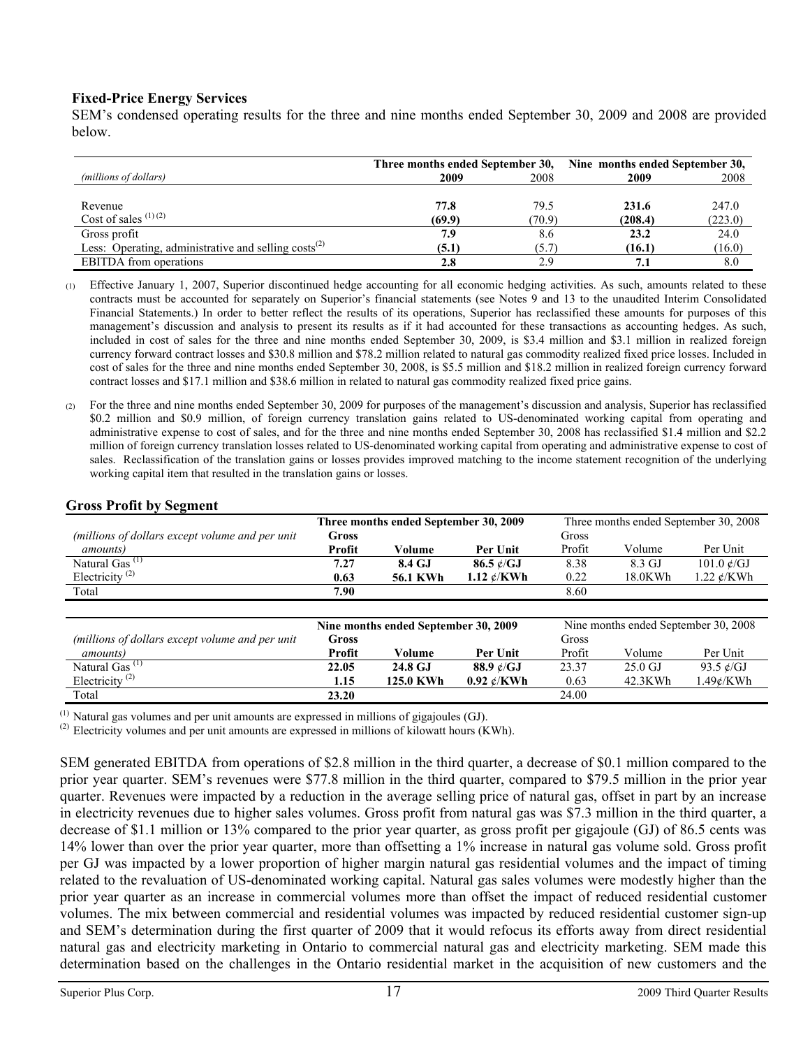### Fixed-Price Energy Services

SEM's condensed operating results for the three and nine months ended September 30, 2009 and 2008 are provided below.

| *(millions of dollars)* | Three months ended September 30, 2009 | 2008 | Nine months ended September 30, 2009 | 2008 |
|---|---|---|---|---|
| Revenue | **77.8** | 79.5 | **231.6** | 247.0 |
| Cost of sales [(1) (2)] | **(69.9)** | (70.9) | **(208.4)** | (223.0) |
| Gross profit | **7.9** | 8.6 | **23.2** | 24.0 |
| Less: Operating, administrative and selling costs[(2)] | **(5.1)** | (5.7) | **(16.1)** | (16.0) |
| EBITDA from operations | **2.8** | 2.9 | **7.1** | 8.0 |

(1) Effective January 1, 2007, Superior discontinued hedge accounting for all economic hedging activities. As such, amounts related to these contracts must be accounted for separately on Superior's financial statements (see Notes 9 and 13 to the unaudited Interim Consolidated Financial Statements.) In order to better reflect the results of its operations, Superior has reclassified these amounts for purposes of this management's discussion and analysis to present its results as if it had accounted for these transactions as accounting hedges. As such, included in cost of sales for the three and nine months ended September 30, 2009, is $3.4 million and $3.1 million in realized foreign currency forward contract losses and $30.8 million and $78.2 million related to natural gas commodity realized fixed price losses. Included in cost of sales for the three and nine months ended September 30, 2008, is $5.5 million and $18.2 million in realized foreign currency forward contract losses and $17.1 million and $38.6 million in related to natural gas commodity realized fixed price gains.

(2) For the three and nine months ended September 30, 2009 for purposes of the management's discussion and analysis, Superior has reclassified $0.2 million and $0.9 million, of foreign currency translation gains related to US-denominated working capital from operating and administrative expense to cost of sales, and for the three and nine months ended September 30, 2008 has reclassified $1.4 million and $2.2 million of foreign currency translation losses related to US-denominated working capital from operating and administrative expense to cost of sales. Reclassification of the translation gains or losses provides improved matching to the income statement recognition of the underlying working capital item that resulted in the translation gains or losses.

### Gross Profit by Segment

| *(millions of dollars except volume and per unit amounts)* | Three months ended September 30, 2009 | | | Three months ended September 30, 2008 | | |
|---|---|---|---|---|---|---|
| | **Gross Profit** | **Volume** | **Per Unit** | Gross Profit | Volume | Per Unit |
| Natural Gas [(1)] | **7.27** | **8.4 GJ** | **86.5 ¢/GJ** | 8.38 | 8.3 GJ | 101.0 ¢/GJ |
| Electricity [(2)] | **0.63** | **56.1 KWh** | **1.12 ¢/KWh** | 0.22 | 18.0KWh | 1.22 ¢/KWh |
| Total | **7.90** | | | 8.60 | | |

| *(millions of dollars except volume and per unit amounts)* | Nine months ended September 30, 2009 | | | Nine months ended September 30, 2008 | | |
|---|---|---|---|---|---|---|
| | **Gross Profit** | **Volume** | **Per Unit** | Gross Profit | Volume | Per Unit |
| Natural Gas [(1)] | **22.05** | **24.8 GJ** | **88.9 ¢/GJ** | 23.37 | 25.0 GJ | 93.5 ¢/GJ |
| Electricity [(2)] | **1.15** | **125.0 KWh** | **0.92 ¢/KWh** | 0.63 | 42.3KWh | 1.49¢/KWh |
| Total | **23.20** | | | 24.00 | | |

(1) Natural gas volumes and per unit amounts are expressed in millions of gigajoules (GJ).
(2) Electricity volumes and per unit amounts are expressed in millions of kilowatt hours (KWh).

SEM generated EBITDA from operations of $2.8 million in the third quarter, a decrease of $0.1 million compared to the prior year quarter. SEM's revenues were $77.8 million in the third quarter, compared to $79.5 million in the prior year quarter. Revenues were impacted by a reduction in the average selling price of natural gas, offset in part by an increase in electricity revenues due to higher sales volumes. Gross profit from natural gas was $7.3 million in the third quarter, a decrease of $1.1 million or 13% compared to the prior year quarter, as gross profit per gigajoule (GJ) of 86.5 cents was 14% lower than over the prior year quarter, more than offsetting a 1% increase in natural gas volume sold. Gross profit per GJ was impacted by a lower proportion of higher margin natural gas residential volumes and the impact of timing related to the revaluation of US-denominated working capital. Natural gas sales volumes were modestly higher than the prior year quarter as an increase in commercial volumes more than offset the impact of reduced residential customer volumes. The mix between commercial and residential volumes was impacted by reduced residential customer sign-up and SEM's determination during the first quarter of 2009 that it would refocus its efforts away from direct residential natural gas and electricity marketing in Ontario to commercial natural gas and electricity marketing. SEM made this determination based on the challenges in the Ontario residential market in the acquisition of new customers and the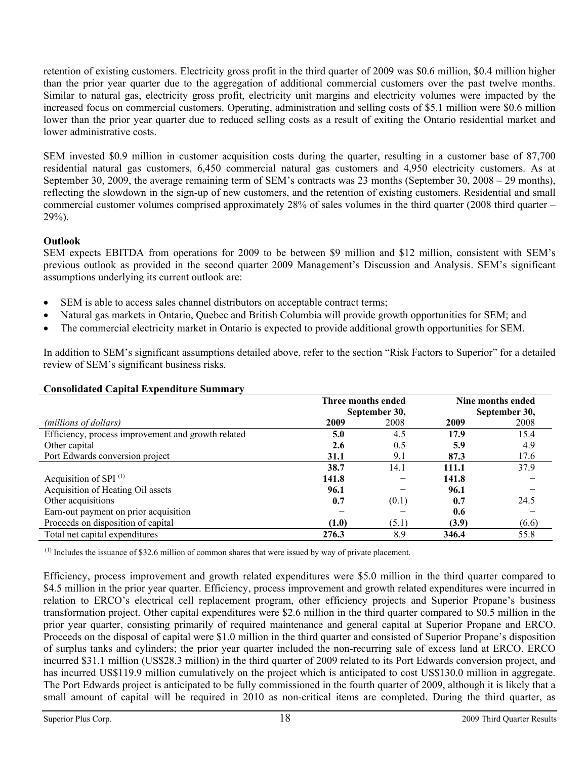retention of existing customers. Electricity gross profit in the third quarter of 2009 was $0.6 million, $0.4 million higher than the prior year quarter due to the aggregation of additional commercial customers over the past twelve months. Similar to natural gas, electricity gross profit, electricity unit margins and electricity volumes were impacted by the increased focus on commercial customers. Operating, administration and selling costs of $5.1 million were $0.6 million lower than the prior year quarter due to reduced selling costs as a result of exiting the Ontario residential market and lower administrative costs.

SEM invested $0.9 million in customer acquisition costs during the quarter, resulting in a customer base of 87,700 residential natural gas customers, 6,450 commercial natural gas customers and 4,950 electricity customers. As at September 30, 2009, the average remaining term of SEM's contracts was 23 months (September 30, 2008 – 29 months), reflecting the slowdown in the sign-up of new customers, and the retention of existing customers. Residential and small commercial customer volumes comprised approximately 28% of sales volumes in the third quarter (2008 third quarter – 29%).

**Outlook**

SEM expects EBITDA from operations for 2009 to be between $9 million and $12 million, consistent with SEM's previous outlook as provided in the second quarter 2009 Management's Discussion and Analysis. SEM's significant assumptions underlying its current outlook are:

- SEM is able to access sales channel distributors on acceptable contract terms;
- Natural gas markets in Ontario, Quebec and British Columbia will provide growth opportunities for SEM; and
- The commercial electricity market in Ontario is expected to provide additional growth opportunities for SEM.

In addition to SEM's significant assumptions detailed above, refer to the section "Risk Factors to Superior" for a detailed review of SEM's significant business risks.

**Consolidated Capital Expenditure Summary**

| | Three months ended September 30, | | Nine months ended September 30, | |
|---|---|---|---|---|
| *(millions of dollars)* | **2009** | 2008 | **2009** | 2008 |
| Efficiency, process improvement and growth related | **5.0** | 4.5 | **17.9** | 15.4 |
| Other capital | **2.6** | 0.5 | **5.9** | 4.9 |
| Port Edwards conversion project | **31.1** | 9.1 | **87.3** | 17.6 |
| | **38.7** | 14.1 | **111.1** | 37.9 |
| Acquisition of SPI [(1)] | **141.8** | − | **141.8** | − |
| Acquisition of Heating Oil assets | **96.1** | − | **96.1** | − |
| Other acquisitions | **0.7** | (0.1) | **0.7** | 24.5 |
| Earn-out payment on prior acquisition | − | − | **0.6** | − |
| Proceeds on disposition of capital | **(1.0)** | (5.1) | **(3.9)** | (6.6) |
| Total net capital expenditures | **276.3** | 8.9 | **346.4** | 55.8 |

[(1)] Includes the issuance of $32.6 million of common shares that were issued by way of private placement.

Efficiency, process improvement and growth related expenditures were $5.0 million in the third quarter compared to $4.5 million in the prior year quarter. Efficiency, process improvement and growth related expenditures were incurred in relation to ERCO's electrical cell replacement program, other efficiency projects and Superior Propane's business transformation project. Other capital expenditures were $2.6 million in the third quarter compared to $0.5 million in the prior year quarter, consisting primarily of required maintenance and general capital at Superior Propane and ERCO. Proceeds on the disposal of capital were $1.0 million in the third quarter and consisted of Superior Propane's disposition of surplus tanks and cylinders; the prior year quarter included the non-recurring sale of excess land at ERCO. ERCO incurred $31.1 million (US$28.3 million) in the third quarter of 2009 related to its Port Edwards conversion project, and has incurred US$119.9 million cumulatively on the project which is anticipated to cost US$130.0 million in aggregate. The Port Edwards project is anticipated to be fully commissioned in the fourth quarter of 2009, although it is likely that a small amount of capital will be required in 2010 as non-critical items are completed. During the third quarter, as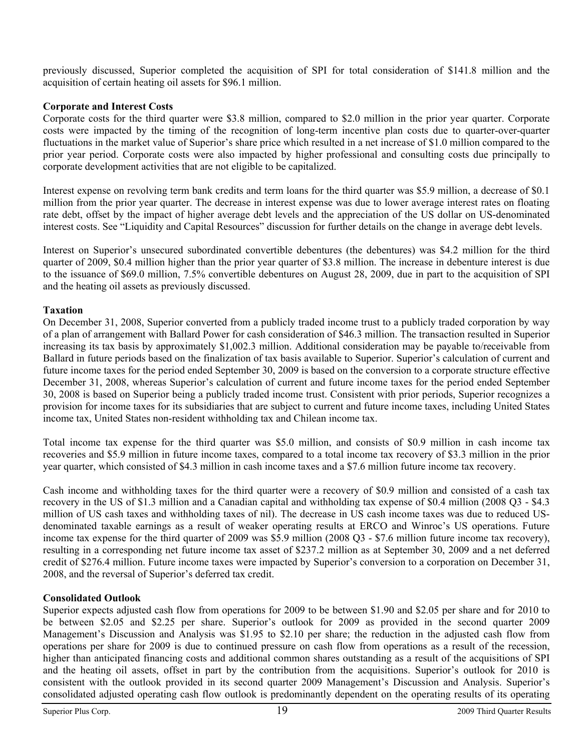previously discussed, Superior completed the acquisition of SPI for total consideration of $141.8 million and the acquisition of certain heating oil assets for $96.1 million.

**Corporate and Interest Costs**

Corporate costs for the third quarter were $3.8 million, compared to $2.0 million in the prior year quarter. Corporate costs were impacted by the timing of the recognition of long-term incentive plan costs due to quarter-over-quarter fluctuations in the market value of Superior's share price which resulted in a net increase of $1.0 million compared to the prior year period. Corporate costs were also impacted by higher professional and consulting costs due principally to corporate development activities that are not eligible to be capitalized.

Interest expense on revolving term bank credits and term loans for the third quarter was $5.9 million, a decrease of $0.1 million from the prior year quarter. The decrease in interest expense was due to lower average interest rates on floating rate debt, offset by the impact of higher average debt levels and the appreciation of the US dollar on US-denominated interest costs. See "Liquidity and Capital Resources" discussion for further details on the change in average debt levels.

Interest on Superior's unsecured subordinated convertible debentures (the debentures) was $4.2 million for the third quarter of 2009, $0.4 million higher than the prior year quarter of $3.8 million. The increase in debenture interest is due to the issuance of $69.0 million, 7.5% convertible debentures on August 28, 2009, due in part to the acquisition of SPI and the heating oil assets as previously discussed.

**Taxation**

On December 31, 2008, Superior converted from a publicly traded income trust to a publicly traded corporation by way of a plan of arrangement with Ballard Power for cash consideration of $46.3 million. The transaction resulted in Superior increasing its tax basis by approximately $1,002.3 million. Additional consideration may be payable to/receivable from Ballard in future periods based on the finalization of tax basis available to Superior. Superior's calculation of current and future income taxes for the period ended September 30, 2009 is based on the conversion to a corporate structure effective December 31, 2008, whereas Superior's calculation of current and future income taxes for the period ended September 30, 2008 is based on Superior being a publicly traded income trust. Consistent with prior periods, Superior recognizes a provision for income taxes for its subsidiaries that are subject to current and future income taxes, including United States income tax, United States non-resident withholding tax and Chilean income tax.

Total income tax expense for the third quarter was $5.0 million, and consists of $0.9 million in cash income tax recoveries and $5.9 million in future income taxes, compared to a total income tax recovery of $3.3 million in the prior year quarter, which consisted of $4.3 million in cash income taxes and a $7.6 million future income tax recovery.

Cash income and withholding taxes for the third quarter were a recovery of $0.9 million and consisted of a cash tax recovery in the US of $1.3 million and a Canadian capital and withholding tax expense of $0.4 million (2008 Q3 - $4.3 million of US cash taxes and withholding taxes of nil). The decrease in US cash income taxes was due to reduced US-denominated taxable earnings as a result of weaker operating results at ERCO and Winroc's US operations. Future income tax expense for the third quarter of 2009 was $5.9 million (2008 Q3 - $7.6 million future income tax recovery), resulting in a corresponding net future income tax asset of $237.2 million as at September 30, 2009 and a net deferred credit of $276.4 million. Future income taxes were impacted by Superior's conversion to a corporation on December 31, 2008, and the reversal of Superior's deferred tax credit.

**Consolidated Outlook**

Superior expects adjusted cash flow from operations for 2009 to be between $1.90 and $2.05 per share and for 2010 to be between $2.05 and $2.25 per share. Superior's outlook for 2009 as provided in the second quarter 2009 Management's Discussion and Analysis was $1.95 to $2.10 per share; the reduction in the adjusted cash flow from operations per share for 2009 is due to continued pressure on cash flow from operations as a result of the recession, higher than anticipated financing costs and additional common shares outstanding as a result of the acquisitions of SPI and the heating oil assets, offset in part by the contribution from the acquisitions. Superior's outlook for 2010 is consistent with the outlook provided in its second quarter 2009 Management's Discussion and Analysis. Superior's consolidated adjusted operating cash flow outlook is predominantly dependent on the operating results of its operating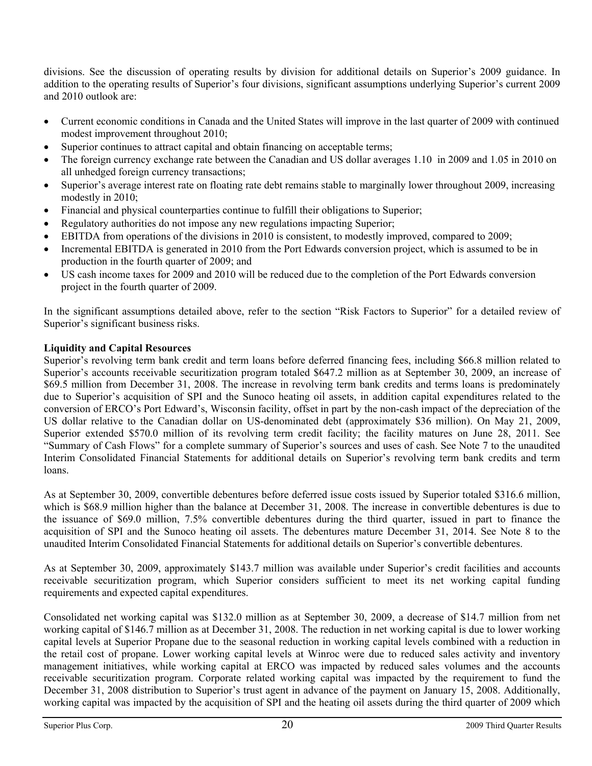divisions. See the discussion of operating results by division for additional details on Superior's 2009 guidance. In addition to the operating results of Superior's four divisions, significant assumptions underlying Superior's current 2009 and 2010 outlook are:

- Current economic conditions in Canada and the United States will improve in the last quarter of 2009 with continued modest improvement throughout 2010;
- Superior continues to attract capital and obtain financing on acceptable terms;
- The foreign currency exchange rate between the Canadian and US dollar averages 1.10 in 2009 and 1.05 in 2010 on all unhedged foreign currency transactions;
- Superior's average interest rate on floating rate debt remains stable to marginally lower throughout 2009, increasing modestly in 2010;
- Financial and physical counterparties continue to fulfill their obligations to Superior;
- Regulatory authorities do not impose any new regulations impacting Superior;
- EBITDA from operations of the divisions in 2010 is consistent, to modestly improved, compared to 2009;
- Incremental EBITDA is generated in 2010 from the Port Edwards conversion project, which is assumed to be in production in the fourth quarter of 2009; and
- US cash income taxes for 2009 and 2010 will be reduced due to the completion of the Port Edwards conversion project in the fourth quarter of 2009.

In the significant assumptions detailed above, refer to the section "Risk Factors to Superior" for a detailed review of Superior's significant business risks.

**Liquidity and Capital Resources**

Superior's revolving term bank credit and term loans before deferred financing fees, including $66.8 million related to Superior's accounts receivable securitization program totaled $647.2 million as at September 30, 2009, an increase of $69.5 million from December 31, 2008. The increase in revolving term bank credits and terms loans is predominately due to Superior's acquisition of SPI and the Sunoco heating oil assets, in addition capital expenditures related to the conversion of ERCO's Port Edward's, Wisconsin facility, offset in part by the non-cash impact of the depreciation of the US dollar relative to the Canadian dollar on US-denominated debt (approximately $36 million). On May 21, 2009, Superior extended $570.0 million of its revolving term credit facility; the facility matures on June 28, 2011. See "Summary of Cash Flows" for a complete summary of Superior's sources and uses of cash. See Note 7 to the unaudited Interim Consolidated Financial Statements for additional details on Superior's revolving term bank credits and term loans.

As at September 30, 2009, convertible debentures before deferred issue costs issued by Superior totaled $316.6 million, which is $68.9 million higher than the balance at December 31, 2008. The increase in convertible debentures is due to the issuance of $69.0 million, 7.5% convertible debentures during the third quarter, issued in part to finance the acquisition of SPI and the Sunoco heating oil assets. The debentures mature December 31, 2014. See Note 8 to the unaudited Interim Consolidated Financial Statements for additional details on Superior's convertible debentures.

As at September 30, 2009, approximately $143.7 million was available under Superior's credit facilities and accounts receivable securitization program, which Superior considers sufficient to meet its net working capital funding requirements and expected capital expenditures.

Consolidated net working capital was $132.0 million as at September 30, 2009, a decrease of $14.7 million from net working capital of $146.7 million as at December 31, 2008. The reduction in net working capital is due to lower working capital levels at Superior Propane due to the seasonal reduction in working capital levels combined with a reduction in the retail cost of propane. Lower working capital levels at Winroc were due to reduced sales activity and inventory management initiatives, while working capital at ERCO was impacted by reduced sales volumes and the accounts receivable securitization program. Corporate related working capital was impacted by the requirement to fund the December 31, 2008 distribution to Superior's trust agent in advance of the payment on January 15, 2008. Additionally, working capital was impacted by the acquisition of SPI and the heating oil assets during the third quarter of 2009 which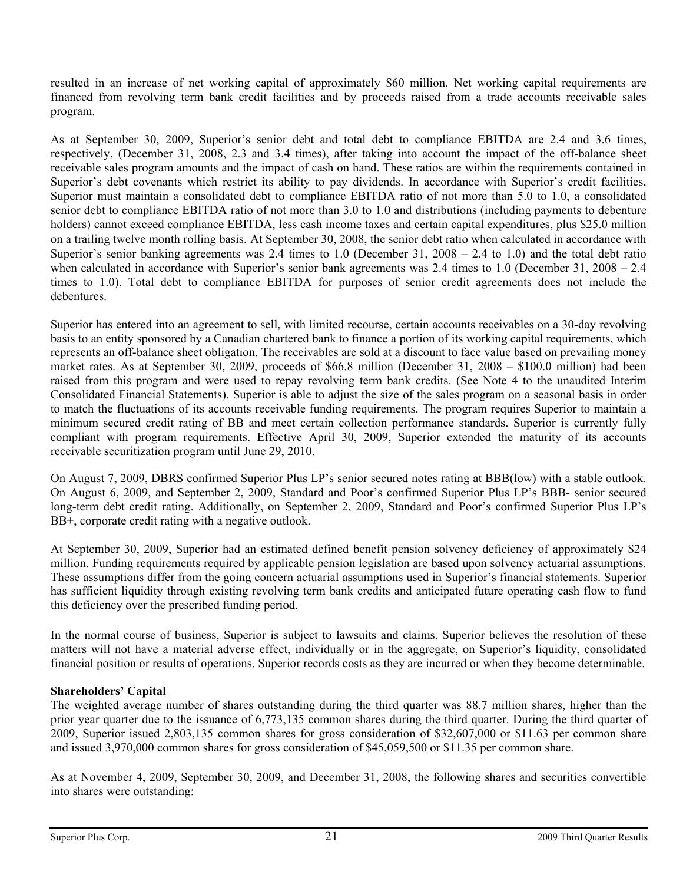resulted in an increase of net working capital of approximately $60 million. Net working capital requirements are financed from revolving term bank credit facilities and by proceeds raised from a trade accounts receivable sales program.

As at September 30, 2009, Superior's senior debt and total debt to compliance EBITDA are 2.4 and 3.6 times, respectively, (December 31, 2008, 2.3 and 3.4 times), after taking into account the impact of the off-balance sheet receivable sales program amounts and the impact of cash on hand. These ratios are within the requirements contained in Superior's debt covenants which restrict its ability to pay dividends. In accordance with Superior's credit facilities, Superior must maintain a consolidated debt to compliance EBITDA ratio of not more than 5.0 to 1.0, a consolidated senior debt to compliance EBITDA ratio of not more than 3.0 to 1.0 and distributions (including payments to debenture holders) cannot exceed compliance EBITDA, less cash income taxes and certain capital expenditures, plus $25.0 million on a trailing twelve month rolling basis. At September 30, 2008, the senior debt ratio when calculated in accordance with Superior's senior banking agreements was 2.4 times to 1.0 (December 31, 2008 – 2.4 to 1.0) and the total debt ratio when calculated in accordance with Superior's senior bank agreements was 2.4 times to 1.0 (December 31, 2008 – 2.4 times to 1.0). Total debt to compliance EBITDA for purposes of senior credit agreements does not include the debentures.

Superior has entered into an agreement to sell, with limited recourse, certain accounts receivables on a 30-day revolving basis to an entity sponsored by a Canadian chartered bank to finance a portion of its working capital requirements, which represents an off-balance sheet obligation. The receivables are sold at a discount to face value based on prevailing money market rates. As at September 30, 2009, proceeds of $66.8 million (December 31, 2008 – $100.0 million) had been raised from this program and were used to repay revolving term bank credits. (See Note 4 to the unaudited Interim Consolidated Financial Statements). Superior is able to adjust the size of the sales program on a seasonal basis in order to match the fluctuations of its accounts receivable funding requirements. The program requires Superior to maintain a minimum secured credit rating of BB and meet certain collection performance standards. Superior is currently fully compliant with program requirements. Effective April 30, 2009, Superior extended the maturity of its accounts receivable securitization program until June 29, 2010.

On August 7, 2009, DBRS confirmed Superior Plus LP's senior secured notes rating at BBB(low) with a stable outlook. On August 6, 2009, and September 2, 2009, Standard and Poor's confirmed Superior Plus LP's BBB- senior secured long-term debt credit rating. Additionally, on September 2, 2009, Standard and Poor's confirmed Superior Plus LP's BB+, corporate credit rating with a negative outlook.

At September 30, 2009, Superior had an estimated defined benefit pension solvency deficiency of approximately $24 million. Funding requirements required by applicable pension legislation are based upon solvency actuarial assumptions. These assumptions differ from the going concern actuarial assumptions used in Superior's financial statements. Superior has sufficient liquidity through existing revolving term bank credits and anticipated future operating cash flow to fund this deficiency over the prescribed funding period.

In the normal course of business, Superior is subject to lawsuits and claims. Superior believes the resolution of these matters will not have a material adverse effect, individually or in the aggregate, on Superior's liquidity, consolidated financial position or results of operations. Superior records costs as they are incurred or when they become determinable.

**Shareholders' Capital**

The weighted average number of shares outstanding during the third quarter was 88.7 million shares, higher than the prior year quarter due to the issuance of 6,773,135 common shares during the third quarter. During the third quarter of 2009, Superior issued 2,803,135 common shares for gross consideration of $32,607,000 or $11.63 per common share and issued 3,970,000 common shares for gross consideration of $45,059,500 or $11.35 per common share.

As at November 4, 2009, September 30, 2009, and December 31, 2008, the following shares and securities convertible into shares were outstanding: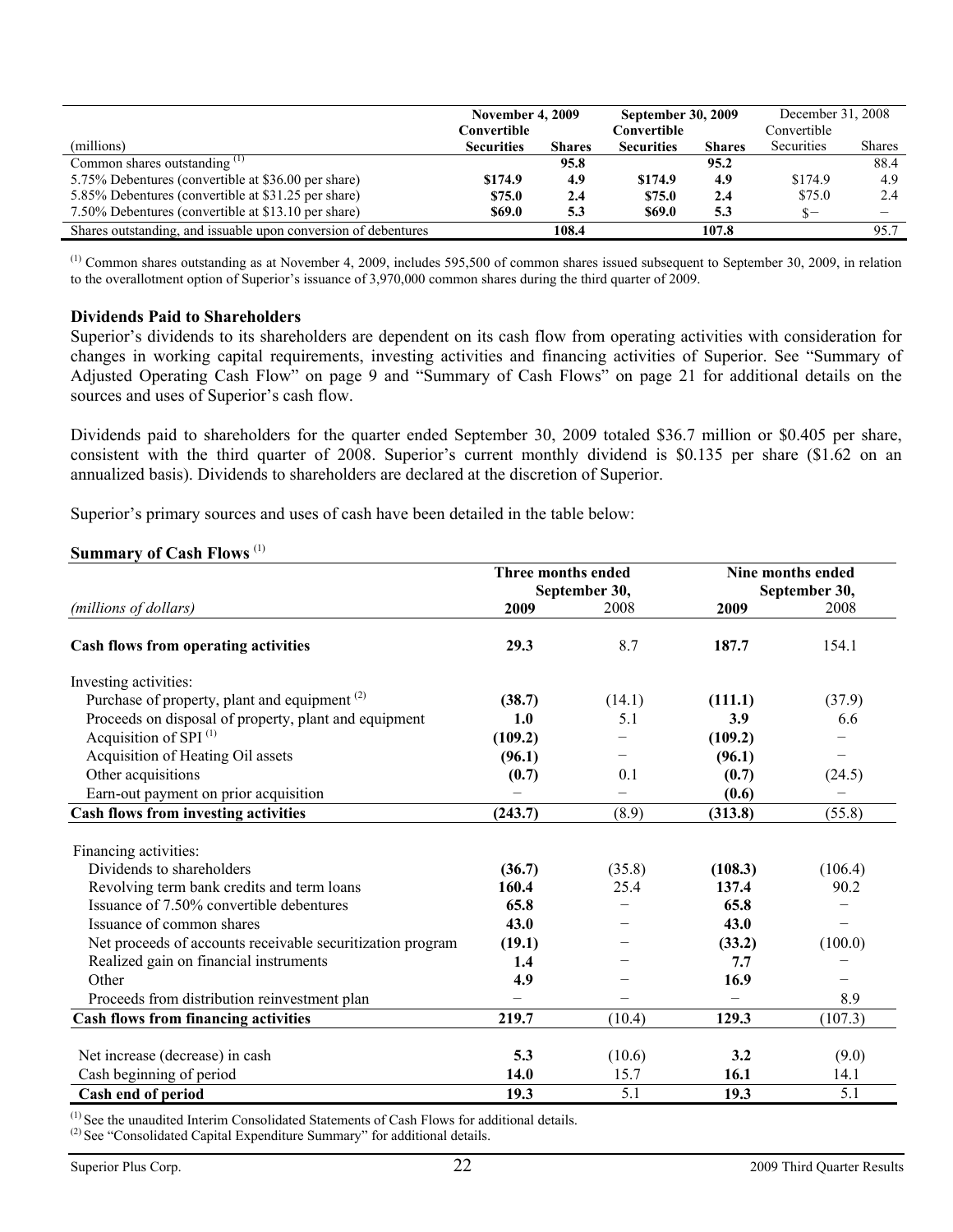| (millions) | November 4, 2009 Convertible Securities | Shares | September 30, 2009 Convertible Securities | Shares | December 31, 2008 Convertible Securities | Shares |
|---|---|---|---|---|---|---|
| Common shares outstanding [(1)] | | **95.8** | | **95.2** | | 88.4 |
| 5.75% Debentures (convertible at $36.00 per share) | **$174.9** | **4.9** | **$174.9** | **4.9** | $174.9 | 4.9 |
| 5.85% Debentures (convertible at $31.25 per share) | **$75.0** | **2.4** | **$75.0** | **2.4** | $75.0 | 2.4 |
| 7.50% Debentures (convertible at $13.10 per share) | **$69.0** | **5.3** | **$69.0** | **5.3** | $− | − |
| Shares outstanding, and issuable upon conversion of debentures | | **108.4** | | **107.8** | | 95.7 |

[(1)] Common shares outstanding as at November 4, 2009, includes 595,500 of common shares issued subsequent to September 30, 2009, in relation to the overallotment option of Superior's issuance of 3,970,000 common shares during the third quarter of 2009.

### Dividends Paid to Shareholders

Superior's dividends to its shareholders are dependent on its cash flow from operating activities with consideration for changes in working capital requirements, investing activities and financing activities of Superior. See "Summary of Adjusted Operating Cash Flow" on page 9 and "Summary of Cash Flows" on page 21 for additional details on the sources and uses of Superior's cash flow.

Dividends paid to shareholders for the quarter ended September 30, 2009 totaled $36.7 million or $0.405 per share, consistent with the third quarter of 2008. Superior's current monthly dividend is $0.135 per share ($1.62 on an annualized basis). Dividends to shareholders are declared at the discretion of Superior.

Superior's primary sources and uses of cash have been detailed in the table below:

### Summary of Cash Flows [(1)]

| *(millions of dollars)* | Three months ended September 30, 2009 | 2008 | Nine months ended September 30, 2009 | 2008 |
|---|---|---|---|---|
| **Cash flows from operating activities** | **29.3** | 8.7 | **187.7** | 154.1 |
| Investing activities: | | | | |
| Purchase of property, plant and equipment [(2)] | **(38.7)** | (14.1) | **(111.1)** | (37.9) |
| Proceeds on disposal of property, plant and equipment | **1.0** | 5.1 | **3.9** | 6.6 |
| Acquisition of SPI [(1)] | **(109.2)** | − | **(109.2)** | − |
| Acquisition of Heating Oil assets | **(96.1)** | − | **(96.1)** | − |
| Other acquisitions | **(0.7)** | 0.1 | **(0.7)** | (24.5) |
| Earn-out payment on prior acquisition | − | − | **(0.6)** | − |
| **Cash flows from investing activities** | **(243.7)** | (8.9) | **(313.8)** | (55.8) |
| Financing activities: | | | | |
| Dividends to shareholders | **(36.7)** | (35.8) | **(108.3)** | (106.4) |
| Revolving term bank credits and term loans | **160.4** | 25.4 | **137.4** | 90.2 |
| Issuance of 7.50% convertible debentures | **65.8** | − | **65.8** | − |
| Issuance of common shares | **43.0** | − | **43.0** | − |
| Net proceeds of accounts receivable securitization program | **(19.1)** | − | **(33.2)** | (100.0) |
| Realized gain on financial instruments | **1.4** | − | **7.7** | − |
| Other | **4.9** | − | **16.9** | − |
| Proceeds from distribution reinvestment plan | − | − | − | 8.9 |
| **Cash flows from financing activities** | **219.7** | (10.4) | **129.3** | (107.3) |
| Net increase (decrease) in cash | **5.3** | (10.6) | **3.2** | (9.0) |
| Cash beginning of period | **14.0** | 15.7 | **16.1** | 14.1 |
| **Cash end of period** | **19.3** | 5.1 | **19.3** | 5.1 |

[(1)] See the unaudited Interim Consolidated Statements of Cash Flows for additional details.
[(2)] See "Consolidated Capital Expenditure Summary" for additional details.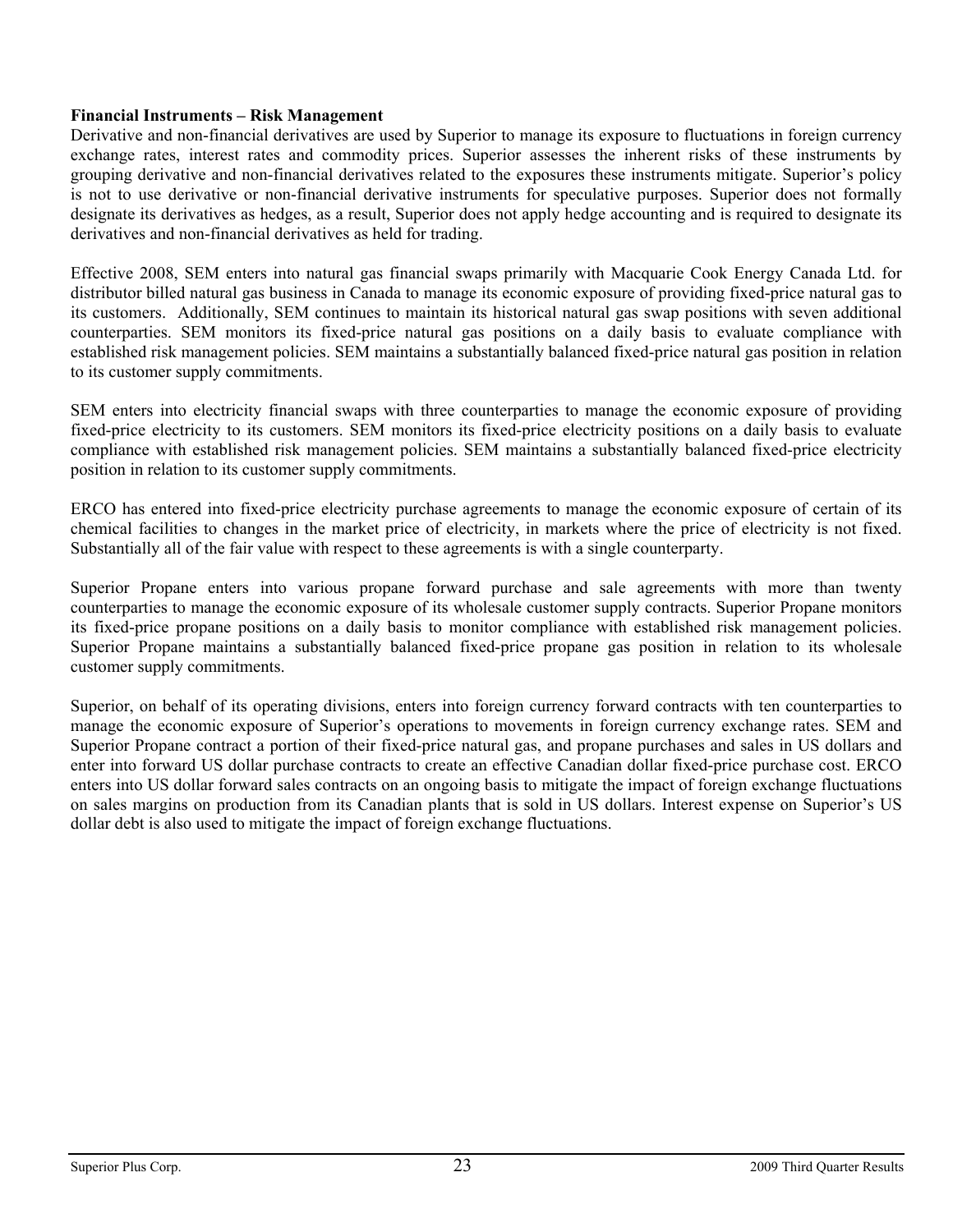**Financial Instruments – Risk Management**

Derivative and non-financial derivatives are used by Superior to manage its exposure to fluctuations in foreign currency exchange rates, interest rates and commodity prices. Superior assesses the inherent risks of these instruments by grouping derivative and non-financial derivatives related to the exposures these instruments mitigate. Superior's policy is not to use derivative or non-financial derivative instruments for speculative purposes. Superior does not formally designate its derivatives as hedges, as a result, Superior does not apply hedge accounting and is required to designate its derivatives and non-financial derivatives as held for trading.

Effective 2008, SEM enters into natural gas financial swaps primarily with Macquarie Cook Energy Canada Ltd. for distributor billed natural gas business in Canada to manage its economic exposure of providing fixed-price natural gas to its customers. Additionally, SEM continues to maintain its historical natural gas swap positions with seven additional counterparties. SEM monitors its fixed-price natural gas positions on a daily basis to evaluate compliance with established risk management policies. SEM maintains a substantially balanced fixed-price natural gas position in relation to its customer supply commitments.

SEM enters into electricity financial swaps with three counterparties to manage the economic exposure of providing fixed-price electricity to its customers. SEM monitors its fixed-price electricity positions on a daily basis to evaluate compliance with established risk management policies. SEM maintains a substantially balanced fixed-price electricity position in relation to its customer supply commitments.

ERCO has entered into fixed-price electricity purchase agreements to manage the economic exposure of certain of its chemical facilities to changes in the market price of electricity, in markets where the price of electricity is not fixed. Substantially all of the fair value with respect to these agreements is with a single counterparty.

Superior Propane enters into various propane forward purchase and sale agreements with more than twenty counterparties to manage the economic exposure of its wholesale customer supply contracts. Superior Propane monitors its fixed-price propane positions on a daily basis to monitor compliance with established risk management policies. Superior Propane maintains a substantially balanced fixed-price propane gas position in relation to its wholesale customer supply commitments.

Superior, on behalf of its operating divisions, enters into foreign currency forward contracts with ten counterparties to manage the economic exposure of Superior's operations to movements in foreign currency exchange rates. SEM and Superior Propane contract a portion of their fixed-price natural gas, and propane purchases and sales in US dollars and enter into forward US dollar purchase contracts to create an effective Canadian dollar fixed-price purchase cost. ERCO enters into US dollar forward sales contracts on an ongoing basis to mitigate the impact of foreign exchange fluctuations on sales margins on production from its Canadian plants that is sold in US dollars. Interest expense on Superior's US dollar debt is also used to mitigate the impact of foreign exchange fluctuations.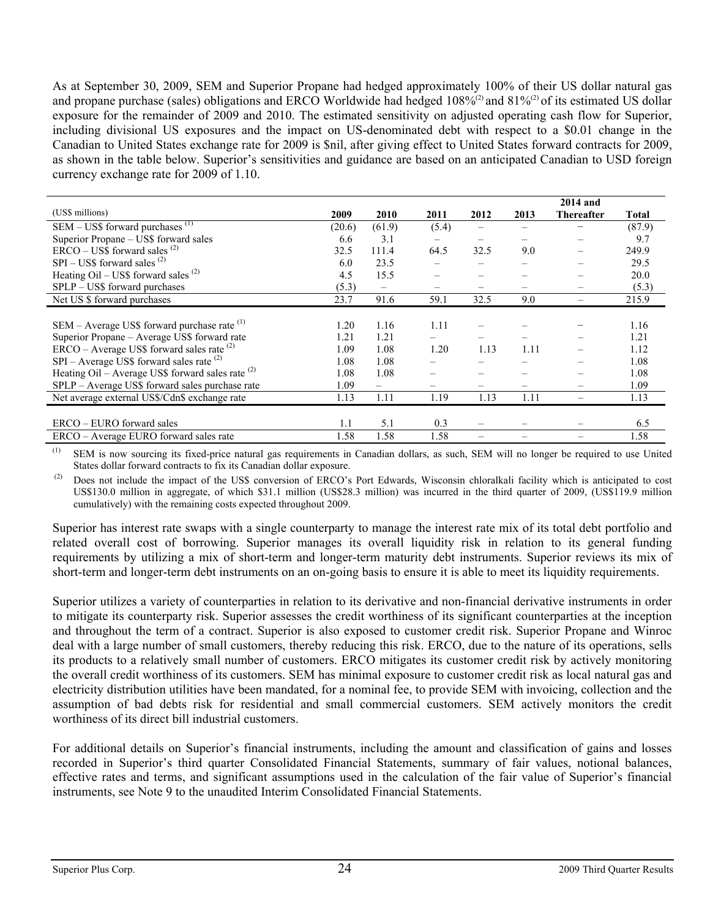As at September 30, 2009, SEM and Superior Propane had hedged approximately 100% of their US dollar natural gas and propane purchase (sales) obligations and ERCO Worldwide had hedged 108%[(2)] and 81%[(2)] of its estimated US dollar exposure for the remainder of 2009 and 2010. The estimated sensitivity on adjusted operating cash flow for Superior, including divisional US exposures and the impact on US-denominated debt with respect to a $0.01 change in the Canadian to United States exchange rate for 2009 is $nil, after giving effect to United States forward contracts for 2009, as shown in the table below. Superior's sensitivities and guidance are based on an anticipated Canadian to USD foreign currency exchange rate for 2009 of 1.10.

| (US$ millions) | 2009 | 2010 | 2011 | 2012 | 2013 | 2014 and Thereafter | Total |
|---|---|---|---|---|---|---|---|
| SEM – US$ forward purchases [(1)] | (20.6) | (61.9) | (5.4) | – | – | – | (87.9) |
| Superior Propane – US$ forward sales | 6.6 | 3.1 | – | – | – | – | 9.7 |
| ERCO – US$ forward sales [(2)] | 32.5 | 111.4 | 64.5 | 32.5 | 9.0 | – | 249.9 |
| SPI – US$ forward sales [(2)] | 6.0 | 23.5 | – | – | – | – | 29.5 |
| Heating Oil – US$ forward sales [(2)] | 4.5 | 15.5 | – | – | – | – | 20.0 |
| SPLP – US$ forward purchases | (5.3) | – | – | – | – | – | (5.3) |
| Net US $ forward purchases | 23.7 | 91.6 | 59.1 | 32.5 | 9.0 | – | 215.9 |
| | | | | | | | |
| SEM – Average US$ forward purchase rate [(1)] | 1.20 | 1.16 | 1.11 | – | – | – | 1.16 |
| Superior Propane – Average US$ forward rate | 1.21 | 1.21 | – | – | – | – | 1.21 |
| ERCO – Average US$ forward sales rate [(2)] | 1.09 | 1.08 | 1.20 | 1.13 | 1.11 | – | 1.12 |
| SPI – Average US$ forward sales rate [(2)] | 1.08 | 1.08 | – | – | – | – | 1.08 |
| Heating Oil – Average US$ forward sales rate [(2)] | 1.08 | 1.08 | – | – | – | – | 1.08 |
| SPLP – Average US$ forward sales purchase rate | 1.09 | – | – | – | – | – | 1.09 |
| Net average external US$/Cdn$ exchange rate | 1.13 | 1.11 | 1.19 | 1.13 | 1.11 | – | 1.13 |
| | | | | | | | |
| ERCO – EURO forward sales | 1.1 | 5.1 | 0.3 | – | – | – | 6.5 |
| ERCO – Average EURO forward sales rate | 1.58 | 1.58 | 1.58 | – | – | – | 1.58 |

(1) SEM is now sourcing its fixed-price natural gas requirements in Canadian dollars, as such, SEM will no longer be required to use United States dollar forward contracts to fix its Canadian dollar exposure.

(2) Does not include the impact of the US$ conversion of ERCO's Port Edwards, Wisconsin chloralkali facility which is anticipated to cost US$130.0 million in aggregate, of which $31.1 million (US$28.3 million) was incurred in the third quarter of 2009, (US$119.9 million cumulatively) with the remaining costs expected throughout 2009.

Superior has interest rate swaps with a single counterparty to manage the interest rate mix of its total debt portfolio and related overall cost of borrowing. Superior manages its overall liquidity risk in relation to its general funding requirements by utilizing a mix of short-term and longer-term maturity debt instruments. Superior reviews its mix of short-term and longer-term debt instruments on an on-going basis to ensure it is able to meet its liquidity requirements.

Superior utilizes a variety of counterparties in relation to its derivative and non-financial derivative instruments in order to mitigate its counterparty risk. Superior assesses the credit worthiness of its significant counterparties at the inception and throughout the term of a contract. Superior is also exposed to customer credit risk. Superior Propane and Winroc deal with a large number of small customers, thereby reducing this risk. ERCO, due to the nature of its operations, sells its products to a relatively small number of customers. ERCO mitigates its customer credit risk by actively monitoring the overall credit worthiness of its customers. SEM has minimal exposure to customer credit risk as local natural gas and electricity distribution utilities have been mandated, for a nominal fee, to provide SEM with invoicing, collection and the assumption of bad debts risk for residential and small commercial customers. SEM actively monitors the credit worthiness of its direct bill industrial customers.

For additional details on Superior's financial instruments, including the amount and classification of gains and losses recorded in Superior's third quarter Consolidated Financial Statements, summary of fair values, notional balances, effective rates and terms, and significant assumptions used in the calculation of the fair value of Superior's financial instruments, see Note 9 to the unaudited Interim Consolidated Financial Statements.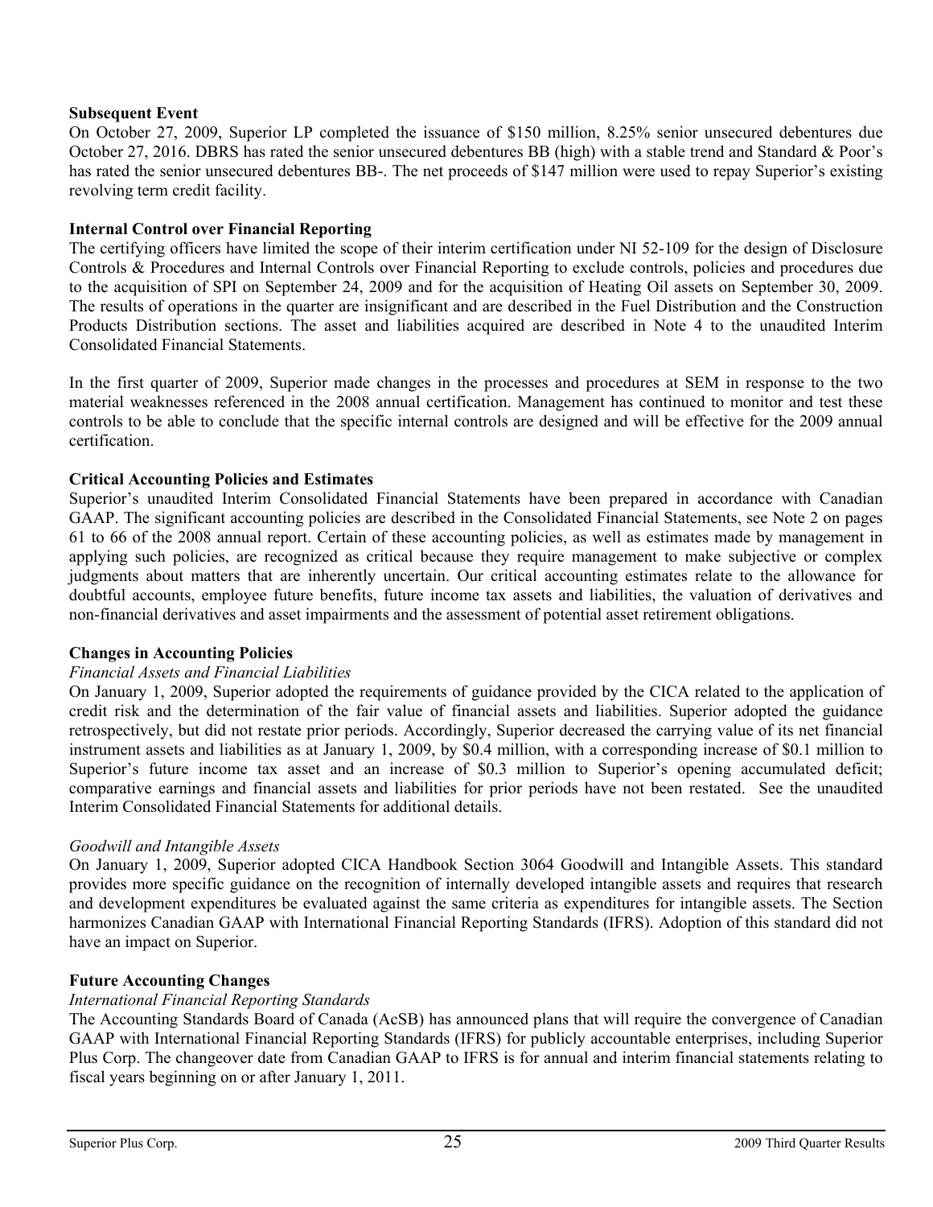**Subsequent Event**

On October 27, 2009, Superior LP completed the issuance of $150 million, 8.25% senior unsecured debentures due October 27, 2016. DBRS has rated the senior unsecured debentures BB (high) with a stable trend and Standard & Poor's has rated the senior unsecured debentures BB-. The net proceeds of $147 million were used to repay Superior's existing revolving term credit facility.

**Internal Control over Financial Reporting**

The certifying officers have limited the scope of their interim certification under NI 52-109 for the design of Disclosure Controls & Procedures and Internal Controls over Financial Reporting to exclude controls, policies and procedures due to the acquisition of SPI on September 24, 2009 and for the acquisition of Heating Oil assets on September 30, 2009. The results of operations in the quarter are insignificant and are described in the Fuel Distribution and the Construction Products Distribution sections. The asset and liabilities acquired are described in Note 4 to the unaudited Interim Consolidated Financial Statements.

In the first quarter of 2009, Superior made changes in the processes and procedures at SEM in response to the two material weaknesses referenced in the 2008 annual certification. Management has continued to monitor and test these controls to be able to conclude that the specific internal controls are designed and will be effective for the 2009 annual certification.

**Critical Accounting Policies and Estimates**

Superior's unaudited Interim Consolidated Financial Statements have been prepared in accordance with Canadian GAAP. The significant accounting policies are described in the Consolidated Financial Statements, see Note 2 on pages 61 to 66 of the 2008 annual report. Certain of these accounting policies, as well as estimates made by management in applying such policies, are recognized as critical because they require management to make subjective or complex judgments about matters that are inherently uncertain. Our critical accounting estimates relate to the allowance for doubtful accounts, employee future benefits, future income tax assets and liabilities, the valuation of derivatives and non-financial derivatives and asset impairments and the assessment of potential asset retirement obligations.

**Changes in Accounting Policies**

*Financial Assets and Financial Liabilities*

On January 1, 2009, Superior adopted the requirements of guidance provided by the CICA related to the application of credit risk and the determination of the fair value of financial assets and liabilities. Superior adopted the guidance retrospectively, but did not restate prior periods. Accordingly, Superior decreased the carrying value of its net financial instrument assets and liabilities as at January 1, 2009, by $0.4 million, with a corresponding increase of $0.1 million to Superior's future income tax asset and an increase of $0.3 million to Superior's opening accumulated deficit; comparative earnings and financial assets and liabilities for prior periods have not been restated. See the unaudited Interim Consolidated Financial Statements for additional details.

*Goodwill and Intangible Assets*

On January 1, 2009, Superior adopted CICA Handbook Section 3064 Goodwill and Intangible Assets. This standard provides more specific guidance on the recognition of internally developed intangible assets and requires that research and development expenditures be evaluated against the same criteria as expenditures for intangible assets. The Section harmonizes Canadian GAAP with International Financial Reporting Standards (IFRS). Adoption of this standard did not have an impact on Superior.

**Future Accounting Changes**

*International Financial Reporting Standards*

The Accounting Standards Board of Canada (AcSB) has announced plans that will require the convergence of Canadian GAAP with International Financial Reporting Standards (IFRS) for publicly accountable enterprises, including Superior Plus Corp. The changeover date from Canadian GAAP to IFRS is for annual and interim financial statements relating to fiscal years beginning on or after January 1, 2011.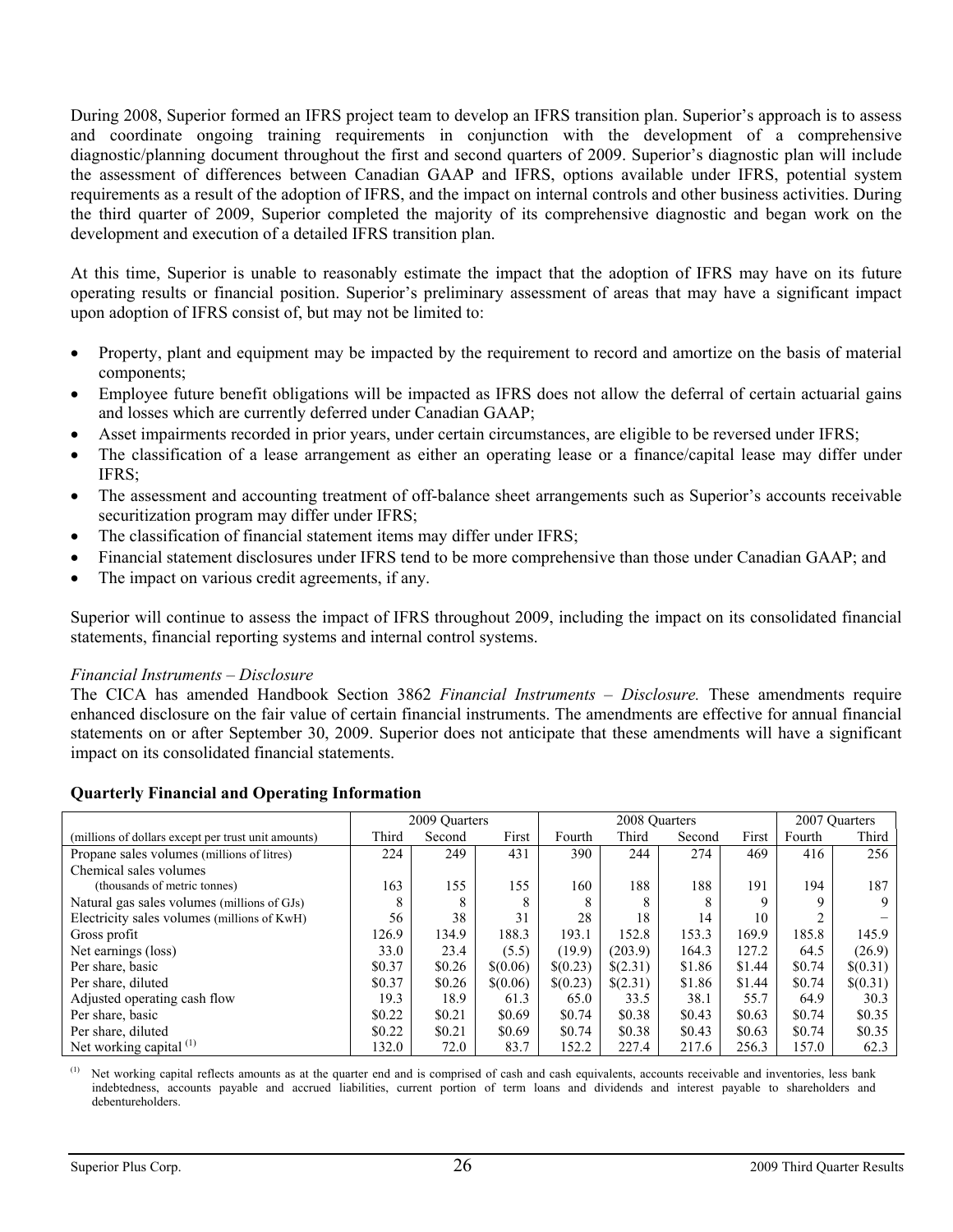During 2008, Superior formed an IFRS project team to develop an IFRS transition plan. Superior's approach is to assess and coordinate ongoing training requirements in conjunction with the development of a comprehensive diagnostic/planning document throughout the first and second quarters of 2009. Superior's diagnostic plan will include the assessment of differences between Canadian GAAP and IFRS, options available under IFRS, potential system requirements as a result of the adoption of IFRS, and the impact on internal controls and other business activities. During the third quarter of 2009, Superior completed the majority of its comprehensive diagnostic and began work on the development and execution of a detailed IFRS transition plan.

At this time, Superior is unable to reasonably estimate the impact that the adoption of IFRS may have on its future operating results or financial position. Superior's preliminary assessment of areas that may have a significant impact upon adoption of IFRS consist of, but may not be limited to:

- Property, plant and equipment may be impacted by the requirement to record and amortize on the basis of material components;
- Employee future benefit obligations will be impacted as IFRS does not allow the deferral of certain actuarial gains and losses which are currently deferred under Canadian GAAP;
- Asset impairments recorded in prior years, under certain circumstances, are eligible to be reversed under IFRS;
- The classification of a lease arrangement as either an operating lease or a finance/capital lease may differ under IFRS;
- The assessment and accounting treatment of off-balance sheet arrangements such as Superior's accounts receivable securitization program may differ under IFRS;
- The classification of financial statement items may differ under IFRS;
- Financial statement disclosures under IFRS tend to be more comprehensive than those under Canadian GAAP; and
- The impact on various credit agreements, if any.

Superior will continue to assess the impact of IFRS throughout 2009, including the impact on its consolidated financial statements, financial reporting systems and internal control systems.

*Financial Instruments – Disclosure*

The CICA has amended Handbook Section 3862 *Financial Instruments – Disclosure.* These amendments require enhanced disclosure on the fair value of certain financial instruments. The amendments are effective for annual financial statements on or after September 30, 2009. Superior does not anticipate that these amendments will have a significant impact on its consolidated financial statements.

## Quarterly Financial and Operating Information

| | 2009 Quarters | | | 2008 Quarters | | | | 2007 Quarters | |
|---|---|---|---|---|---|---|---|---|---|
| (millions of dollars except per trust unit amounts) | Third | Second | First | Fourth | Third | Second | First | Fourth | Third |
| Propane sales volumes (millions of litres) | 224 | 249 | 431 | 390 | 244 | 274 | 469 | 416 | 256 |
| Chemical sales volumes (thousands of metric tonnes) | 163 | 155 | 155 | 160 | 188 | 188 | 191 | 194 | 187 |
| Natural gas sales volumes (millions of GJs) | 8 | 8 | 8 | 8 | 8 | 8 | 9 | 9 | 9 |
| Electricity sales volumes (millions of KwH) | 56 | 38 | 31 | 28 | 18 | 14 | 10 | 2 | – |
| Gross profit | 126.9 | 134.9 | 188.3 | 193.1 | 152.8 | 153.3 | 169.9 | 185.8 | 145.9 |
| Net earnings (loss) | 33.0 | 23.4 | (5.5) | (19.9) | (203.9) | 164.3 | 127.2 | 64.5 | (26.9) |
| Per share, basic | $0.37 | $0.26 | $(0.06) | $(0.23) | $(2.31) | $1.86 | $1.44 | $0.74 | $(0.31) |
| Per share, diluted | $0.37 | $0.26 | $(0.06) | $(0.23) | $(2.31) | $1.86 | $1.44 | $0.74 | $(0.31) |
| Adjusted operating cash flow | 19.3 | 18.9 | 61.3 | 65.0 | 33.5 | 38.1 | 55.7 | 64.9 | 30.3 |
| Per share, basic | $0.22 | $0.21 | $0.69 | $0.74 | $0.38 | $0.43 | $0.63 | $0.74 | $0.35 |
| Per share, diluted | $0.22 | $0.21 | $0.69 | $0.74 | $0.38 | $0.43 | $0.63 | $0.74 | $0.35 |
| Net working capital [(1)] | 132.0 | 72.0 | 83.7 | 152.2 | 227.4 | 217.6 | 256.3 | 157.0 | 62.3 |

[(1)] Net working capital reflects amounts as at the quarter end and is comprised of cash and cash equivalents, accounts receivable and inventories, less bank indebtedness, accounts payable and accrued liabilities, current portion of term loans and dividends and interest payable to shareholders and debentureholders.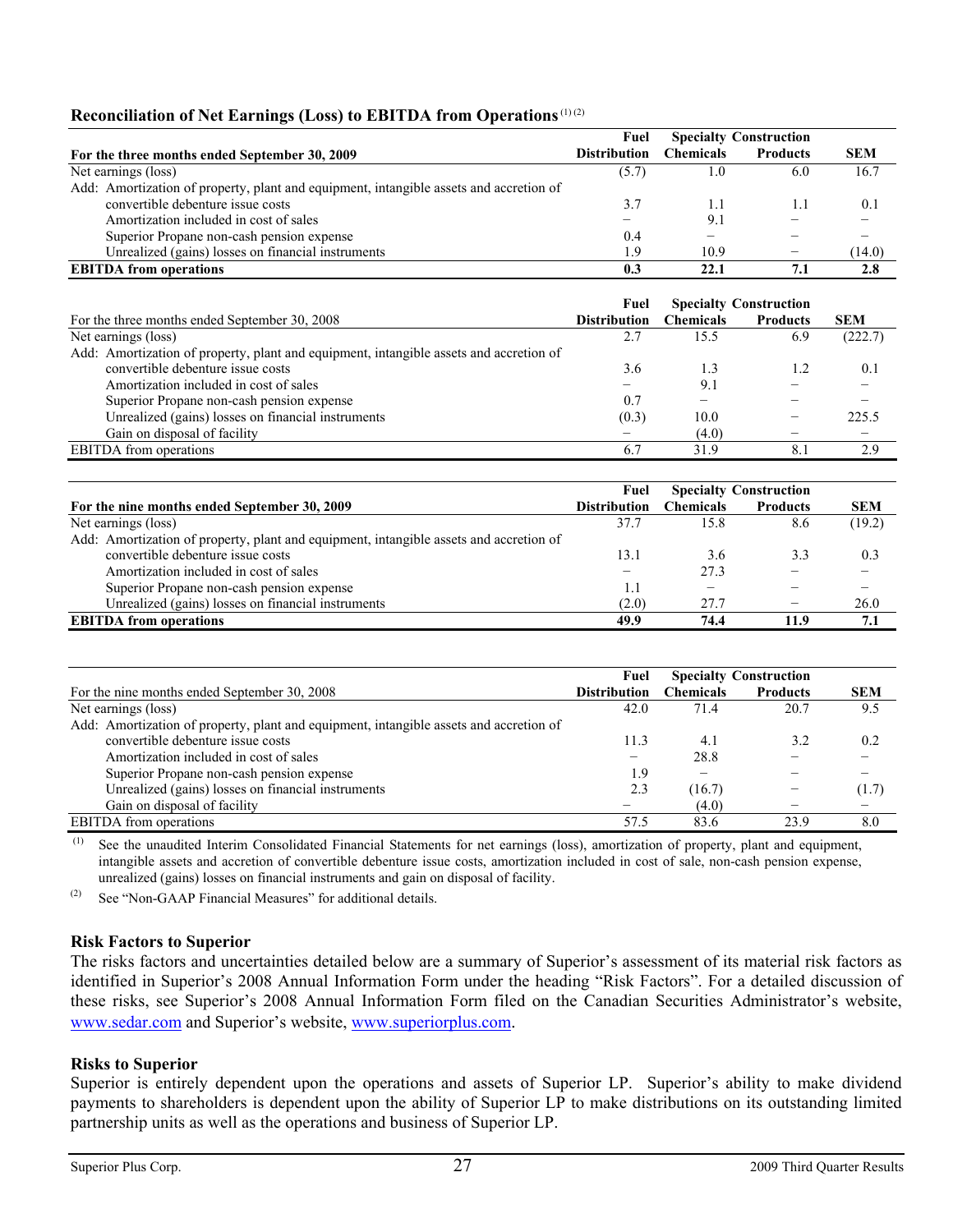### Reconciliation of Net Earnings (Loss) to EBITDA from Operations [(1) (2)]

| For the three months ended September 30, 2009 | Fuel Distribution | Specialty Chemicals | Construction Products | SEM |
|---|---|---|---|---|
| Net earnings (loss) | (5.7) | 1.0 | 6.0 | 16.7 |
| Add: Amortization of property, plant and equipment, intangible assets and accretion of convertible debenture issue costs | 3.7 | 1.1 | 1.1 | 0.1 |
| Amortization included in cost of sales | – | 9.1 | – | – |
| Superior Propane non-cash pension expense | 0.4 | – | – | – |
| Unrealized (gains) losses on financial instruments | 1.9 | 10.9 | – | (14.0) |
| **EBITDA from operations** | **0.3** | **22.1** | **7.1** | **2.8** |

| For the three months ended September 30, 2008 | Fuel Distribution | Specialty Chemicals | Construction Products | SEM |
|---|---|---|---|---|
| Net earnings (loss) | 2.7 | 15.5 | 6.9 | (222.7) |
| Add: Amortization of property, plant and equipment, intangible assets and accretion of convertible debenture issue costs | 3.6 | 1.3 | 1.2 | 0.1 |
| Amortization included in cost of sales | – | 9.1 | – | – |
| Superior Propane non-cash pension expense | 0.7 | – | – | – |
| Unrealized (gains) losses on financial instruments | (0.3) | 10.0 | – | 225.5 |
| Gain on disposal of facility | – | (4.0) | – | – |
| EBITDA from operations | 6.7 | 31.9 | 8.1 | 2.9 |

| For the nine months ended September 30, 2009 | Fuel Distribution | Specialty Chemicals | Construction Products | SEM |
|---|---|---|---|---|
| Net earnings (loss) | 37.7 | 15.8 | 8.6 | (19.2) |
| Add: Amortization of property, plant and equipment, intangible assets and accretion of convertible debenture issue costs | 13.1 | 3.6 | 3.3 | 0.3 |
| Amortization included in cost of sales | – | 27.3 | – | – |
| Superior Propane non-cash pension expense | 1.1 | – | – | – |
| Unrealized (gains) losses on financial instruments | (2.0) | 27.7 | – | 26.0 |
| **EBITDA from operations** | **49.9** | **74.4** | **11.9** | **7.1** |

| For the nine months ended September 30, 2008 | Fuel Distribution | Specialty Chemicals | Construction Products | SEM |
|---|---|---|---|---|
| Net earnings (loss) | 42.0 | 71.4 | 20.7 | 9.5 |
| Add: Amortization of property, plant and equipment, intangible assets and accretion of convertible debenture issue costs | 11.3 | 4.1 | 3.2 | 0.2 |
| Amortization included in cost of sales | – | 28.8 | – | – |
| Superior Propane non-cash pension expense | 1.9 | – | – | – |
| Unrealized (gains) losses on financial instruments | 2.3 | (16.7) | – | (1.7) |
| Gain on disposal of facility | – | (4.0) | – | – |
| EBITDA from operations | 57.5 | 83.6 | 23.9 | 8.0 |

(1) See the unaudited Interim Consolidated Financial Statements for net earnings (loss), amortization of property, plant and equipment, intangible assets and accretion of convertible debenture issue costs, amortization included in cost of sale, non-cash pension expense, unrealized (gains) losses on financial instruments and gain on disposal of facility.

(2) See "Non-GAAP Financial Measures" for additional details.

### Risk Factors to Superior

The risks factors and uncertainties detailed below are a summary of Superior's assessment of its material risk factors as identified in Superior's 2008 Annual Information Form under the heading "Risk Factors". For a detailed discussion of these risks, see Superior's 2008 Annual Information Form filed on the Canadian Securities Administrator's website, www.sedar.com and Superior's website, www.superiorplus.com.

### Risks to Superior

Superior is entirely dependent upon the operations and assets of Superior LP. Superior's ability to make dividend payments to shareholders is dependent upon the ability of Superior LP to make distributions on its outstanding limited partnership units as well as the operations and business of Superior LP.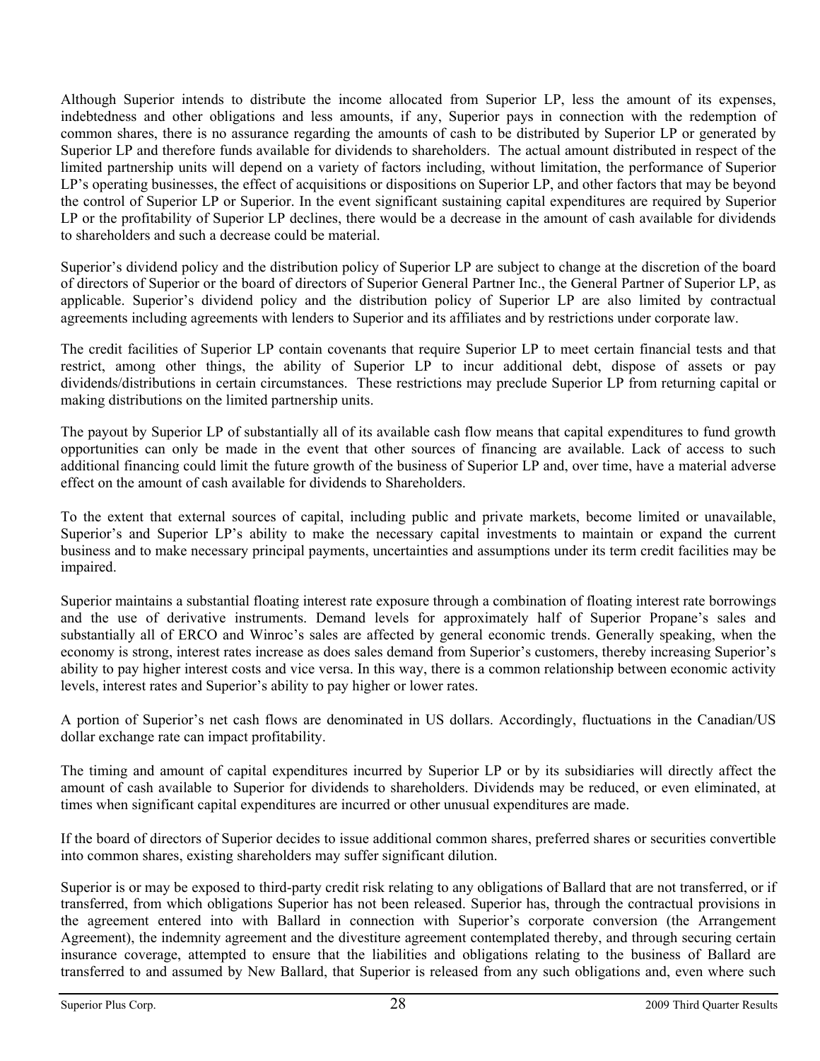Although Superior intends to distribute the income allocated from Superior LP, less the amount of its expenses, indebtedness and other obligations and less amounts, if any, Superior pays in connection with the redemption of common shares, there is no assurance regarding the amounts of cash to be distributed by Superior LP or generated by Superior LP and therefore funds available for dividends to shareholders. The actual amount distributed in respect of the limited partnership units will depend on a variety of factors including, without limitation, the performance of Superior LP's operating businesses, the effect of acquisitions or dispositions on Superior LP, and other factors that may be beyond the control of Superior LP or Superior. In the event significant sustaining capital expenditures are required by Superior LP or the profitability of Superior LP declines, there would be a decrease in the amount of cash available for dividends to shareholders and such a decrease could be material.

Superior's dividend policy and the distribution policy of Superior LP are subject to change at the discretion of the board of directors of Superior or the board of directors of Superior General Partner Inc., the General Partner of Superior LP, as applicable. Superior's dividend policy and the distribution policy of Superior LP are also limited by contractual agreements including agreements with lenders to Superior and its affiliates and by restrictions under corporate law.

The credit facilities of Superior LP contain covenants that require Superior LP to meet certain financial tests and that restrict, among other things, the ability of Superior LP to incur additional debt, dispose of assets or pay dividends/distributions in certain circumstances. These restrictions may preclude Superior LP from returning capital or making distributions on the limited partnership units.

The payout by Superior LP of substantially all of its available cash flow means that capital expenditures to fund growth opportunities can only be made in the event that other sources of financing are available. Lack of access to such additional financing could limit the future growth of the business of Superior LP and, over time, have a material adverse effect on the amount of cash available for dividends to Shareholders.

To the extent that external sources of capital, including public and private markets, become limited or unavailable, Superior's and Superior LP's ability to make the necessary capital investments to maintain or expand the current business and to make necessary principal payments, uncertainties and assumptions under its term credit facilities may be impaired.

Superior maintains a substantial floating interest rate exposure through a combination of floating interest rate borrowings and the use of derivative instruments. Demand levels for approximately half of Superior Propane's sales and substantially all of ERCO and Winroc's sales are affected by general economic trends. Generally speaking, when the economy is strong, interest rates increase as does sales demand from Superior's customers, thereby increasing Superior's ability to pay higher interest costs and vice versa. In this way, there is a common relationship between economic activity levels, interest rates and Superior's ability to pay higher or lower rates.

A portion of Superior's net cash flows are denominated in US dollars. Accordingly, fluctuations in the Canadian/US dollar exchange rate can impact profitability.

The timing and amount of capital expenditures incurred by Superior LP or by its subsidiaries will directly affect the amount of cash available to Superior for dividends to shareholders. Dividends may be reduced, or even eliminated, at times when significant capital expenditures are incurred or other unusual expenditures are made.

If the board of directors of Superior decides to issue additional common shares, preferred shares or securities convertible into common shares, existing shareholders may suffer significant dilution.

Superior is or may be exposed to third-party credit risk relating to any obligations of Ballard that are not transferred, or if transferred, from which obligations Superior has not been released. Superior has, through the contractual provisions in the agreement entered into with Ballard in connection with Superior's corporate conversion (the Arrangement Agreement), the indemnity agreement and the divestiture agreement contemplated thereby, and through securing certain insurance coverage, attempted to ensure that the liabilities and obligations relating to the business of Ballard are transferred to and assumed by New Ballard, that Superior is released from any such obligations and, even where such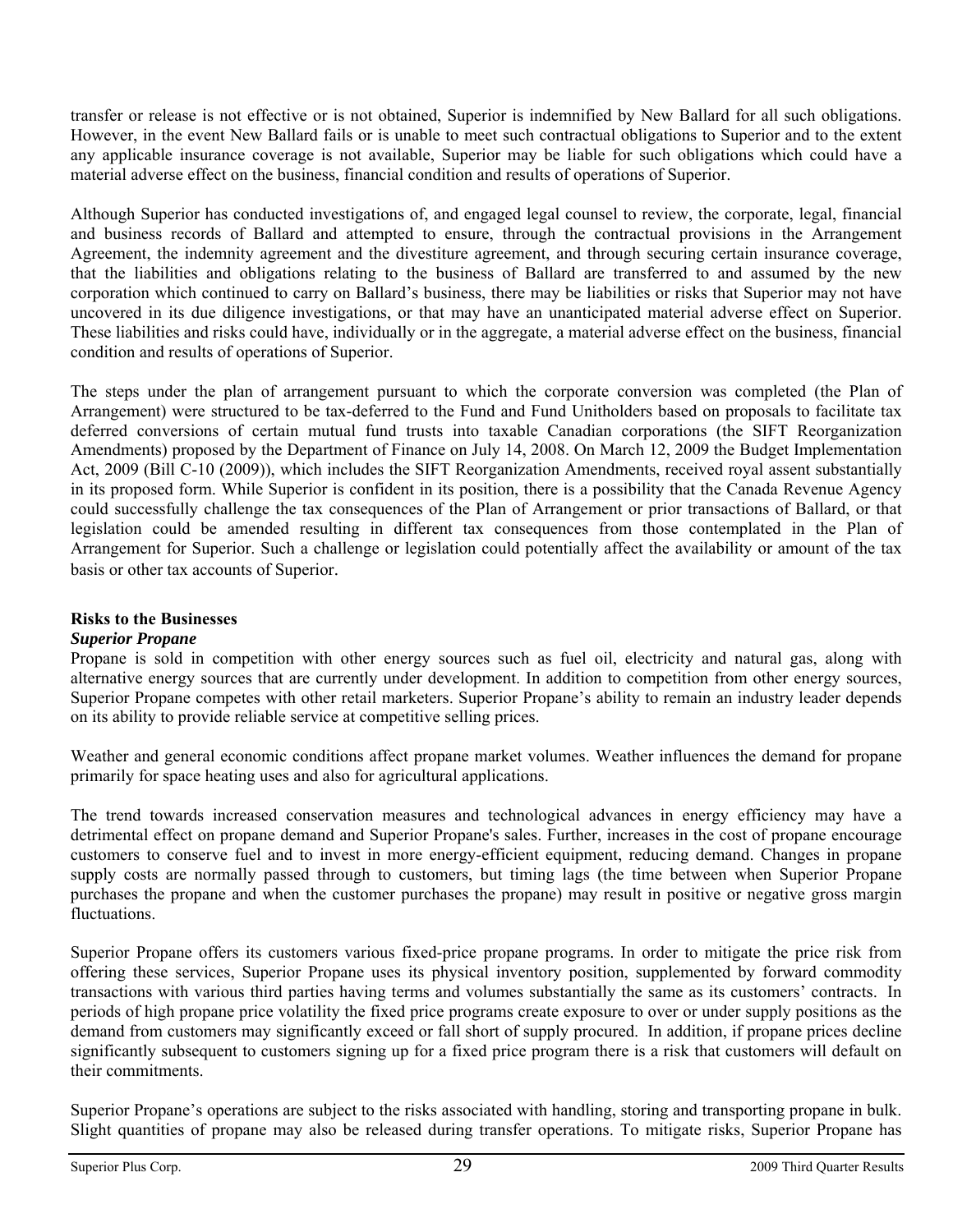transfer or release is not effective or is not obtained, Superior is indemnified by New Ballard for all such obligations. However, in the event New Ballard fails or is unable to meet such contractual obligations to Superior and to the extent any applicable insurance coverage is not available, Superior may be liable for such obligations which could have a material adverse effect on the business, financial condition and results of operations of Superior.

Although Superior has conducted investigations of, and engaged legal counsel to review, the corporate, legal, financial and business records of Ballard and attempted to ensure, through the contractual provisions in the Arrangement Agreement, the indemnity agreement and the divestiture agreement, and through securing certain insurance coverage, that the liabilities and obligations relating to the business of Ballard are transferred to and assumed by the new corporation which continued to carry on Ballard's business, there may be liabilities or risks that Superior may not have uncovered in its due diligence investigations, or that may have an unanticipated material adverse effect on Superior. These liabilities and risks could have, individually or in the aggregate, a material adverse effect on the business, financial condition and results of operations of Superior.

The steps under the plan of arrangement pursuant to which the corporate conversion was completed (the Plan of Arrangement) were structured to be tax-deferred to the Fund and Fund Unitholders based on proposals to facilitate tax deferred conversions of certain mutual fund trusts into taxable Canadian corporations (the SIFT Reorganization Amendments) proposed by the Department of Finance on July 14, 2008. On March 12, 2009 the Budget Implementation Act, 2009 (Bill C-10 (2009)), which includes the SIFT Reorganization Amendments, received royal assent substantially in its proposed form. While Superior is confident in its position, there is a possibility that the Canada Revenue Agency could successfully challenge the tax consequences of the Plan of Arrangement or prior transactions of Ballard, or that legislation could be amended resulting in different tax consequences from those contemplated in the Plan of Arrangement for Superior. Such a challenge or legislation could potentially affect the availability or amount of the tax basis or other tax accounts of Superior.

**Risks to the Businesses**

***Superior Propane***

Propane is sold in competition with other energy sources such as fuel oil, electricity and natural gas, along with alternative energy sources that are currently under development. In addition to competition from other energy sources, Superior Propane competes with other retail marketers. Superior Propane's ability to remain an industry leader depends on its ability to provide reliable service at competitive selling prices.

Weather and general economic conditions affect propane market volumes. Weather influences the demand for propane primarily for space heating uses and also for agricultural applications.

The trend towards increased conservation measures and technological advances in energy efficiency may have a detrimental effect on propane demand and Superior Propane's sales. Further, increases in the cost of propane encourage customers to conserve fuel and to invest in more energy-efficient equipment, reducing demand. Changes in propane supply costs are normally passed through to customers, but timing lags (the time between when Superior Propane purchases the propane and when the customer purchases the propane) may result in positive or negative gross margin fluctuations.

Superior Propane offers its customers various fixed-price propane programs. In order to mitigate the price risk from offering these services, Superior Propane uses its physical inventory position, supplemented by forward commodity transactions with various third parties having terms and volumes substantially the same as its customers' contracts. In periods of high propane price volatility the fixed price programs create exposure to over or under supply positions as the demand from customers may significantly exceed or fall short of supply procured. In addition, if propane prices decline significantly subsequent to customers signing up for a fixed price program there is a risk that customers will default on their commitments.

Superior Propane's operations are subject to the risks associated with handling, storing and transporting propane in bulk. Slight quantities of propane may also be released during transfer operations. To mitigate risks, Superior Propane has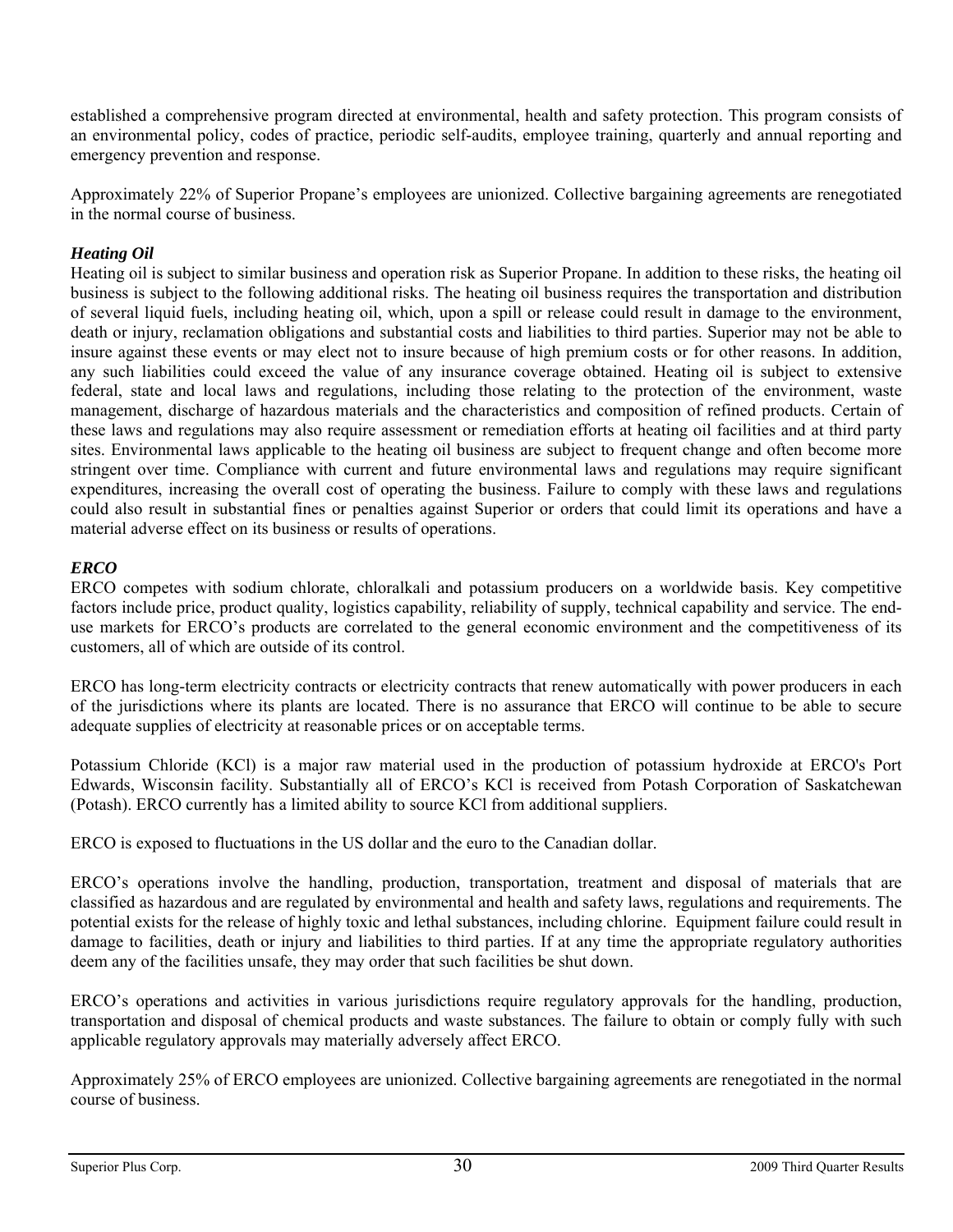established a comprehensive program directed at environmental, health and safety protection. This program consists of an environmental policy, codes of practice, periodic self-audits, employee training, quarterly and annual reporting and emergency prevention and response.

Approximately 22% of Superior Propane's employees are unionized. Collective bargaining agreements are renegotiated in the normal course of business.

***Heating Oil***

Heating oil is subject to similar business and operation risk as Superior Propane. In addition to these risks, the heating oil business is subject to the following additional risks. The heating oil business requires the transportation and distribution of several liquid fuels, including heating oil, which, upon a spill or release could result in damage to the environment, death or injury, reclamation obligations and substantial costs and liabilities to third parties. Superior may not be able to insure against these events or may elect not to insure because of high premium costs or for other reasons. In addition, any such liabilities could exceed the value of any insurance coverage obtained. Heating oil is subject to extensive federal, state and local laws and regulations, including those relating to the protection of the environment, waste management, discharge of hazardous materials and the characteristics and composition of refined products. Certain of these laws and regulations may also require assessment or remediation efforts at heating oil facilities and at third party sites. Environmental laws applicable to the heating oil business are subject to frequent change and often become more stringent over time. Compliance with current and future environmental laws and regulations may require significant expenditures, increasing the overall cost of operating the business. Failure to comply with these laws and regulations could also result in substantial fines or penalties against Superior or orders that could limit its operations and have a material adverse effect on its business or results of operations.

***ERCO***

ERCO competes with sodium chlorate, chloralkali and potassium producers on a worldwide basis. Key competitive factors include price, product quality, logistics capability, reliability of supply, technical capability and service. The end-use markets for ERCO's products are correlated to the general economic environment and the competitiveness of its customers, all of which are outside of its control.

ERCO has long-term electricity contracts or electricity contracts that renew automatically with power producers in each of the jurisdictions where its plants are located. There is no assurance that ERCO will continue to be able to secure adequate supplies of electricity at reasonable prices or on acceptable terms.

Potassium Chloride (KCl) is a major raw material used in the production of potassium hydroxide at ERCO's Port Edwards, Wisconsin facility. Substantially all of ERCO's KCl is received from Potash Corporation of Saskatchewan (Potash). ERCO currently has a limited ability to source KCl from additional suppliers.

ERCO is exposed to fluctuations in the US dollar and the euro to the Canadian dollar.

ERCO's operations involve the handling, production, transportation, treatment and disposal of materials that are classified as hazardous and are regulated by environmental and health and safety laws, regulations and requirements. The potential exists for the release of highly toxic and lethal substances, including chlorine. Equipment failure could result in damage to facilities, death or injury and liabilities to third parties. If at any time the appropriate regulatory authorities deem any of the facilities unsafe, they may order that such facilities be shut down.

ERCO's operations and activities in various jurisdictions require regulatory approvals for the handling, production, transportation and disposal of chemical products and waste substances. The failure to obtain or comply fully with such applicable regulatory approvals may materially adversely affect ERCO.

Approximately 25% of ERCO employees are unionized. Collective bargaining agreements are renegotiated in the normal course of business.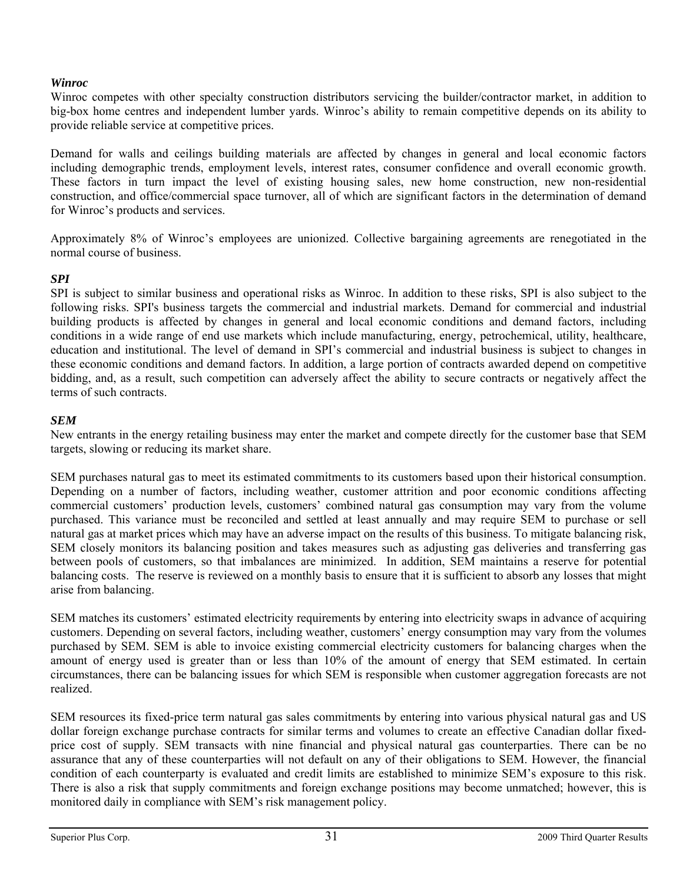***Winroc***

Winroc competes with other specialty construction distributors servicing the builder/contractor market, in addition to big-box home centres and independent lumber yards. Winroc's ability to remain competitive depends on its ability to provide reliable service at competitive prices.

Demand for walls and ceilings building materials are affected by changes in general and local economic factors including demographic trends, employment levels, interest rates, consumer confidence and overall economic growth. These factors in turn impact the level of existing housing sales, new home construction, new non-residential construction, and office/commercial space turnover, all of which are significant factors in the determination of demand for Winroc's products and services.

Approximately 8% of Winroc's employees are unionized. Collective bargaining agreements are renegotiated in the normal course of business.

***SPI***

SPI is subject to similar business and operational risks as Winroc. In addition to these risks, SPI is also subject to the following risks. SPI's business targets the commercial and industrial markets. Demand for commercial and industrial building products is affected by changes in general and local economic conditions and demand factors, including conditions in a wide range of end use markets which include manufacturing, energy, petrochemical, utility, healthcare, education and institutional. The level of demand in SPI's commercial and industrial business is subject to changes in these economic conditions and demand factors. In addition, a large portion of contracts awarded depend on competitive bidding, and, as a result, such competition can adversely affect the ability to secure contracts or negatively affect the terms of such contracts.

***SEM***

New entrants in the energy retailing business may enter the market and compete directly for the customer base that SEM targets, slowing or reducing its market share.

SEM purchases natural gas to meet its estimated commitments to its customers based upon their historical consumption. Depending on a number of factors, including weather, customer attrition and poor economic conditions affecting commercial customers' production levels, customers' combined natural gas consumption may vary from the volume purchased. This variance must be reconciled and settled at least annually and may require SEM to purchase or sell natural gas at market prices which may have an adverse impact on the results of this business. To mitigate balancing risk, SEM closely monitors its balancing position and takes measures such as adjusting gas deliveries and transferring gas between pools of customers, so that imbalances are minimized. In addition, SEM maintains a reserve for potential balancing costs. The reserve is reviewed on a monthly basis to ensure that it is sufficient to absorb any losses that might arise from balancing.

SEM matches its customers' estimated electricity requirements by entering into electricity swaps in advance of acquiring customers. Depending on several factors, including weather, customers' energy consumption may vary from the volumes purchased by SEM. SEM is able to invoice existing commercial electricity customers for balancing charges when the amount of energy used is greater than or less than 10% of the amount of energy that SEM estimated. In certain circumstances, there can be balancing issues for which SEM is responsible when customer aggregation forecasts are not realized.

SEM resources its fixed-price term natural gas sales commitments by entering into various physical natural gas and US dollar foreign exchange purchase contracts for similar terms and volumes to create an effective Canadian dollar fixed-price cost of supply. SEM transacts with nine financial and physical natural gas counterparties. There can be no assurance that any of these counterparties will not default on any of their obligations to SEM. However, the financial condition of each counterparty is evaluated and credit limits are established to minimize SEM's exposure to this risk. There is also a risk that supply commitments and foreign exchange positions may become unmatched; however, this is monitored daily in compliance with SEM's risk management policy.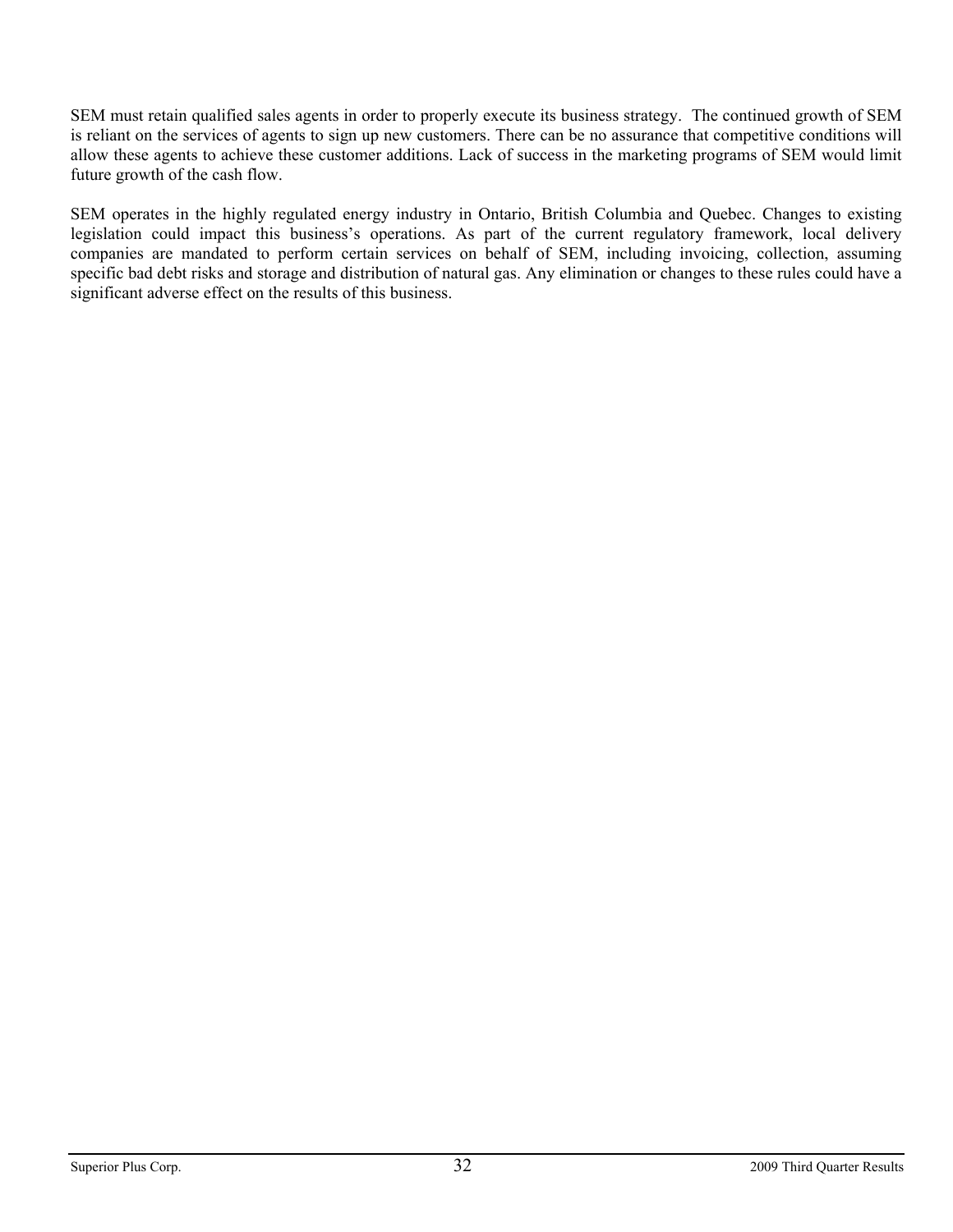SEM must retain qualified sales agents in order to properly execute its business strategy. The continued growth of SEM is reliant on the services of agents to sign up new customers. There can be no assurance that competitive conditions will allow these agents to achieve these customer additions. Lack of success in the marketing programs of SEM would limit future growth of the cash flow.

SEM operates in the highly regulated energy industry in Ontario, British Columbia and Quebec. Changes to existing legislation could impact this business's operations. As part of the current regulatory framework, local delivery companies are mandated to perform certain services on behalf of SEM, including invoicing, collection, assuming specific bad debt risks and storage and distribution of natural gas. Any elimination or changes to these rules could have a significant adverse effect on the results of this business.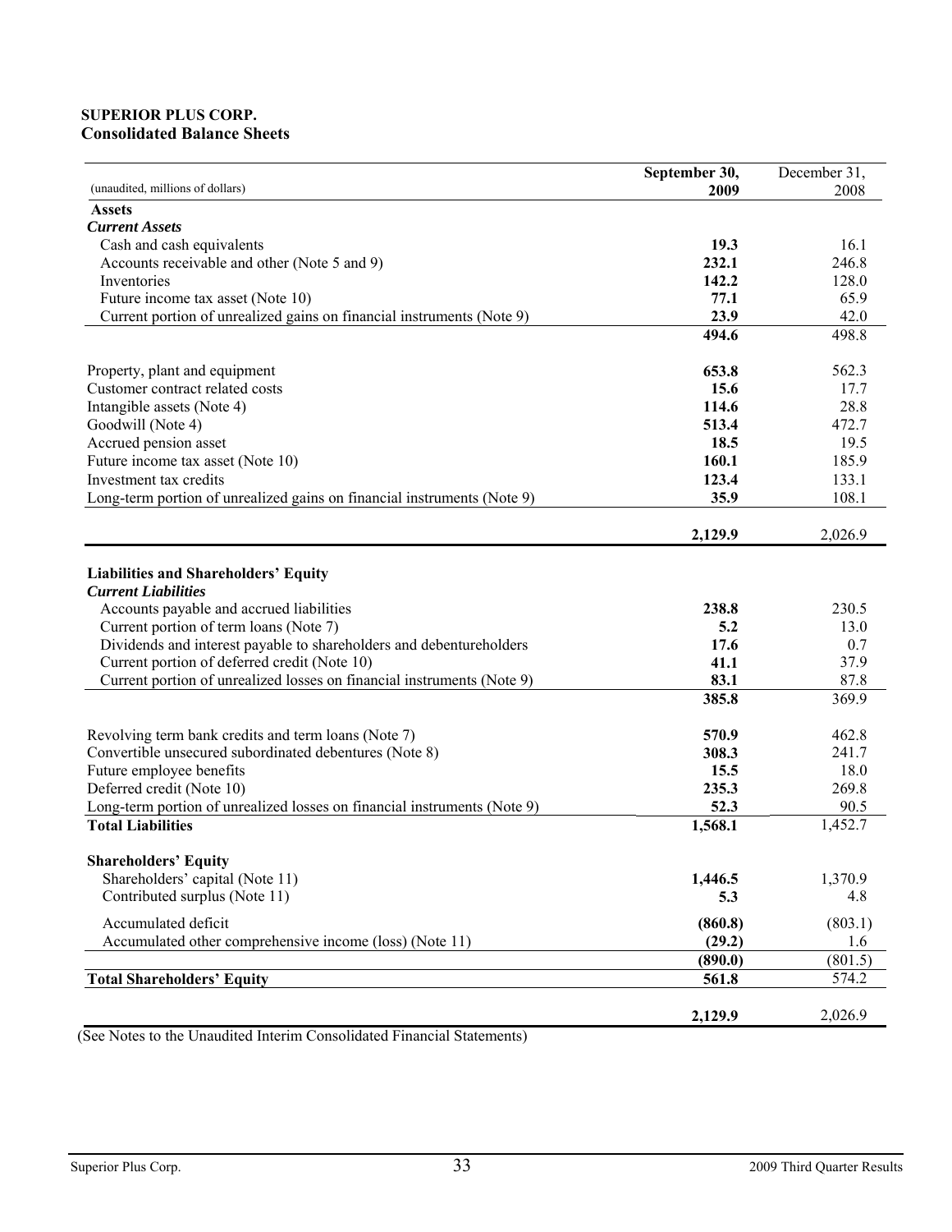**SUPERIOR PLUS CORP.**
**Consolidated Balance Sheets**

| (unaudited, millions of dollars) | September 30, 2009 | December 31, 2008 |
|---|---|---|
| **Assets** | | |
| ***Current Assets*** | | |
| Cash and cash equivalents | **19.3** | 16.1 |
| Accounts receivable and other (Note 5 and 9) | **232.1** | 246.8 |
| Inventories | **142.2** | 128.0 |
| Future income tax asset (Note 10) | **77.1** | 65.9 |
| Current portion of unrealized gains on financial instruments (Note 9) | **23.9** | 42.0 |
| | **494.6** | 498.8 |
| Property, plant and equipment | **653.8** | 562.3 |
| Customer contract related costs | **15.6** | 17.7 |
| Intangible assets (Note 4) | **114.6** | 28.8 |
| Goodwill (Note 4) | **513.4** | 472.7 |
| Accrued pension asset | **18.5** | 19.5 |
| Future income tax asset (Note 10) | **160.1** | 185.9 |
| Investment tax credits | **123.4** | 133.1 |
| Long-term portion of unrealized gains on financial instruments (Note 9) | **35.9** | 108.1 |
| | **2,129.9** | 2,026.9 |
| **Liabilities and Shareholders' Equity** | | |
| ***Current Liabilities*** | | |
| Accounts payable and accrued liabilities | **238.8** | 230.5 |
| Current portion of term loans (Note 7) | **5.2** | 13.0 |
| Dividends and interest payable to shareholders and debentureholders | **17.6** | 0.7 |
| Current portion of deferred credit (Note 10) | **41.1** | 37.9 |
| Current portion of unrealized losses on financial instruments (Note 9) | **83.1** | 87.8 |
| | **385.8** | 369.9 |
| Revolving term bank credits and term loans (Note 7) | **570.9** | 462.8 |
| Convertible unsecured subordinated debentures (Note 8) | **308.3** | 241.7 |
| Future employee benefits | **15.5** | 18.0 |
| Deferred credit (Note 10) | **235.3** | 269.8 |
| Long-term portion of unrealized losses on financial instruments (Note 9) | **52.3** | 90.5 |
| **Total Liabilities** | **1,568.1** | 1,452.7 |
| **Shareholders' Equity** | | |
| Shareholders' capital (Note 11) | **1,446.5** | 1,370.9 |
| Contributed surplus (Note 11) | **5.3** | 4.8 |
| Accumulated deficit | **(860.8)** | (803.1) |
| Accumulated other comprehensive income (loss) (Note 11) | **(29.2)** | 1.6 |
| | **(890.0)** | (801.5) |
| **Total Shareholders' Equity** | **561.8** | 574.2 |
| | **2,129.9** | 2,026.9 |

(See Notes to the Unaudited Interim Consolidated Financial Statements)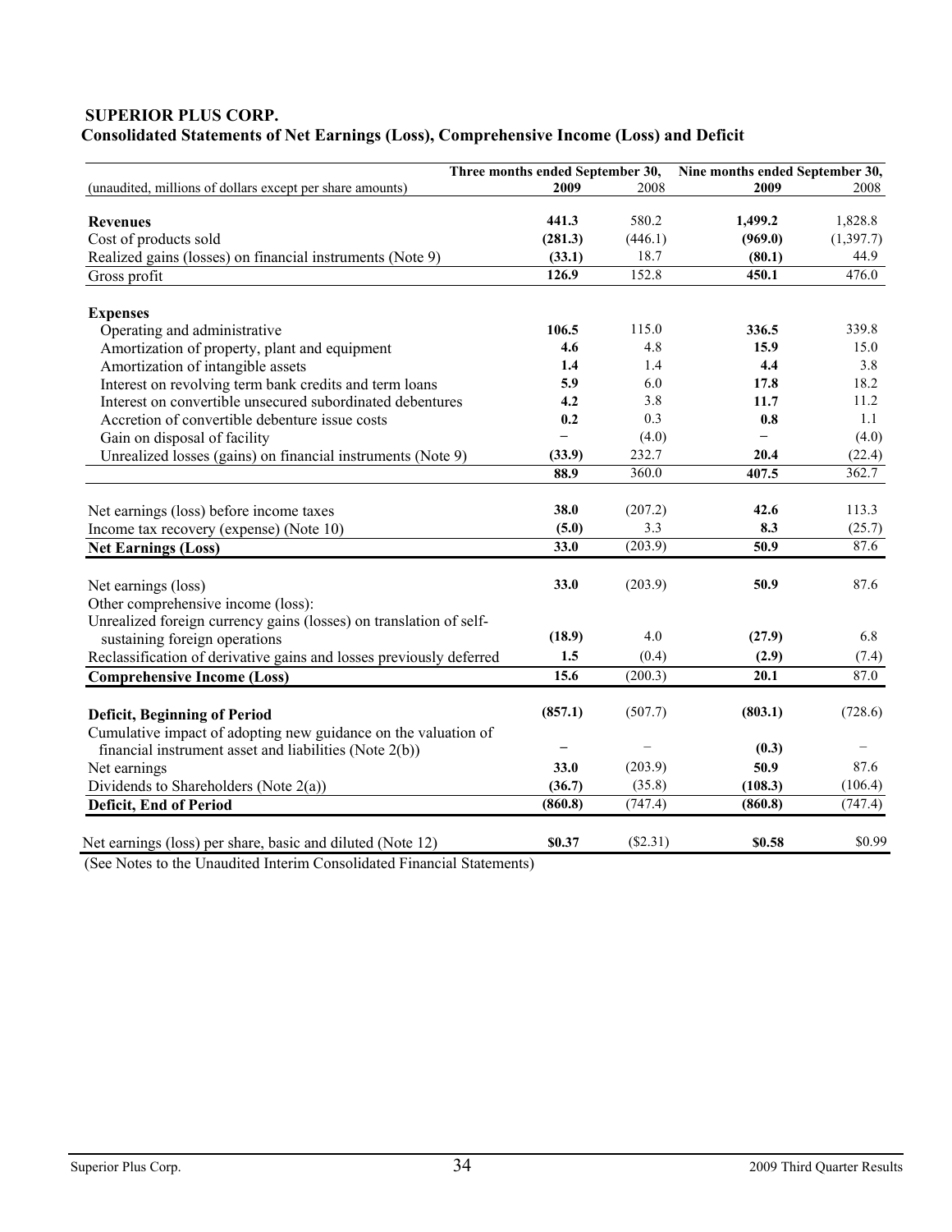**SUPERIOR PLUS CORP.**

**Consolidated Statements of Net Earnings (Loss), Comprehensive Income (Loss) and Deficit**

| (unaudited, millions of dollars except per share amounts) | Three months ended September 30, 2009 | 2008 | Nine months ended September 30, 2009 | 2008 |
|---|---|---|---|---|
| **Revenues** | **441.3** | 580.2 | **1,499.2** | 1,828.8 |
| Cost of products sold | **(281.3)** | (446.1) | **(969.0)** | (1,397.7) |
| Realized gains (losses) on financial instruments (Note 9) | **(33.1)** | 18.7 | **(80.1)** | 44.9 |
| Gross profit | **126.9** | 152.8 | **450.1** | 476.0 |
| **Expenses** | | | | |
| Operating and administrative | **106.5** | 115.0 | **336.5** | 339.8 |
| Amortization of property, plant and equipment | **4.6** | 4.8 | **15.9** | 15.0 |
| Amortization of intangible assets | **1.4** | 1.4 | **4.4** | 3.8 |
| Interest on revolving term bank credits and term loans | **5.9** | 6.0 | **17.8** | 18.2 |
| Interest on convertible unsecured subordinated debentures | **4.2** | 3.8 | **11.7** | 11.2 |
| Accretion of convertible debenture issue costs | **0.2** | 0.3 | **0.8** | 1.1 |
| Gain on disposal of facility | **–** | (4.0) | **–** | (4.0) |
| Unrealized losses (gains) on financial instruments (Note 9) | **(33.9)** | 232.7 | **20.4** | (22.4) |
| | **88.9** | 360.0 | **407.5** | 362.7 |
| Net earnings (loss) before income taxes | **38.0** | (207.2) | **42.6** | 113.3 |
| Income tax recovery (expense) (Note 10) | **(5.0)** | 3.3 | **8.3** | (25.7) |
| **Net Earnings (Loss)** | **33.0** | (203.9) | **50.9** | 87.6 |
| Net earnings (loss) | **33.0** | (203.9) | **50.9** | 87.6 |
| Other comprehensive income (loss): | | | | |
| Unrealized foreign currency gains (losses) on translation of self-sustaining foreign operations | **(18.9)** | 4.0 | **(27.9)** | 6.8 |
| Reclassification of derivative gains and losses previously deferred | **1.5** | (0.4) | **(2.9)** | (7.4) |
| **Comprehensive Income (Loss)** | **15.6** | (200.3) | **20.1** | 87.0 |
| **Deficit, Beginning of Period** | **(857.1)** | (507.7) | **(803.1)** | (728.6) |
| Cumulative impact of adopting new guidance on the valuation of financial instrument asset and liabilities (Note 2(b)) | **–** | – | **(0.3)** | – |
| Net earnings | **33.0** | (203.9) | **50.9** | 87.6 |
| Dividends to Shareholders (Note 2(a)) | **(36.7)** | (35.8) | **(108.3)** | (106.4) |
| **Deficit, End of Period** | **(860.8)** | (747.4) | **(860.8)** | (747.4) |
| Net earnings (loss) per share, basic and diluted (Note 12) | **$0.37** | ($2.31) | **$0.58** | $0.99 |

(See Notes to the Unaudited Interim Consolidated Financial Statements)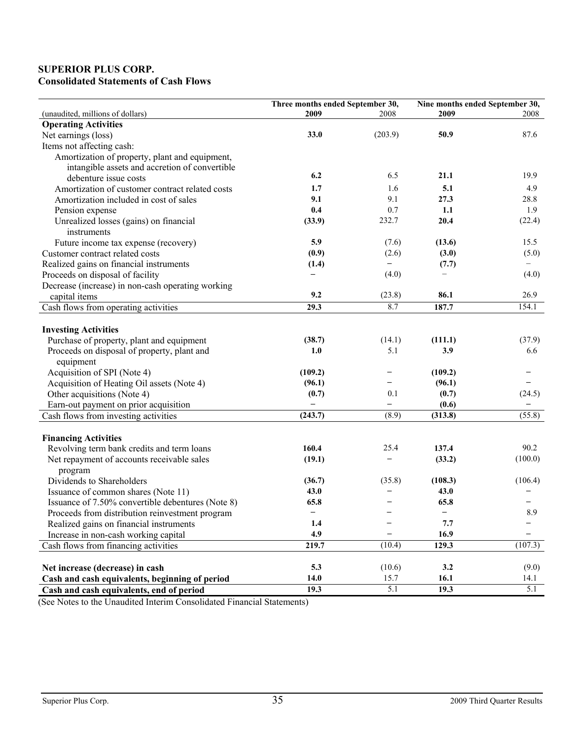**SUPERIOR PLUS CORP.**
**Consolidated Statements of Cash Flows**

| | Three months ended September 30, | | Nine months ended September 30, | |
|---|---|---|---|---|
| (unaudited, millions of dollars) | **2009** | 2008 | **2009** | 2008 |
| **Operating Activities** | | | | |
| Net earnings (loss) | **33.0** | (203.9) | **50.9** | 87.6 |
| Items not affecting cash: | | | | |
| Amortization of property, plant and equipment, intangible assets and accretion of convertible debenture issue costs | **6.2** | 6.5 | **21.1** | 19.9 |
| Amortization of customer contract related costs | **1.7** | 1.6 | **5.1** | 4.9 |
| Amortization included in cost of sales | **9.1** | 9.1 | **27.3** | 28.8 |
| Pension expense | **0.4** | 0.7 | **1.1** | 1.9 |
| Unrealized losses (gains) on financial instruments | **(33.9)** | 232.7 | **20.4** | (22.4) |
| Future income tax expense (recovery) | **5.9** | (7.6) | **(13.6)** | 15.5 |
| Customer contract related costs | **(0.9)** | (2.6) | **(3.0)** | (5.0) |
| Realized gains on financial instruments | **(1.4)** | – | **(7.7)** | – |
| Proceeds on disposal of facility | **–** | (4.0) | – | (4.0) |
| Decrease (increase) in non-cash operating working capital items | **9.2** | (23.8) | **86.1** | 26.9 |
| Cash flows from operating activities | **29.3** | 8.7 | **187.7** | 154.1 |
| | | | | |
| **Investing Activities** | | | | |
| Purchase of property, plant and equipment | **(38.7)** | (14.1) | **(111.1)** | (37.9) |
| Proceeds on disposal of property, plant and equipment | **1.0** | 5.1 | **3.9** | 6.6 |
| Acquisition of SPI (Note 4) | **(109.2)** | – | **(109.2)** | – |
| Acquisition of Heating Oil assets (Note 4) | **(96.1)** | – | **(96.1)** | – |
| Other acquisitions (Note 4) | **(0.7)** | 0.1 | **(0.7)** | (24.5) |
| Earn-out payment on prior acquisition | **–** | – | **(0.6)** | – |
| Cash flows from investing activities | **(243.7)** | (8.9) | **(313.8)** | (55.8) |
| | | | | |
| **Financing Activities** | | | | |
| Revolving term bank credits and term loans | **160.4** | 25.4 | **137.4** | 90.2 |
| Net repayment of accounts receivable sales program | **(19.1)** | – | **(33.2)** | (100.0) |
| Dividends to Shareholders | **(36.7)** | (35.8) | **(108.3)** | (106.4) |
| Issuance of common shares (Note 11) | **43.0** | – | **43.0** | – |
| Issuance of 7.50% convertible debentures (Note 8) | **65.8** | – | **65.8** | – |
| Proceeds from distribution reinvestment program | **–** | – | **–** | 8.9 |
| Realized gains on financial instruments | **1.4** | – | **7.7** | – |
| Increase in non-cash working capital | **4.9** | – | **16.9** | – |
| Cash flows from financing activities | **219.7** | (10.4) | **129.3** | (107.3) |
| | | | | |
| **Net increase (decrease) in cash** | **5.3** | (10.6) | **3.2** | (9.0) |
| **Cash and cash equivalents, beginning of period** | **14.0** | 15.7 | **16.1** | 14.1 |
| **Cash and cash equivalents, end of period** | **19.3** | 5.1 | **19.3** | 5.1 |

(See Notes to the Unaudited Interim Consolidated Financial Statements)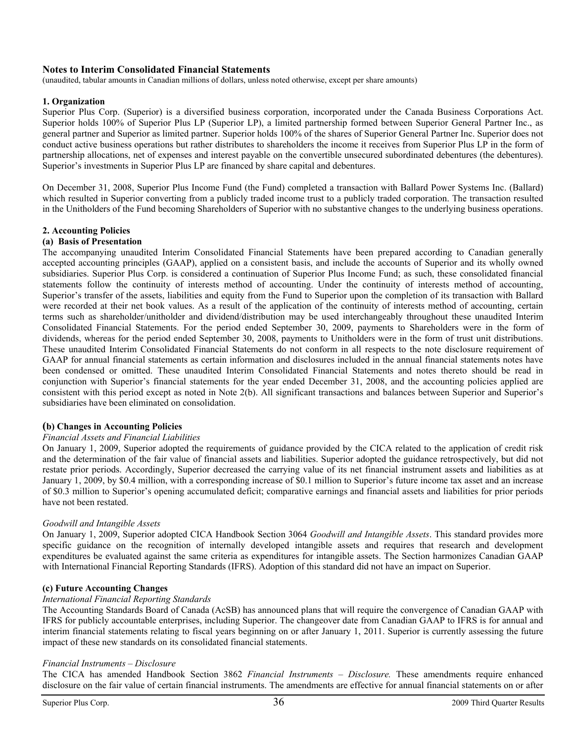## Notes to Interim Consolidated Financial Statements

(unaudited, tabular amounts in Canadian millions of dollars, unless noted otherwise, except per share amounts)

### 1. Organization

Superior Plus Corp. (Superior) is a diversified business corporation, incorporated under the Canada Business Corporations Act. Superior holds 100% of Superior Plus LP (Superior LP), a limited partnership formed between Superior General Partner Inc., as general partner and Superior as limited partner. Superior holds 100% of the shares of Superior General Partner Inc. Superior does not conduct active business operations but rather distributes to shareholders the income it receives from Superior Plus LP in the form of partnership allocations, net of expenses and interest payable on the convertible unsecured subordinated debentures (the debentures). Superior's investments in Superior Plus LP are financed by share capital and debentures.

On December 31, 2008, Superior Plus Income Fund (the Fund) completed a transaction with Ballard Power Systems Inc. (Ballard) which resulted in Superior converting from a publicly traded income trust to a publicly traded corporation. The transaction resulted in the Unitholders of the Fund becoming Shareholders of Superior with no substantive changes to the underlying business operations.

### 2. Accounting Policies

#### (a) Basis of Presentation

The accompanying unaudited Interim Consolidated Financial Statements have been prepared according to Canadian generally accepted accounting principles (GAAP), applied on a consistent basis, and include the accounts of Superior and its wholly owned subsidiaries. Superior Plus Corp. is considered a continuation of Superior Plus Income Fund; as such, these consolidated financial statements follow the continuity of interests method of accounting. Under the continuity of interests method of accounting, Superior's transfer of the assets, liabilities and equity from the Fund to Superior upon the completion of its transaction with Ballard were recorded at their net book values. As a result of the application of the continuity of interests method of accounting, certain terms such as shareholder/unitholder and dividend/distribution may be used interchangeably throughout these unaudited Interim Consolidated Financial Statements. For the period ended September 30, 2009, payments to Shareholders were in the form of dividends, whereas for the period ended September 30, 2008, payments to Unitholders were in the form of trust unit distributions. These unaudited Interim Consolidated Financial Statements do not conform in all respects to the note disclosure requirement of GAAP for annual financial statements as certain information and disclosures included in the annual financial statements notes have been condensed or omitted. These unaudited Interim Consolidated Financial Statements and notes thereto should be read in conjunction with Superior's financial statements for the year ended December 31, 2008, and the accounting policies applied are consistent with this period except as noted in Note 2(b). All significant transactions and balances between Superior and Superior's subsidiaries have been eliminated on consolidation.

#### (b) Changes in Accounting Policies

*Financial Assets and Financial Liabilities*

On January 1, 2009, Superior adopted the requirements of guidance provided by the CICA related to the application of credit risk and the determination of the fair value of financial assets and liabilities. Superior adopted the guidance retrospectively, but did not restate prior periods. Accordingly, Superior decreased the carrying value of its net financial instrument assets and liabilities as at January 1, 2009, by $0.4 million, with a corresponding increase of $0.1 million to Superior's future income tax asset and an increase of $0.3 million to Superior's opening accumulated deficit; comparative earnings and financial assets and liabilities for prior periods have not been restated.

*Goodwill and Intangible Assets*

On January 1, 2009, Superior adopted CICA Handbook Section 3064 *Goodwill and Intangible Assets*. This standard provides more specific guidance on the recognition of internally developed intangible assets and requires that research and development expenditures be evaluated against the same criteria as expenditures for intangible assets. The Section harmonizes Canadian GAAP with International Financial Reporting Standards (IFRS). Adoption of this standard did not have an impact on Superior.

#### (c) Future Accounting Changes

*International Financial Reporting Standards*

The Accounting Standards Board of Canada (AcSB) has announced plans that will require the convergence of Canadian GAAP with IFRS for publicly accountable enterprises, including Superior. The changeover date from Canadian GAAP to IFRS is for annual and interim financial statements relating to fiscal years beginning on or after January 1, 2011. Superior is currently assessing the future impact of these new standards on its consolidated financial statements.

*Financial Instruments – Disclosure*

The CICA has amended Handbook Section 3862 *Financial Instruments – Disclosure.* These amendments require enhanced disclosure on the fair value of certain financial instruments. The amendments are effective for annual financial statements on or after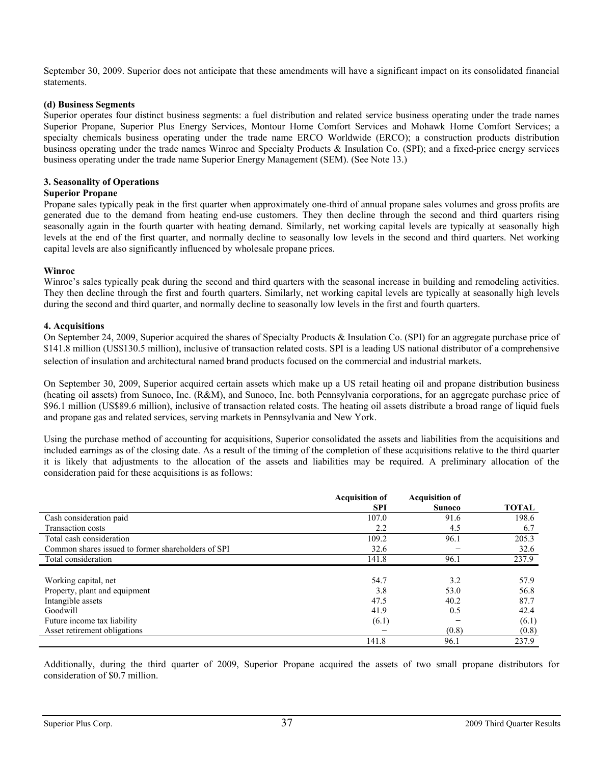September 30, 2009. Superior does not anticipate that these amendments will have a significant impact on its consolidated financial statements.

**(d) Business Segments**

Superior operates four distinct business segments: a fuel distribution and related service business operating under the trade names Superior Propane, Superior Plus Energy Services, Montour Home Comfort Services and Mohawk Home Comfort Services; a specialty chemicals business operating under the trade name ERCO Worldwide (ERCO); a construction products distribution business operating under the trade names Winroc and Specialty Products & Insulation Co. (SPI); and a fixed-price energy services business operating under the trade name Superior Energy Management (SEM). (See Note 13.)

**3. Seasonality of Operations**

**Superior Propane**

Propane sales typically peak in the first quarter when approximately one-third of annual propane sales volumes and gross profits are generated due to the demand from heating end-use customers. They then decline through the second and third quarters rising seasonally again in the fourth quarter with heating demand. Similarly, net working capital levels are typically at seasonally high levels at the end of the first quarter, and normally decline to seasonally low levels in the second and third quarters. Net working capital levels are also significantly influenced by wholesale propane prices.

**Winroc**

Winroc's sales typically peak during the second and third quarters with the seasonal increase in building and remodeling activities. They then decline through the first and fourth quarters. Similarly, net working capital levels are typically at seasonally high levels during the second and third quarter, and normally decline to seasonally low levels in the first and fourth quarters.

**4. Acquisitions**

On September 24, 2009, Superior acquired the shares of Specialty Products & Insulation Co. (SPI) for an aggregate purchase price of \$141.8 million (US\$130.5 million), inclusive of transaction related costs. SPI is a leading US national distributor of a comprehensive selection of insulation and architectural named brand products focused on the commercial and industrial markets.

On September 30, 2009, Superior acquired certain assets which make up a US retail heating oil and propane distribution business (heating oil assets) from Sunoco, Inc. (R&M), and Sunoco, Inc. both Pennsylvania corporations, for an aggregate purchase price of \$96.1 million (US\$89.6 million), inclusive of transaction related costs. The heating oil assets distribute a broad range of liquid fuels and propane gas and related services, serving markets in Pennsylvania and New York.

Using the purchase method of accounting for acquisitions, Superior consolidated the assets and liabilities from the acquisitions and included earnings as of the closing date. As a result of the timing of the completion of these acquisitions relative to the third quarter it is likely that adjustments to the allocation of the assets and liabilities may be required. A preliminary allocation of the consideration paid for these acquisitions is as follows:

| | Acquisition of SPI | Acquisition of Sunoco | TOTAL |
|---|---|---|---|
| Cash consideration paid | 107.0 | 91.6 | 198.6 |
| Transaction costs | 2.2 | 4.5 | 6.7 |
| Total cash consideration | 109.2 | 96.1 | 205.3 |
| Common shares issued to former shareholders of SPI | 32.6 | – | 32.6 |
| Total consideration | 141.8 | 96.1 | 237.9 |
| | | | |
| Working capital, net | 54.7 | 3.2 | 57.9 |
| Property, plant and equipment | 3.8 | 53.0 | 56.8 |
| Intangible assets | 47.5 | 40.2 | 87.7 |
| Goodwill | 41.9 | 0.5 | 42.4 |
| Future income tax liability | (6.1) | – | (6.1) |
| Asset retirement obligations | – | (0.8) | (0.8) |
| | 141.8 | 96.1 | 237.9 |

Additionally, during the third quarter of 2009, Superior Propane acquired the assets of two small propane distributors for consideration of \$0.7 million.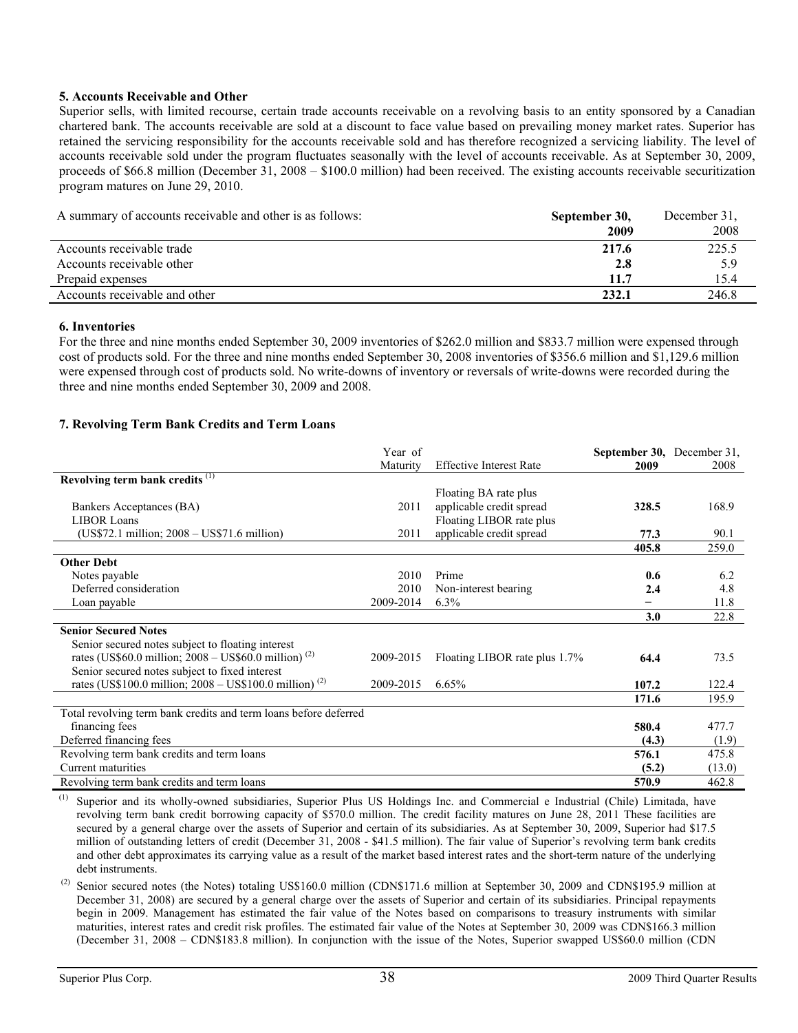### 5. Accounts Receivable and Other

Superior sells, with limited recourse, certain trade accounts receivable on a revolving basis to an entity sponsored by a Canadian chartered bank. The accounts receivable are sold at a discount to face value based on prevailing money market rates. Superior has retained the servicing responsibility for the accounts receivable sold and has therefore recognized a servicing liability. The level of accounts receivable sold under the program fluctuates seasonally with the level of accounts receivable. As at September 30, 2009, proceeds of $66.8 million (December 31, 2008 – $100.0 million) had been received. The existing accounts receivable securitization program matures on June 29, 2010.

| A summary of accounts receivable and other is as follows: | **September 30, 2009** | December 31, 2008 |
|---|---|---|
| Accounts receivable trade | **217.6** | 225.5 |
| Accounts receivable other | **2.8** | 5.9 |
| Prepaid expenses | **11.7** | 15.4 |
| Accounts receivable and other | **232.1** | 246.8 |

### 6. Inventories

For the three and nine months ended September 30, 2009 inventories of $262.0 million and $833.7 million were expensed through cost of products sold. For the three and nine months ended September 30, 2008 inventories of $356.6 million and $1,129.6 million were expensed through cost of products sold. No write-downs of inventory or reversals of write-downs were recorded during the three and nine months ended September 30, 2009 and 2008.

### 7. Revolving Term Bank Credits and Term Loans

| | Year of Maturity | Effective Interest Rate | **September 30, 2009** | December 31, 2008 |
|---|---|---|---|---|
| **Revolving term bank credits** [(1)] | | | | |
| Bankers Acceptances (BA) | 2011 | Floating BA rate plus applicable credit spread | **328.5** | 168.9 |
| LIBOR Loans (US$72.1 million; 2008 – US$71.6 million) | 2011 | Floating LIBOR rate plus applicable credit spread | **77.3** | 90.1 |
| | | | **405.8** | 259.0 |
| **Other Debt** | | | | |
| Notes payable | 2010 | Prime | **0.6** | 6.2 |
| Deferred consideration | 2010 | Non-interest bearing | **2.4** | 4.8 |
| Loan payable | 2009-2014 | 6.3% | **–** | 11.8 |
| | | | **3.0** | 22.8 |
| **Senior Secured Notes** | | | | |
| Senior secured notes subject to floating interest rates (US$60.0 million; 2008 – US$60.0 million) [(2)] | 2009-2015 | Floating LIBOR rate plus 1.7% | **64.4** | 73.5 |
| Senior secured notes subject to fixed interest rates (US$100.0 million; 2008 – US$100.0 million) [(2)] | 2009-2015 | 6.65% | **107.2** | 122.4 |
| | | | **171.6** | 195.9 |
| Total revolving term bank credits and term loans before deferred financing fees | | | **580.4** | 477.7 |
| Deferred financing fees | | | **(4.3)** | (1.9) |
| Revolving term bank credits and term loans | | | **576.1** | 475.8 |
| Current maturities | | | **(5.2)** | (13.0) |
| Revolving term bank credits and term loans | | | **570.9** | 462.8 |

(1) Superior and its wholly-owned subsidiaries, Superior Plus US Holdings Inc. and Commercial e Industrial (Chile) Limitada, have revolving term bank credit borrowing capacity of $570.0 million. The credit facility matures on June 28, 2011 These facilities are secured by a general charge over the assets of Superior and certain of its subsidiaries. As at September 30, 2009, Superior had $17.5 million of outstanding letters of credit (December 31, 2008 - $41.5 million). The fair value of Superior's revolving term bank credits and other debt approximates its carrying value as a result of the market based interest rates and the short-term nature of the underlying debt instruments.

(2) Senior secured notes (the Notes) totaling US$160.0 million (CDN$171.6 million at September 30, 2009 and CDN$195.9 million at December 31, 2008) are secured by a general charge over the assets of Superior and certain of its subsidiaries. Principal repayments begin in 2009. Management has estimated the fair value of the Notes based on comparisons to treasury instruments with similar maturities, interest rates and credit risk profiles. The estimated fair value of the Notes at September 30, 2009 was CDN$166.3 million (December 31, 2008 – CDN$183.8 million). In conjunction with the issue of the Notes, Superior swapped US$60.0 million (CDN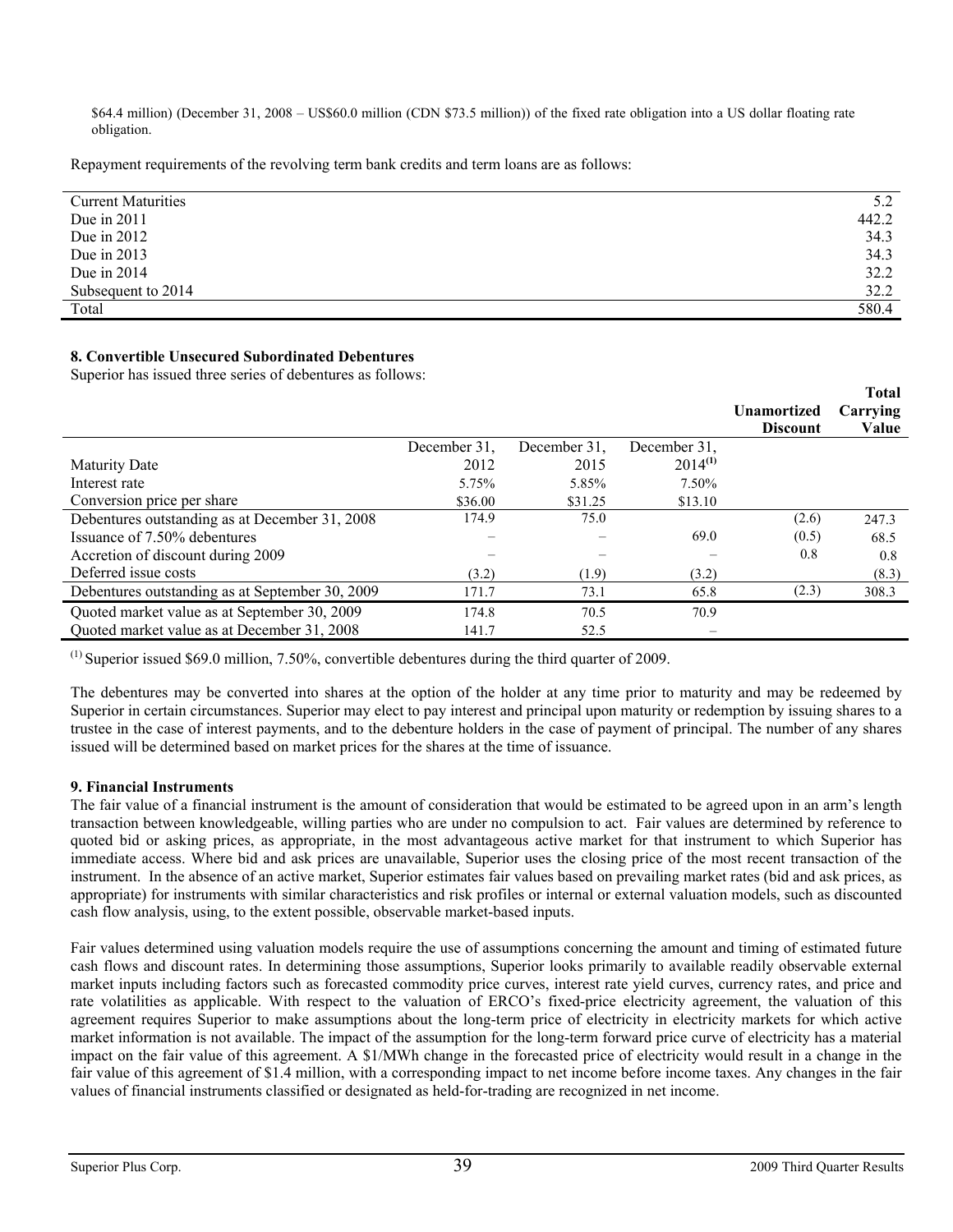$64.4 million) (December 31, 2008 – US$60.0 million (CDN $73.5 million)) of the fixed rate obligation into a US dollar floating rate obligation.

Repayment requirements of the revolving term bank credits and term loans are as follows:

| | |
|---|---|
| Current Maturities | 5.2 |
| Due in 2011 | 442.2 |
| Due in 2012 | 34.3 |
| Due in 2013 | 34.3 |
| Due in 2014 | 32.2 |
| Subsequent to 2014 | 32.2 |
| Total | 580.4 |

**8. Convertible Unsecured Subordinated Debentures**

Superior has issued three series of debentures as follows:

| | | | | Unamortized Discount | Total Carrying Value |
|---|---|---|---|---|---|
| Maturity Date | December 31, 2012 | December 31, 2015 | December 31, 2014[(1)] | | |
| Interest rate | 5.75% | 5.85% | 7.50% | | |
| Conversion price per share | $36.00 | $31.25 | $13.10 | | |
| Debentures outstanding as at December 31, 2008 | 174.9 | 75.0 | | (2.6) | 247.3 |
| Issuance of 7.50% debentures | – | – | 69.0 | (0.5) | 68.5 |
| Accretion of discount during 2009 | – | – | – | 0.8 | 0.8 |
| Deferred issue costs | (3.2) | (1.9) | (3.2) | | (8.3) |
| Debentures outstanding as at September 30, 2009 | 171.7 | 73.1 | 65.8 | (2.3) | 308.3 |
| Quoted market value as at September 30, 2009 | 174.8 | 70.5 | 70.9 | | |
| Quoted market value as at December 31, 2008 | 141.7 | 52.5 | – | | |

[(1)] Superior issued $69.0 million, 7.50%, convertible debentures during the third quarter of 2009.

The debentures may be converted into shares at the option of the holder at any time prior to maturity and may be redeemed by Superior in certain circumstances. Superior may elect to pay interest and principal upon maturity or redemption by issuing shares to a trustee in the case of interest payments, and to the debenture holders in the case of payment of principal. The number of any shares issued will be determined based on market prices for the shares at the time of issuance.

**9. Financial Instruments**

The fair value of a financial instrument is the amount of consideration that would be estimated to be agreed upon in an arm's length transaction between knowledgeable, willing parties who are under no compulsion to act. Fair values are determined by reference to quoted bid or asking prices, as appropriate, in the most advantageous active market for that instrument to which Superior has immediate access. Where bid and ask prices are unavailable, Superior uses the closing price of the most recent transaction of the instrument. In the absence of an active market, Superior estimates fair values based on prevailing market rates (bid and ask prices, as appropriate) for instruments with similar characteristics and risk profiles or internal or external valuation models, such as discounted cash flow analysis, using, to the extent possible, observable market-based inputs.

Fair values determined using valuation models require the use of assumptions concerning the amount and timing of estimated future cash flows and discount rates. In determining those assumptions, Superior looks primarily to available readily observable external market inputs including factors such as forecasted commodity price curves, interest rate yield curves, currency rates, and price and rate volatilities as applicable. With respect to the valuation of ERCO's fixed-price electricity agreement, the valuation of this agreement requires Superior to make assumptions about the long-term price of electricity in electricity markets for which active market information is not available. The impact of the assumption for the long-term forward price curve of electricity has a material impact on the fair value of this agreement. A $1/MWh change in the forecasted price of electricity would result in a change in the fair value of this agreement of $1.4 million, with a corresponding impact to net income before income taxes. Any changes in the fair values of financial instruments classified or designated as held-for-trading are recognized in net income.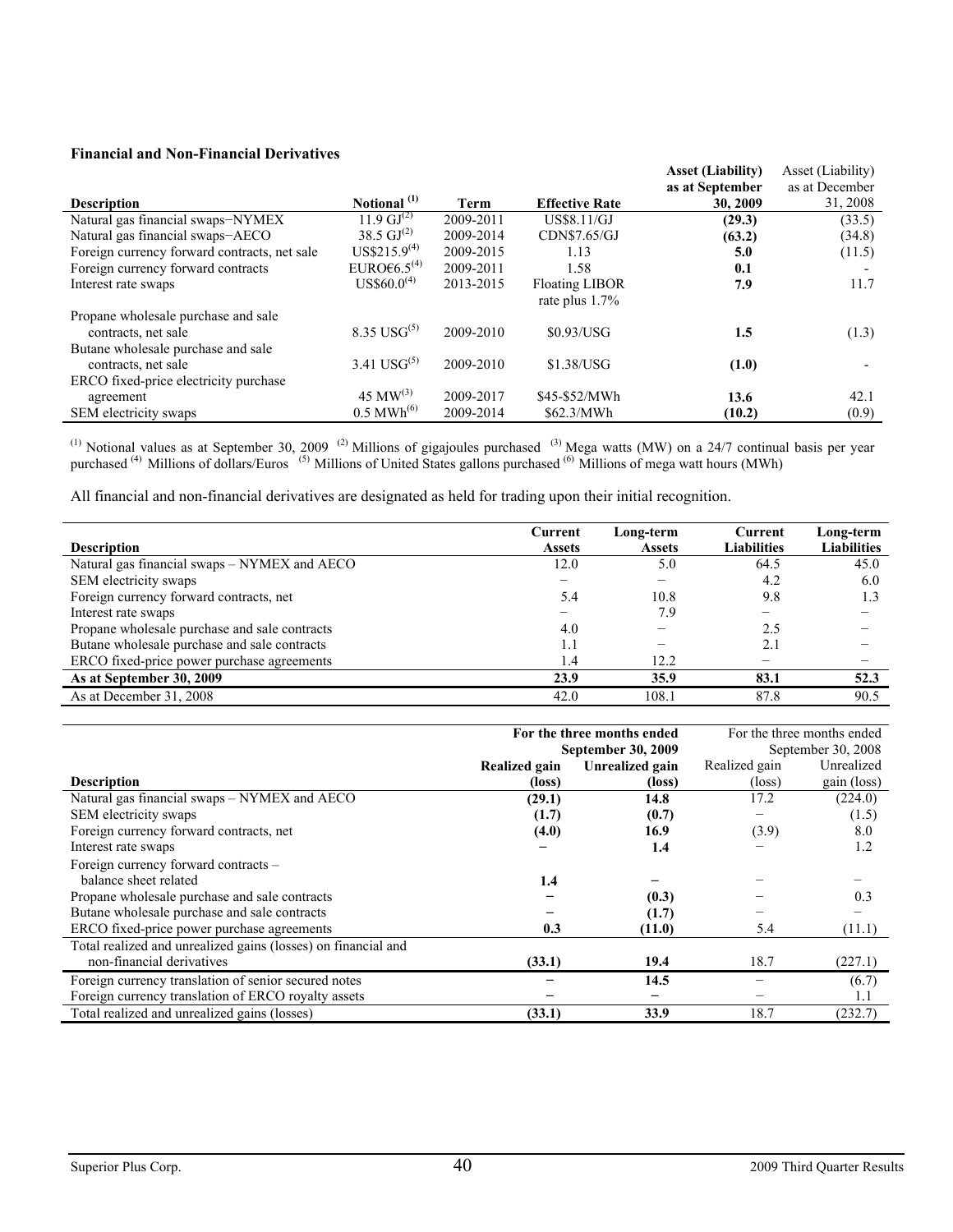**Financial and Non-Financial Derivatives**

| Description | Notional [(1)] | Term | Effective Rate | Asset (Liability) as at September 30, 2009 | Asset (Liability) as at December 31, 2008 |
|---|---|---|---|---|---|
| Natural gas financial swaps−NYMEX | 11.9 GJ[(2)] | 2009-2011 | US$8.11/GJ | **(29.3)** | (33.5) |
| Natural gas financial swaps−AECO | 38.5 GJ[(2)] | 2009-2014 | CDN$7.65/GJ | **(63.2)** | (34.8) |
| Foreign currency forward contracts, net sale | US$215.9[(4)] | 2009-2015 | 1.13 | **5.0** | (11.5) |
| Foreign currency forward contracts | EURO€6.5[(4)] | 2009-2011 | 1.58 | **0.1** | - |
| Interest rate swaps | US$60.0[(4)] | 2013-2015 | Floating LIBOR rate plus 1.7% | **7.9** | 11.7 |
| Propane wholesale purchase and sale contracts, net sale | 8.35 USG[(5)] | 2009-2010 | $0.93/USG | **1.5** | (1.3) |
| Butane wholesale purchase and sale contracts, net sale | 3.41 USG[(5)] | 2009-2010 | $1.38/USG | **(1.0)** | - |
| ERCO fixed-price electricity purchase agreement | 45 MW[(3)] | 2009-2017 | $45-$52/MWh | **13.6** | 42.1 |
| SEM electricity swaps | 0.5 MWh[(6)] | 2009-2014 | $62.3/MWh | **(10.2)** | (0.9) |

[(1)] Notional values as at September 30, 2009 [(2)] Millions of gigajoules purchased [(3)] Mega watts (MW) on a 24/7 continual basis per year purchased [(4)] Millions of dollars/Euros [(5)] Millions of United States gallons purchased [(6)] Millions of mega watt hours (MWh)

All financial and non-financial derivatives are designated as held for trading upon their initial recognition.

| Description | Current Assets | Long-term Assets | Current Liabilities | Long-term Liabilities |
|---|---|---|---|---|
| Natural gas financial swaps – NYMEX and AECO | 12.0 | 5.0 | 64.5 | 45.0 |
| SEM electricity swaps | – | – | 4.2 | 6.0 |
| Foreign currency forward contracts, net | 5.4 | 10.8 | 9.8 | 1.3 |
| Interest rate swaps | – | 7.9 | – | – |
| Propane wholesale purchase and sale contracts | 4.0 | – | 2.5 | – |
| Butane wholesale purchase and sale contracts | 1.1 | – | 2.1 | – |
| ERCO fixed-price power purchase agreements | 1.4 | 12.2 | – | – |
| **As at September 30, 2009** | **23.9** | **35.9** | **83.1** | **52.3** |
| As at December 31, 2008 | 42.0 | 108.1 | 87.8 | 90.5 |

| | **For the three months ended September 30, 2009** | | For the three months ended September 30, 2008 | |
|---|---|---|---|---|
| **Description** | **Realized gain (loss)** | **Unrealized gain (loss)** | Realized gain (loss) | Unrealized gain (loss) |
| Natural gas financial swaps – NYMEX and AECO | **(29.1)** | **14.8** | 17.2 | (224.0) |
| SEM electricity swaps | **(1.7)** | **(0.7)** | – | (1.5) |
| Foreign currency forward contracts, net | **(4.0)** | **16.9** | (3.9) | 8.0 |
| Interest rate swaps | **–** | **1.4** | – | 1.2 |
| Foreign currency forward contracts – balance sheet related | **1.4** | **–** | – | – |
| Propane wholesale purchase and sale contracts | **–** | **(0.3)** | – | 0.3 |
| Butane wholesale purchase and sale contracts | **–** | **(1.7)** | – | – |
| ERCO fixed-price power purchase agreements | **0.3** | **(11.0)** | 5.4 | (11.1) |
| Total realized and unrealized gains (losses) on financial and non-financial derivatives | **(33.1)** | **19.4** | 18.7 | (227.1) |
| Foreign currency translation of senior secured notes | **–** | **14.5** | – | (6.7) |
| Foreign currency translation of ERCO royalty assets | **–** | **–** | – | 1.1 |
| Total realized and unrealized gains (losses) | **(33.1)** | **33.9** | 18.7 | (232.7) |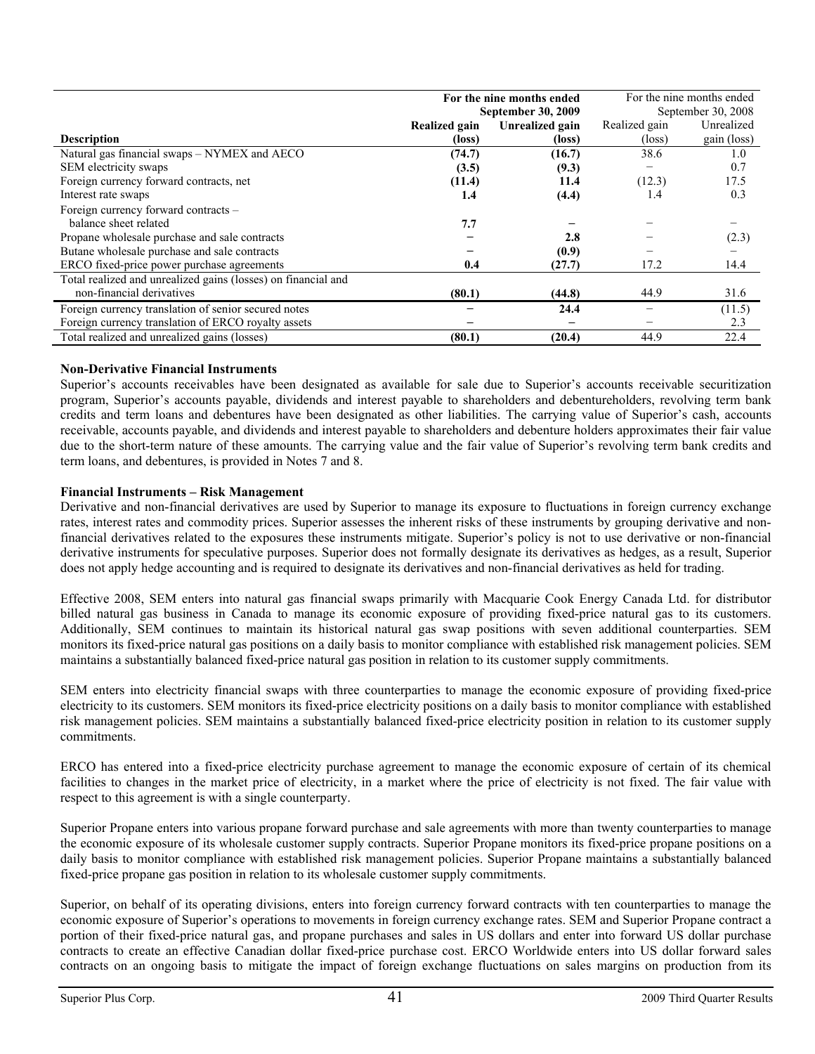| Description | For the nine months ended September 30, 2009 | | For the nine months ended September 30, 2008 | |
|---|---|---|---|---|
| | **Realized gain (loss)** | **Unrealized gain (loss)** | Realized gain (loss) | Unrealized gain (loss) |
| Natural gas financial swaps – NYMEX and AECO | **(74.7)** | **(16.7)** | 38.6 | 1.0 |
| SEM electricity swaps | **(3.5)** | **(9.3)** | – | 0.7 |
| Foreign currency forward contracts, net | **(11.4)** | **11.4** | (12.3) | 17.5 |
| Interest rate swaps | **1.4** | **(4.4)** | 1.4 | 0.3 |
| Foreign currency forward contracts – balance sheet related | **7.7** | **–** | – | – |
| Propane wholesale purchase and sale contracts | **–** | **2.8** | – | (2.3) |
| Butane wholesale purchase and sale contracts | **–** | **(0.9)** | – | – |
| ERCO fixed-price power purchase agreements | **0.4** | **(27.7)** | 17.2 | 14.4 |
| Total realized and unrealized gains (losses) on financial and non-financial derivatives | **(80.1)** | **(44.8)** | 44.9 | 31.6 |
| Foreign currency translation of senior secured notes | **–** | **24.4** | – | (11.5) |
| Foreign currency translation of ERCO royalty assets | **–** | **–** | – | 2.3 |
| Total realized and unrealized gains (losses) | **(80.1)** | **(20.4)** | 44.9 | 22.4 |

**Non-Derivative Financial Instruments**

Superior's accounts receivables have been designated as available for sale due to Superior's accounts receivable securitization program, Superior's accounts payable, dividends and interest payable to shareholders and debentureholders, revolving term bank credits and term loans and debentures have been designated as other liabilities. The carrying value of Superior's cash, accounts receivable, accounts payable, and dividends and interest payable to shareholders and debenture holders approximates their fair value due to the short-term nature of these amounts. The carrying value and the fair value of Superior's revolving term bank credits and term loans, and debentures, is provided in Notes 7 and 8.

**Financial Instruments – Risk Management**

Derivative and non-financial derivatives are used by Superior to manage its exposure to fluctuations in foreign currency exchange rates, interest rates and commodity prices. Superior assesses the inherent risks of these instruments by grouping derivative and non-financial derivatives related to the exposures these instruments mitigate. Superior's policy is not to use derivative or non-financial derivative instruments for speculative purposes. Superior does not formally designate its derivatives as hedges, as a result, Superior does not apply hedge accounting and is required to designate its derivatives and non-financial derivatives as held for trading.

Effective 2008, SEM enters into natural gas financial swaps primarily with Macquarie Cook Energy Canada Ltd. for distributor billed natural gas business in Canada to manage its economic exposure of providing fixed-price natural gas to its customers. Additionally, SEM continues to maintain its historical natural gas swap positions with seven additional counterparties. SEM monitors its fixed-price natural gas positions on a daily basis to monitor compliance with established risk management policies. SEM maintains a substantially balanced fixed-price natural gas position in relation to its customer supply commitments.

SEM enters into electricity financial swaps with three counterparties to manage the economic exposure of providing fixed-price electricity to its customers. SEM monitors its fixed-price electricity positions on a daily basis to monitor compliance with established risk management policies. SEM maintains a substantially balanced fixed-price electricity position in relation to its customer supply commitments.

ERCO has entered into a fixed-price electricity purchase agreement to manage the economic exposure of certain of its chemical facilities to changes in the market price of electricity, in a market where the price of electricity is not fixed. The fair value with respect to this agreement is with a single counterparty.

Superior Propane enters into various propane forward purchase and sale agreements with more than twenty counterparties to manage the economic exposure of its wholesale customer supply contracts. Superior Propane monitors its fixed-price propane positions on a daily basis to monitor compliance with established risk management policies. Superior Propane maintains a substantially balanced fixed-price propane gas position in relation to its wholesale customer supply commitments.

Superior, on behalf of its operating divisions, enters into foreign currency forward contracts with ten counterparties to manage the economic exposure of Superior's operations to movements in foreign currency exchange rates. SEM and Superior Propane contract a portion of their fixed-price natural gas, and propane purchases and sales in US dollars and enter into forward US dollar purchase contracts to create an effective Canadian dollar fixed-price purchase cost. ERCO Worldwide enters into US dollar forward sales contracts on an ongoing basis to mitigate the impact of foreign exchange fluctuations on sales margins on production from its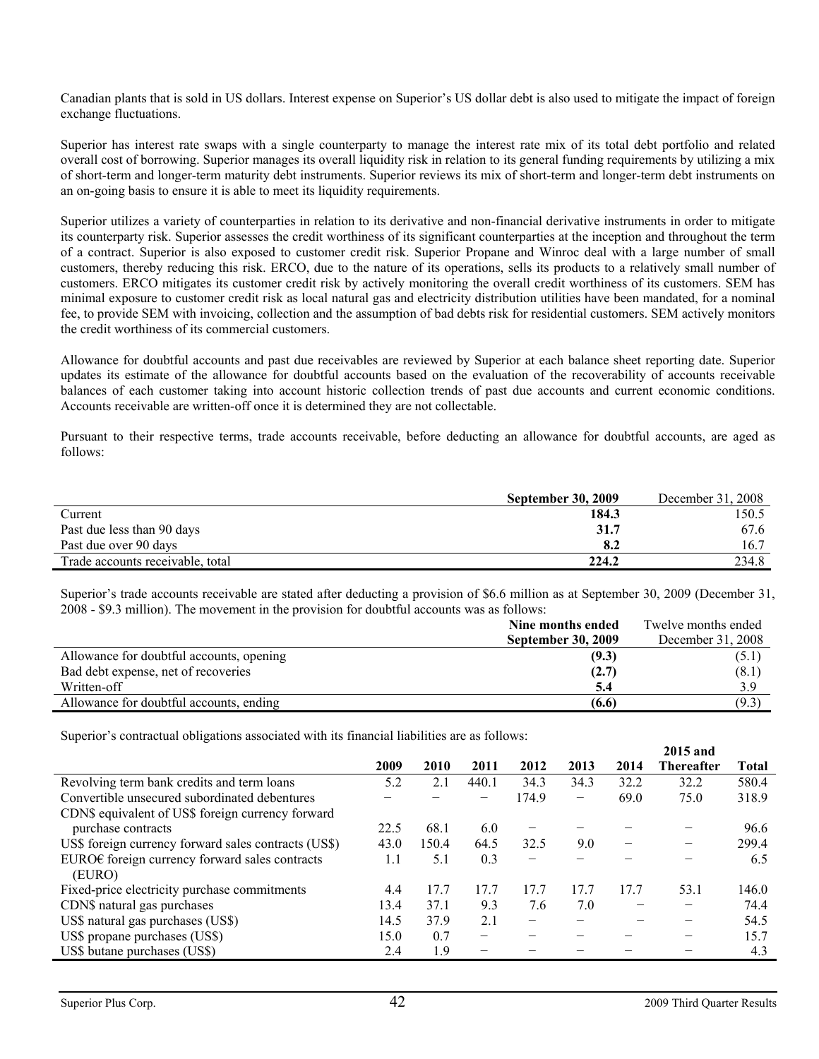Canadian plants that is sold in US dollars. Interest expense on Superior's US dollar debt is also used to mitigate the impact of foreign exchange fluctuations.

Superior has interest rate swaps with a single counterparty to manage the interest rate mix of its total debt portfolio and related overall cost of borrowing. Superior manages its overall liquidity risk in relation to its general funding requirements by utilizing a mix of short-term and longer-term maturity debt instruments. Superior reviews its mix of short-term and longer-term debt instruments on an on-going basis to ensure it is able to meet its liquidity requirements.

Superior utilizes a variety of counterparties in relation to its derivative and non-financial derivative instruments in order to mitigate its counterparty risk. Superior assesses the credit worthiness of its significant counterparties at the inception and throughout the term of a contract. Superior is also exposed to customer credit risk. Superior Propane and Winroc deal with a large number of small customers, thereby reducing this risk. ERCO, due to the nature of its operations, sells its products to a relatively small number of customers. ERCO mitigates its customer credit risk by actively monitoring the overall credit worthiness of its customers. SEM has minimal exposure to customer credit risk as local natural gas and electricity distribution utilities have been mandated, for a nominal fee, to provide SEM with invoicing, collection and the assumption of bad debts risk for residential customers. SEM actively monitors the credit worthiness of its commercial customers.

Allowance for doubtful accounts and past due receivables are reviewed by Superior at each balance sheet reporting date. Superior updates its estimate of the allowance for doubtful accounts based on the evaluation of the recoverability of accounts receivable balances of each customer taking into account historic collection trends of past due accounts and current economic conditions. Accounts receivable are written-off once it is determined they are not collectable.

Pursuant to their respective terms, trade accounts receivable, before deducting an allowance for doubtful accounts, are aged as follows:

| | **September 30, 2009** | December 31, 2008 |
|---|---|---|
| Current | **184.3** | 150.5 |
| Past due less than 90 days | **31.7** | 67.6 |
| Past due over 90 days | **8.2** | 16.7 |
| Trade accounts receivable, total | **224.2** | 234.8 |

Superior's trade accounts receivable are stated after deducting a provision of $6.6 million as at September 30, 2009 (December 31, 2008 - $9.3 million). The movement in the provision for doubtful accounts was as follows:

| | **Nine months ended September 30, 2009** | Twelve months ended December 31, 2008 |
|---|---|---|
| Allowance for doubtful accounts, opening | **(9.3)** | (5.1) |
| Bad debt expense, net of recoveries | **(2.7)** | (8.1) |
| Written-off | **5.4** | 3.9 |
| Allowance for doubtful accounts, ending | **(6.6)** | (9.3) |

Superior's contractual obligations associated with its financial liabilities are as follows:

| | **2009** | **2010** | **2011** | **2012** | **2013** | **2014** | **2015 and Thereafter** | **Total** |
|---|---|---|---|---|---|---|---|---|
| Revolving term bank credits and term loans | 5.2 | 2.1 | 440.1 | 34.3 | 34.3 | 32.2 | 32.2 | 580.4 |
| Convertible unsecured subordinated debentures | − | − | − | 174.9 | − | 69.0 | 75.0 | 318.9 |
| CDN$ equivalent of US$ foreign currency forward purchase contracts | 22.5 | 68.1 | 6.0 | − | − | − | − | 96.6 |
| US$ foreign currency forward sales contracts (US$) | 43.0 | 150.4 | 64.5 | 32.5 | 9.0 | − | − | 299.4 |
| EURO€ foreign currency forward sales contracts (EURO) | 1.1 | 5.1 | 0.3 | − | − | − | − | 6.5 |
| Fixed-price electricity purchase commitments | 4.4 | 17.7 | 17.7 | 17.7 | 17.7 | 17.7 | 53.1 | 146.0 |
| CDN$ natural gas purchases | 13.4 | 37.1 | 9.3 | 7.6 | 7.0 | − | − | 74.4 |
| US$ natural gas purchases (US$) | 14.5 | 37.9 | 2.1 | − | − | − | − | 54.5 |
| US$ propane purchases (US$) | 15.0 | 0.7 | − | − | − | − | − | 15.7 |
| US$ butane purchases (US$) | 2.4 | 1.9 | − | − | − | − | − | 4.3 |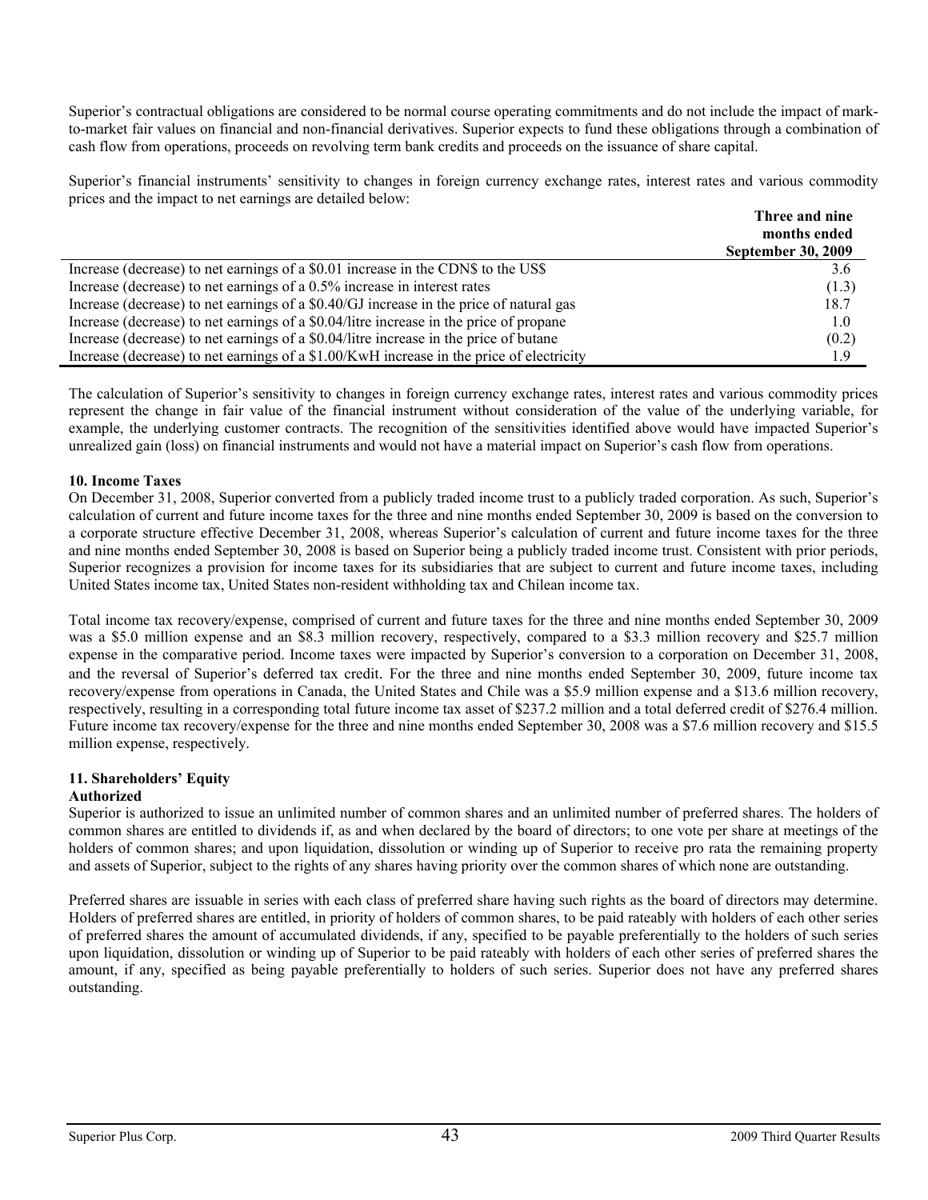Superior's contractual obligations are considered to be normal course operating commitments and do not include the impact of mark-to-market fair values on financial and non-financial derivatives. Superior expects to fund these obligations through a combination of cash flow from operations, proceeds on revolving term bank credits and proceeds on the issuance of share capital.

Superior's financial instruments' sensitivity to changes in foreign currency exchange rates, interest rates and various commodity prices and the impact to net earnings are detailed below:

| | Three and nine months ended September 30, 2009 |
|---|---|
| Increase (decrease) to net earnings of a $0.01 increase in the CDN$ to the US$ | 3.6 |
| Increase (decrease) to net earnings of a 0.5% increase in interest rates | (1.3) |
| Increase (decrease) to net earnings of a $0.40/GJ increase in the price of natural gas | 18.7 |
| Increase (decrease) to net earnings of a $0.04/litre increase in the price of propane | 1.0 |
| Increase (decrease) to net earnings of a $0.04/litre increase in the price of butane | (0.2) |
| Increase (decrease) to net earnings of a $1.00/KwH increase in the price of electricity | 1.9 |

The calculation of Superior's sensitivity to changes in foreign currency exchange rates, interest rates and various commodity prices represent the change in fair value of the financial instrument without consideration of the value of the underlying variable, for example, the underlying customer contracts. The recognition of the sensitivities identified above would have impacted Superior's unrealized gain (loss) on financial instruments and would not have a material impact on Superior's cash flow from operations.

**10. Income Taxes**

On December 31, 2008, Superior converted from a publicly traded income trust to a publicly traded corporation. As such, Superior's calculation of current and future income taxes for the three and nine months ended September 30, 2009 is based on the conversion to a corporate structure effective December 31, 2008, whereas Superior's calculation of current and future income taxes for the three and nine months ended September 30, 2008 is based on Superior being a publicly traded income trust. Consistent with prior periods, Superior recognizes a provision for income taxes for its subsidiaries that are subject to current and future income taxes, including United States income tax, United States non-resident withholding tax and Chilean income tax.

Total income tax recovery/expense, comprised of current and future taxes for the three and nine months ended September 30, 2009 was a $5.0 million expense and an $8.3 million recovery, respectively, compared to a $3.3 million recovery and $25.7 million expense in the comparative period. Income taxes were impacted by Superior's conversion to a corporation on December 31, 2008, and the reversal of Superior's deferred tax credit. For the three and nine months ended September 30, 2009, future income tax recovery/expense from operations in Canada, the United States and Chile was a $5.9 million expense and a $13.6 million recovery, respectively, resulting in a corresponding total future income tax asset of $237.2 million and a total deferred credit of $276.4 million. Future income tax recovery/expense for the three and nine months ended September 30, 2008 was a $7.6 million recovery and $15.5 million expense, respectively.

**11. Shareholders' Equity**

**Authorized**

Superior is authorized to issue an unlimited number of common shares and an unlimited number of preferred shares. The holders of common shares are entitled to dividends if, as and when declared by the board of directors; to one vote per share at meetings of the holders of common shares; and upon liquidation, dissolution or winding up of Superior to receive pro rata the remaining property and assets of Superior, subject to the rights of any shares having priority over the common shares of which none are outstanding.

Preferred shares are issuable in series with each class of preferred share having such rights as the board of directors may determine. Holders of preferred shares are entitled, in priority of holders of common shares, to be paid rateably with holders of each other series of preferred shares the amount of accumulated dividends, if any, specified to be payable preferentially to the holders of such series upon liquidation, dissolution or winding up of Superior to be paid rateably with holders of each other series of preferred shares the amount, if any, specified as being payable preferentially to holders of such series. Superior does not have any preferred shares outstanding.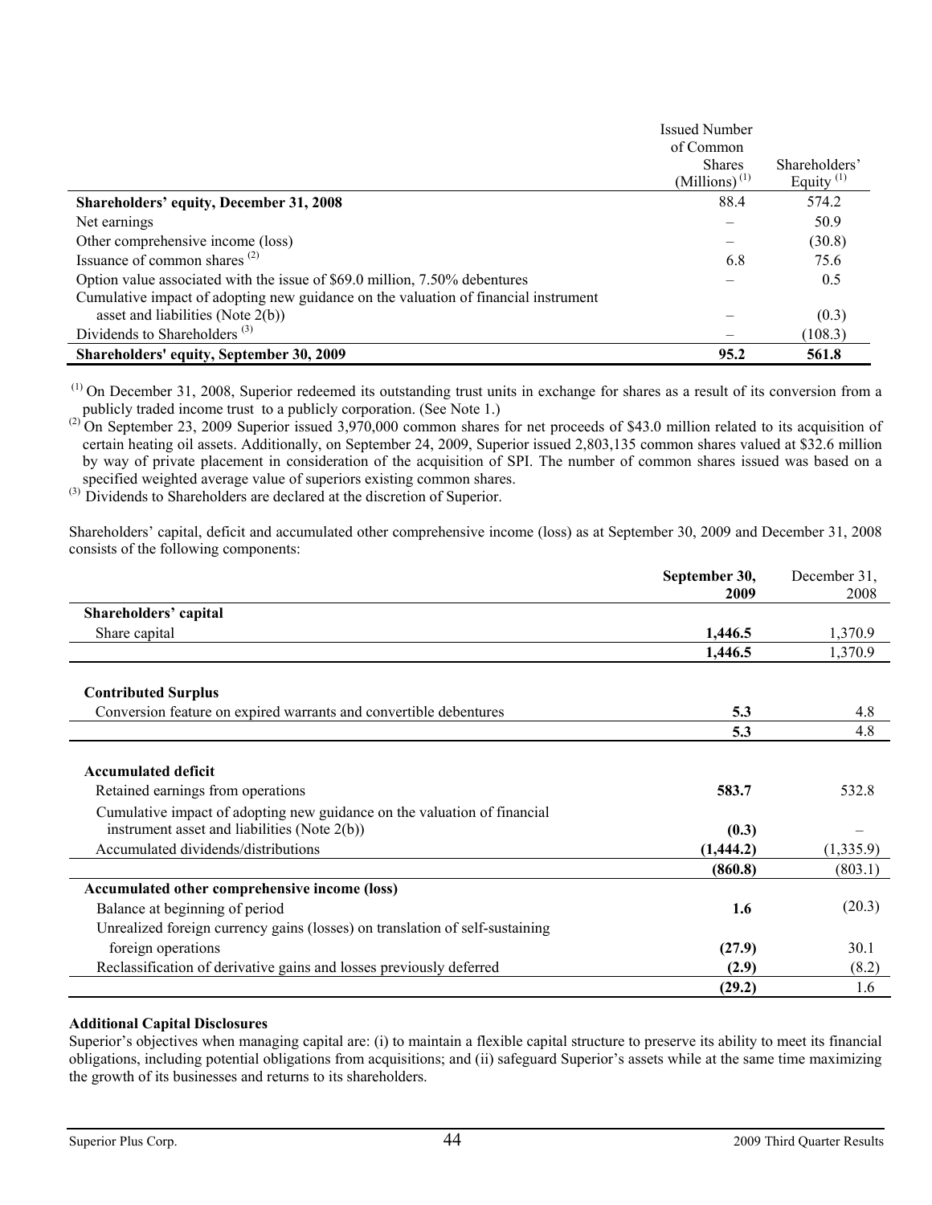| | Issued Number of Common Shares (Millions) [1] | Shareholders' Equity [1] |
|---|---|---|
| **Shareholders' equity, December 31, 2008** | 88.4 | 574.2 |
| Net earnings | – | 50.9 |
| Other comprehensive income (loss) | – | (30.8) |
| Issuance of common shares [2] | 6.8 | 75.6 |
| Option value associated with the issue of $69.0 million, 7.50% debentures | – | 0.5 |
| Cumulative impact of adopting new guidance on the valuation of financial instrument asset and liabilities (Note 2(b)) | – | (0.3) |
| Dividends to Shareholders [3] | – | (108.3) |
| **Shareholders' equity, September 30, 2009** | **95.2** | **561.8** |

[1] On December 31, 2008, Superior redeemed its outstanding trust units in exchange for shares as a result of its conversion from a publicly traded income trust to a publicly corporation. (See Note 1.)

[2] On September 23, 2009 Superior issued 3,970,000 common shares for net proceeds of $43.0 million related to its acquisition of certain heating oil assets. Additionally, on September 24, 2009, Superior issued 2,803,135 common shares valued at $32.6 million by way of private placement in consideration of the acquisition of SPI. The number of common shares issued was based on a specified weighted average value of superiors existing common shares.

[3] Dividends to Shareholders are declared at the discretion of Superior.

Shareholders' capital, deficit and accumulated other comprehensive income (loss) as at September 30, 2009 and December 31, 2008 consists of the following components:

| | September 30, 2009 | December 31, 2008 |
|---|---|---|
| **Shareholders' capital** | | |
| Share capital | **1,446.5** | 1,370.9 |
| | **1,446.5** | 1,370.9 |
| **Contributed Surplus** | | |
| Conversion feature on expired warrants and convertible debentures | **5.3** | 4.8 |
| | **5.3** | 4.8 |
| **Accumulated deficit** | | |
| Retained earnings from operations | **583.7** | 532.8 |
| Cumulative impact of adopting new guidance on the valuation of financial instrument asset and liabilities (Note 2(b)) | **(0.3)** | – |
| Accumulated dividends/distributions | **(1,444.2)** | (1,335.9) |
| | **(860.8)** | (803.1) |
| **Accumulated other comprehensive income (loss)** | | |
| Balance at beginning of period | **1.6** | (20.3) |
| Unrealized foreign currency gains (losses) on translation of self-sustaining foreign operations | **(27.9)** | 30.1 |
| Reclassification of derivative gains and losses previously deferred | **(2.9)** | (8.2) |
| | **(29.2)** | 1.6 |

**Additional Capital Disclosures**

Superior's objectives when managing capital are: (i) to maintain a flexible capital structure to preserve its ability to meet its financial obligations, including potential obligations from acquisitions; and (ii) safeguard Superior's assets while at the same time maximizing the growth of its businesses and returns to its shareholders.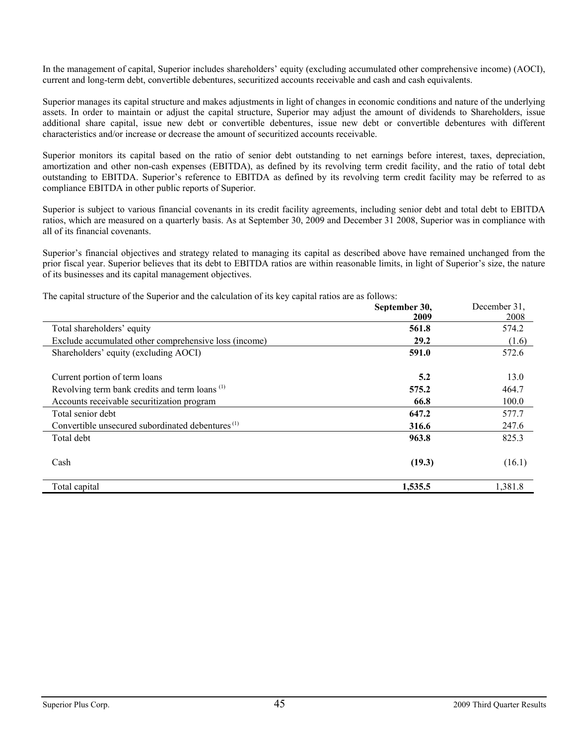In the management of capital, Superior includes shareholders' equity (excluding accumulated other comprehensive income) (AOCI), current and long-term debt, convertible debentures, securitized accounts receivable and cash and cash equivalents.

Superior manages its capital structure and makes adjustments in light of changes in economic conditions and nature of the underlying assets. In order to maintain or adjust the capital structure, Superior may adjust the amount of dividends to Shareholders, issue additional share capital, issue new debt or convertible debentures, issue new debt or convertible debentures with different characteristics and/or increase or decrease the amount of securitized accounts receivable.

Superior monitors its capital based on the ratio of senior debt outstanding to net earnings before interest, taxes, depreciation, amortization and other non-cash expenses (EBITDA), as defined by its revolving term credit facility, and the ratio of total debt outstanding to EBITDA. Superior's reference to EBITDA as defined by its revolving term credit facility may be referred to as compliance EBITDA in other public reports of Superior.

Superior is subject to various financial covenants in its credit facility agreements, including senior debt and total debt to EBITDA ratios, which are measured on a quarterly basis. As at September 30, 2009 and December 31 2008, Superior was in compliance with all of its financial covenants.

Superior's financial objectives and strategy related to managing its capital as described above have remained unchanged from the prior fiscal year. Superior believes that its debt to EBITDA ratios are within reasonable limits, in light of Superior's size, the nature of its businesses and its capital management objectives.

The capital structure of the Superior and the calculation of its key capital ratios are as follows:

| | **September 30, 2009** | December 31, 2008 |
|---|---|---|
| Total shareholders' equity | **561.8** | 574.2 |
| Exclude accumulated other comprehensive loss (income) | **29.2** | (1.6) |
| Shareholders' equity (excluding AOCI) | **591.0** | 572.6 |
| | | |
| Current portion of term loans | **5.2** | 13.0 |
| Revolving term bank credits and term loans [(1)] | **575.2** | 464.7 |
| Accounts receivable securitization program | **66.8** | 100.0 |
| Total senior debt | **647.2** | 577.7 |
| Convertible unsecured subordinated debentures [(1)] | **316.6** | 247.6 |
| Total debt | **963.8** | 825.3 |
| | | |
| Cash | **(19.3)** | (16.1) |
| | | |
| Total capital | **1,535.5** | 1,381.8 |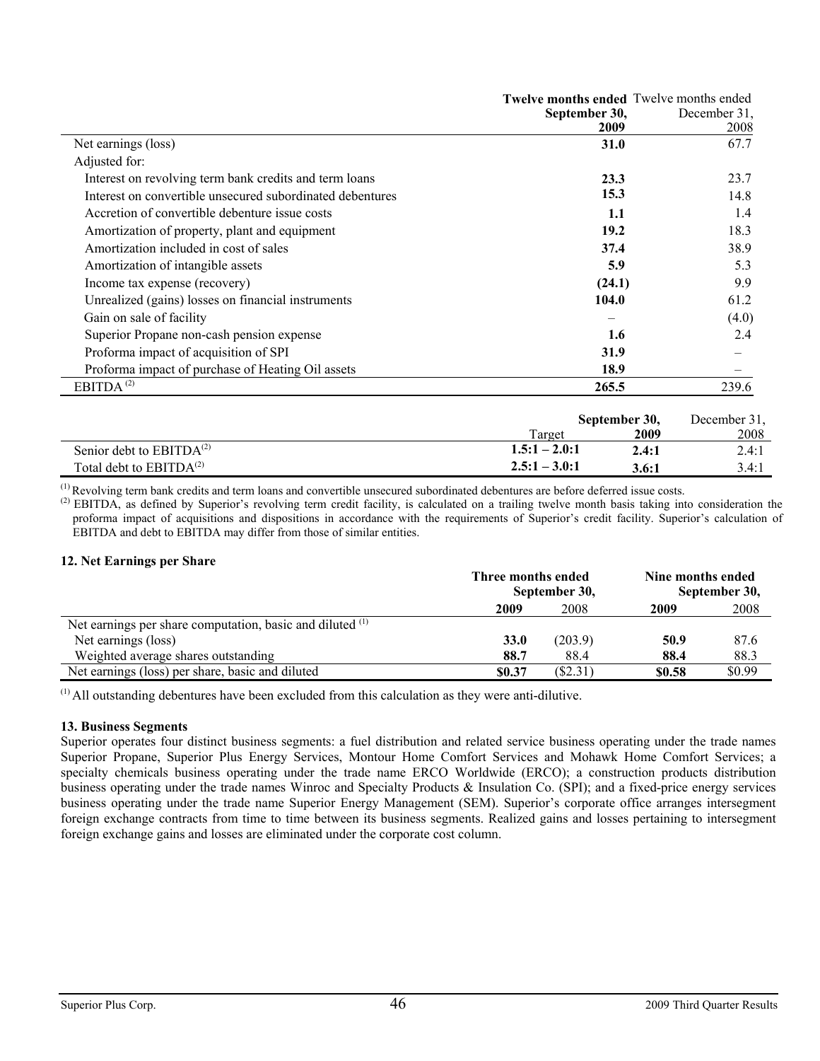| | Twelve months ended September 30, 2009 | Twelve months ended December 31, 2008 |
|---|---|---|
| Net earnings (loss) | **31.0** | 67.7 |
| Adjusted for: | | |
| Interest on revolving term bank credits and term loans | **23.3** | 23.7 |
| Interest on convertible unsecured subordinated debentures | **15.3** | 14.8 |
| Accretion of convertible debenture issue costs | **1.1** | 1.4 |
| Amortization of property, plant and equipment | **19.2** | 18.3 |
| Amortization included in cost of sales | **37.4** | 38.9 |
| Amortization of intangible assets | **5.9** | 5.3 |
| Income tax expense (recovery) | **(24.1)** | 9.9 |
| Unrealized (gains) losses on financial instruments | **104.0** | 61.2 |
| Gain on sale of facility | – | (4.0) |
| Superior Propane non-cash pension expense | **1.6** | 2.4 |
| Proforma impact of acquisition of SPI | **31.9** | – |
| Proforma impact of purchase of Heating Oil assets | **18.9** | – |
| EBITDA [(2)] | **265.5** | 239.6 |

| | Target | September 30, 2009 | December 31, 2008 |
|---|---|---|---|
| Senior debt to EBITDA[(2)] | **1.5:1 – 2.0:1** | **2.4:1** | 2.4:1 |
| Total debt to EBITDA[(2)] | **2.5:1 – 3.0:1** | **3.6:1** | 3.4:1 |

(1) Revolving term bank credits and term loans and convertible unsecured subordinated debentures are before deferred issue costs.
(2) EBITDA, as defined by Superior's revolving term credit facility, is calculated on a trailing twelve month basis taking into consideration the proforma impact of acquisitions and dispositions in accordance with the requirements of Superior's credit facility. Superior's calculation of EBITDA and debt to EBITDA may differ from those of similar entities.

### 12. Net Earnings per Share

| | Three months ended September 30, | | Nine months ended September 30, | |
|---|---|---|---|---|
| | **2009** | 2008 | **2009** | 2008 |
| Net earnings per share computation, basic and diluted [(1)] | | | | |
| Net earnings (loss) | **33.0** | (203.9) | **50.9** | 87.6 |
| Weighted average shares outstanding | **88.7** | 88.4 | **88.4** | 88.3 |
| Net earnings (loss) per share, basic and diluted | **$0.37** | ($2.31) | **$0.58** | $0.99 |

(1) All outstanding debentures have been excluded from this calculation as they were anti-dilutive.

### 13. Business Segments

Superior operates four distinct business segments: a fuel distribution and related service business operating under the trade names Superior Propane, Superior Plus Energy Services, Montour Home Comfort Services and Mohawk Home Comfort Services; a specialty chemicals business operating under the trade name ERCO Worldwide (ERCO); a construction products distribution business operating under the trade names Winroc and Specialty Products & Insulation Co. (SPI); and a fixed-price energy services business operating under the trade name Superior Energy Management (SEM). Superior's corporate office arranges intersegment foreign exchange contracts from time to time between its business segments. Realized gains and losses pertaining to intersegment foreign exchange gains and losses are eliminated under the corporate cost column.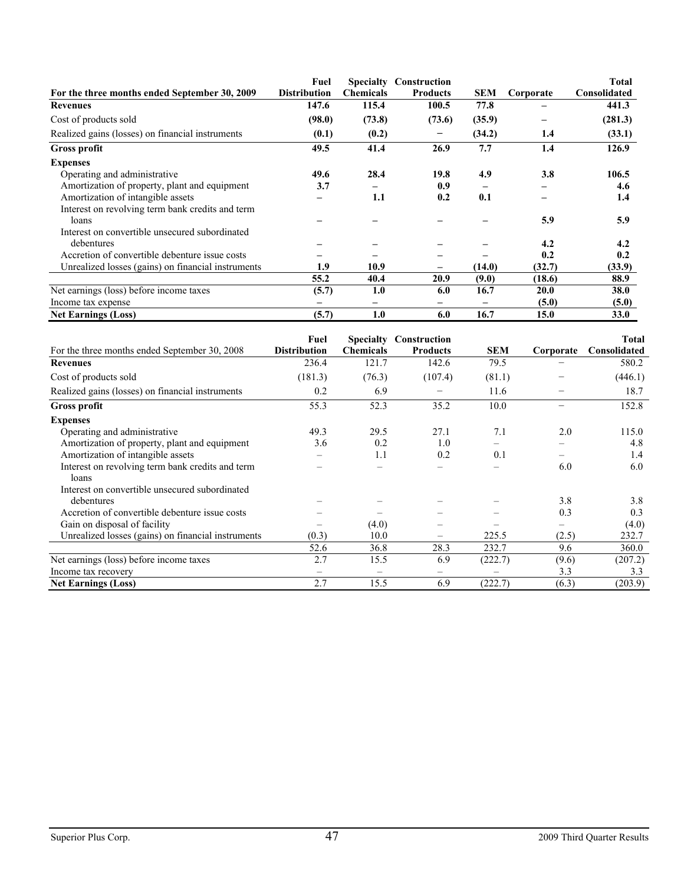| For the three months ended September 30, 2009 | Fuel Distribution | Specialty Chemicals | Construction Products | SEM | Corporate | Total Consolidated |
|---|---|---|---|---|---|---|
| **Revenues** | **147.6** | **115.4** | **100.5** | **77.8** | **–** | **441.3** |
| Cost of products sold | **(98.0)** | **(73.8)** | **(73.6)** | **(35.9)** | **–** | **(281.3)** |
| Realized gains (losses) on financial instruments | **(0.1)** | **(0.2)** | **–** | **(34.2)** | **1.4** | **(33.1)** |
| **Gross profit** | **49.5** | **41.4** | **26.9** | **7.7** | **1.4** | **126.9** |
| **Expenses** | | | | | | |
| Operating and administrative | **49.6** | **28.4** | **19.8** | **4.9** | **3.8** | **106.5** |
| Amortization of property, plant and equipment | **3.7** | **–** | **0.9** | **–** | **–** | **4.6** |
| Amortization of intangible assets | **–** | **1.1** | **0.2** | **0.1** | **–** | **1.4** |
| Interest on revolving term bank credits and term loans | **–** | **–** | **–** | **–** | **5.9** | **5.9** |
| Interest on convertible unsecured subordinated debentures | **–** | **–** | **–** | **–** | **4.2** | **4.2** |
| Accretion of convertible debenture issue costs | **–** | **–** | **–** | **–** | **0.2** | **0.2** |
| Unrealized losses (gains) on financial instruments | **1.9** | **10.9** | **–** | **(14.0)** | **(32.7)** | **(33.9)** |
| | **55.2** | **40.4** | **20.9** | **(9.0)** | **(18.6)** | **88.9** |
| Net earnings (loss) before income taxes | **(5.7)** | **1.0** | **6.0** | **16.7** | **20.0** | **38.0** |
| Income tax expense | **–** | **–** | **–** | **–** | **(5.0)** | **(5.0)** |
| **Net Earnings (Loss)** | **(5.7)** | **1.0** | **6.0** | **16.7** | **15.0** | **33.0** |

| For the three months ended September 30, 2008 | Fuel Distribution | Specialty Chemicals | Construction Products | SEM | Corporate | Total Consolidated |
|---|---|---|---|---|---|---|
| **Revenues** | 236.4 | 121.7 | 142.6 | 79.5 | – | 580.2 |
| Cost of products sold | (181.3) | (76.3) | (107.4) | (81.1) | – | (446.1) |
| Realized gains (losses) on financial instruments | 0.2 | 6.9 | – | 11.6 | – | 18.7 |
| **Gross profit** | 55.3 | 52.3 | 35.2 | 10.0 | – | 152.8 |
| **Expenses** | | | | | | |
| Operating and administrative | 49.3 | 29.5 | 27.1 | 7.1 | 2.0 | 115.0 |
| Amortization of property, plant and equipment | 3.6 | 0.2 | 1.0 | – | – | 4.8 |
| Amortization of intangible assets | – | 1.1 | 0.2 | 0.1 | – | 1.4 |
| Interest on revolving term bank credits and term loans | – | – | – | – | 6.0 | 6.0 |
| Interest on convertible unsecured subordinated debentures | – | – | – | – | 3.8 | 3.8 |
| Accretion of convertible debenture issue costs | – | – | – | – | 0.3 | 0.3 |
| Gain on disposal of facility | – | (4.0) | – | – | – | (4.0) |
| Unrealized losses (gains) on financial instruments | (0.3) | 10.0 | – | 225.5 | (2.5) | 232.7 |
| | 52.6 | 36.8 | 28.3 | 232.7 | 9.6 | 360.0 |
| Net earnings (loss) before income taxes | 2.7 | 15.5 | 6.9 | (222.7) | (9.6) | (207.2) |
| Income tax recovery | – | – | – | – | 3.3 | 3.3 |
| **Net Earnings (Loss)** | 2.7 | 15.5 | 6.9 | (222.7) | (6.3) | (203.9) |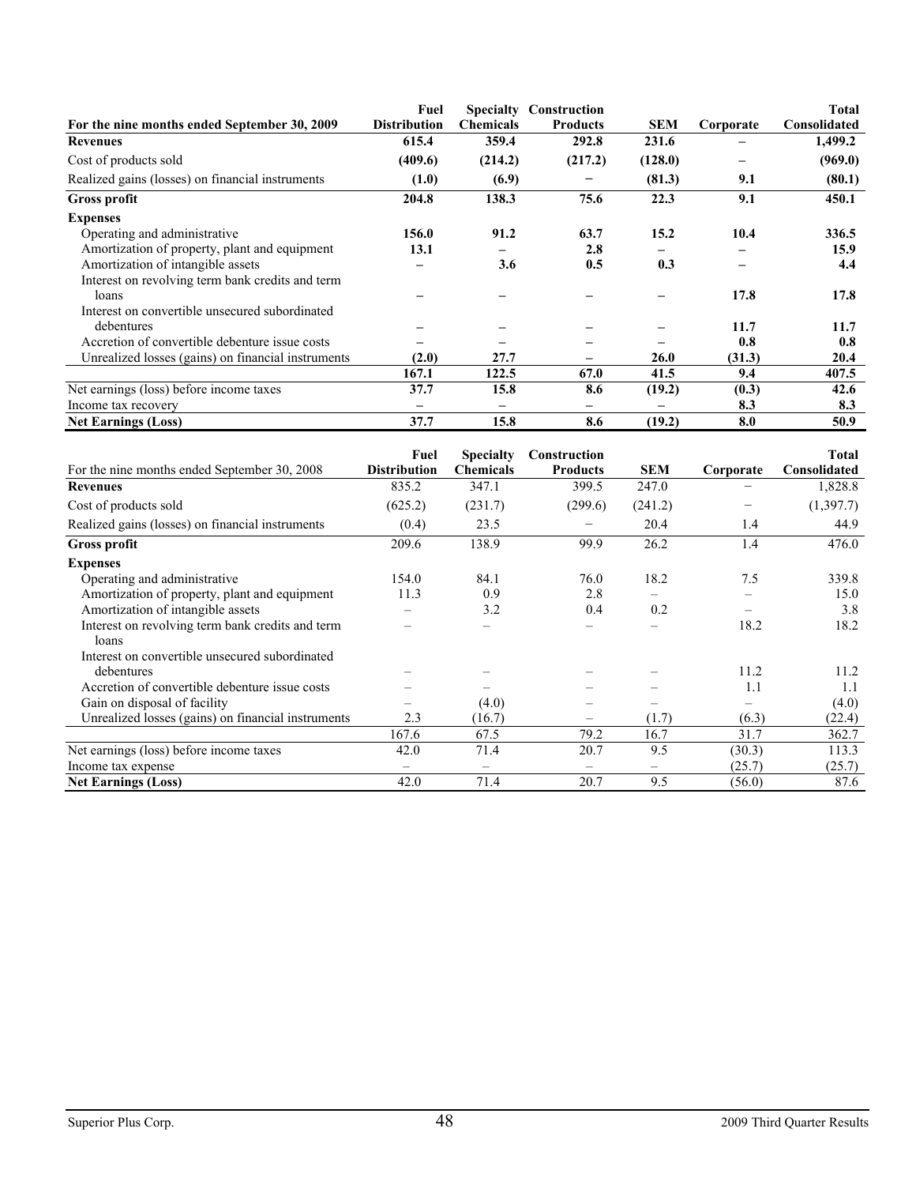| For the nine months ended September 30, 2009 | Fuel Distribution | Specialty Chemicals | Construction Products | SEM | Corporate | Total Consolidated |
|---|---|---|---|---|---|---|
| **Revenues** | **615.4** | **359.4** | **292.8** | **231.6** | **–** | **1,499.2** |
| Cost of products sold | **(409.6)** | **(214.2)** | **(217.2)** | **(128.0)** | **–** | **(969.0)** |
| Realized gains (losses) on financial instruments | **(1.0)** | **(6.9)** | **–** | **(81.3)** | **9.1** | **(80.1)** |
| **Gross profit** | **204.8** | **138.3** | **75.6** | **22.3** | **9.1** | **450.1** |
| **Expenses** | | | | | | |
| Operating and administrative | **156.0** | **91.2** | **63.7** | **15.2** | **10.4** | **336.5** |
| Amortization of property, plant and equipment | **13.1** | **–** | **2.8** | **–** | **–** | **15.9** |
| Amortization of intangible assets | **–** | **3.6** | **0.5** | **0.3** | **–** | **4.4** |
| Interest on revolving term bank credits and term loans | **–** | **–** | **–** | **–** | **17.8** | **17.8** |
| Interest on convertible unsecured subordinated debentures | **–** | **–** | **–** | **–** | **11.7** | **11.7** |
| Accretion of convertible debenture issue costs | **–** | **–** | **–** | **–** | **0.8** | **0.8** |
| Unrealized losses (gains) on financial instruments | **(2.0)** | **27.7** | **–** | **26.0** | **(31.3)** | **20.4** |
| | **167.1** | **122.5** | **67.0** | **41.5** | **9.4** | **407.5** |
| Net earnings (loss) before income taxes | **37.7** | **15.8** | **8.6** | **(19.2)** | **(0.3)** | **42.6** |
| Income tax recovery | **–** | **–** | **–** | **–** | **8.3** | **8.3** |
| **Net Earnings (Loss)** | **37.7** | **15.8** | **8.6** | **(19.2)** | **8.0** | **50.9** |

| For the nine months ended September 30, 2008 | Fuel Distribution | Specialty Chemicals | Construction Products | SEM | Corporate | Total Consolidated |
|---|---|---|---|---|---|---|
| **Revenues** | 835.2 | 347.1 | 399.5 | 247.0 | – | 1,828.8 |
| Cost of products sold | (625.2) | (231.7) | (299.6) | (241.2) | – | (1,397.7) |
| Realized gains (losses) on financial instruments | (0.4) | 23.5 | – | 20.4 | 1.4 | 44.9 |
| **Gross profit** | 209.6 | 138.9 | 99.9 | 26.2 | 1.4 | 476.0 |
| **Expenses** | | | | | | |
| Operating and administrative | 154.0 | 84.1 | 76.0 | 18.2 | 7.5 | 339.8 |
| Amortization of property, plant and equipment | 11.3 | 0.9 | 2.8 | – | – | 15.0 |
| Amortization of intangible assets | – | 3.2 | 0.4 | 0.2 | – | 3.8 |
| Interest on revolving term bank credits and term loans | – | – | – | – | 18.2 | 18.2 |
| Interest on convertible unsecured subordinated debentures | – | – | – | – | 11.2 | 11.2 |
| Accretion of convertible debenture issue costs | – | – | – | – | 1.1 | 1.1 |
| Gain on disposal of facility | – | (4.0) | – | – | – | (4.0) |
| Unrealized losses (gains) on financial instruments | 2.3 | (16.7) | – | (1.7) | (6.3) | (22.4) |
| | 167.6 | 67.5 | 79.2 | 16.7 | 31.7 | 362.7 |
| Net earnings (loss) before income taxes | 42.0 | 71.4 | 20.7 | 9.5 | (30.3) | 113.3 |
| Income tax expense | – | – | – | – | (25.7) | (25.7) |
| **Net Earnings (Loss)** | 42.0 | 71.4 | 20.7 | 9.5 | (56.0) | 87.6 |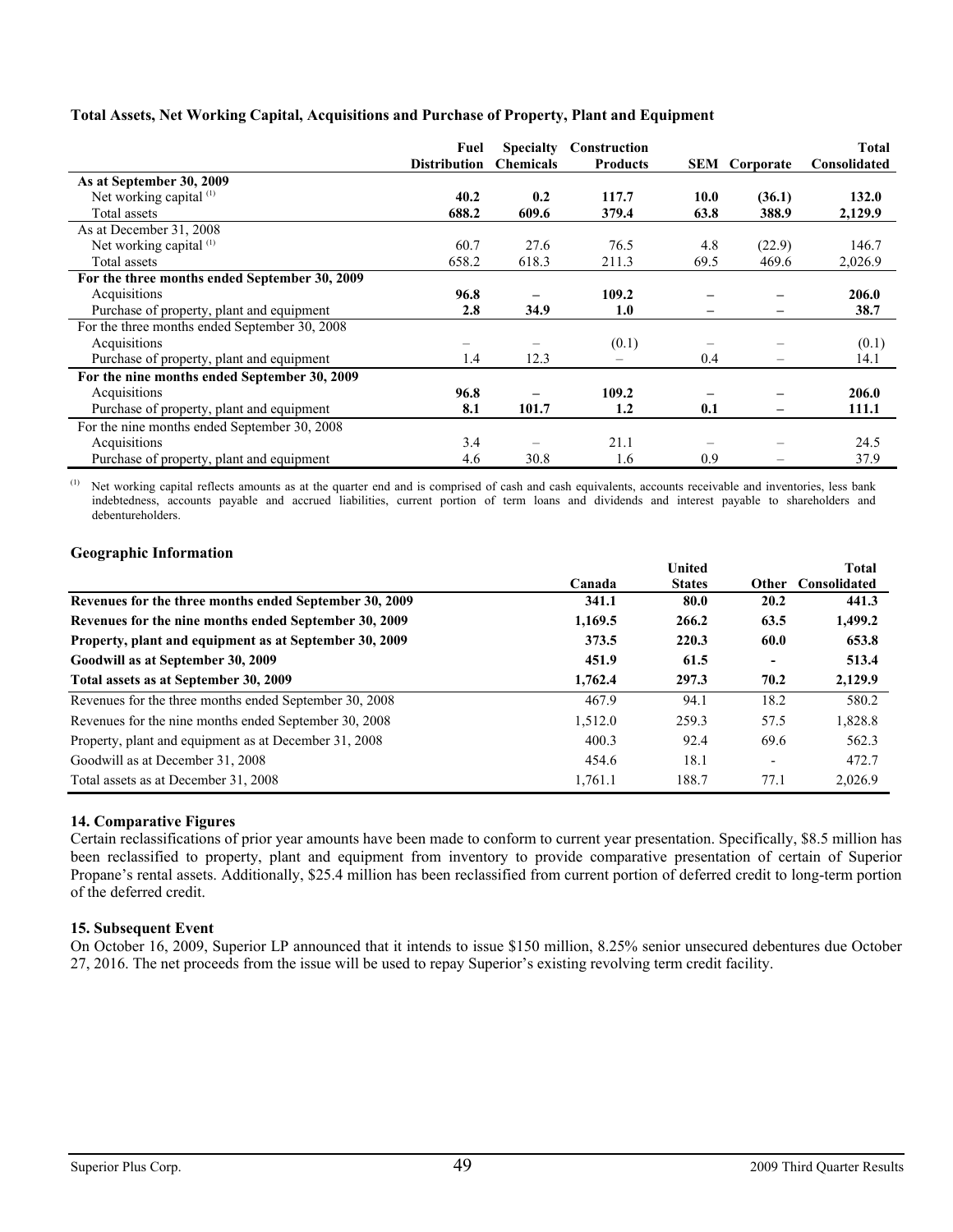**Total Assets, Net Working Capital, Acquisitions and Purchase of Property, Plant and Equipment**

| | Fuel Distribution | Specialty Chemicals | Construction Products | SEM | Corporate | Total Consolidated |
|---|---|---|---|---|---|---|
| **As at September 30, 2009** | | | | | | |
| Net working capital [(1)] | **40.2** | **0.2** | **117.7** | **10.0** | **(36.1)** | **132.0** |
| Total assets | **688.2** | **609.6** | **379.4** | **63.8** | **388.9** | **2,129.9** |
| As at December 31, 2008 | | | | | | |
| Net working capital [(1)] | 60.7 | 27.6 | 76.5 | 4.8 | (22.9) | 146.7 |
| Total assets | 658.2 | 618.3 | 211.3 | 69.5 | 469.6 | 2,026.9 |
| **For the three months ended September 30, 2009** | | | | | | |
| Acquisitions | **96.8** | **–** | **109.2** | **–** | **–** | **206.0** |
| Purchase of property, plant and equipment | **2.8** | **34.9** | **1.0** | **–** | **–** | **38.7** |
| For the three months ended September 30, 2008 | | | | | | |
| Acquisitions | – | – | (0.1) | – | – | (0.1) |
| Purchase of property, plant and equipment | 1.4 | 12.3 | – | 0.4 | – | 14.1 |
| **For the nine months ended September 30, 2009** | | | | | | |
| Acquisitions | **96.8** | **–** | **109.2** | **–** | **–** | **206.0** |
| Purchase of property, plant and equipment | **8.1** | **101.7** | **1.2** | **0.1** | **–** | **111.1** |
| For the nine months ended September 30, 2008 | | | | | | |
| Acquisitions | 3.4 | – | 21.1 | – | – | 24.5 |
| Purchase of property, plant and equipment | 4.6 | 30.8 | 1.6 | 0.9 | – | 37.9 |

(1) Net working capital reflects amounts as at the quarter end and is comprised of cash and cash equivalents, accounts receivable and inventories, less bank indebtedness, accounts payable and accrued liabilities, current portion of term loans and dividends and interest payable to shareholders and debentureholders.

**Geographic Information**

| | Canada | United States | Other | Total Consolidated |
|---|---|---|---|---|
| **Revenues for the three months ended September 30, 2009** | **341.1** | **80.0** | **20.2** | **441.3** |
| **Revenues for the nine months ended September 30, 2009** | **1,169.5** | **266.2** | **63.5** | **1,499.2** |
| **Property, plant and equipment as at September 30, 2009** | **373.5** | **220.3** | **60.0** | **653.8** |
| **Goodwill as at September 30, 2009** | **451.9** | **61.5** | **-** | **513.4** |
| **Total assets as at September 30, 2009** | **1,762.4** | **297.3** | **70.2** | **2,129.9** |
| Revenues for the three months ended September 30, 2008 | 467.9 | 94.1 | 18.2 | 580.2 |
| Revenues for the nine months ended September 30, 2008 | 1,512.0 | 259.3 | 57.5 | 1,828.8 |
| Property, plant and equipment as at December 31, 2008 | 400.3 | 92.4 | 69.6 | 562.3 |
| Goodwill as at December 31, 2008 | 454.6 | 18.1 | - | 472.7 |
| Total assets as at December 31, 2008 | 1,761.1 | 188.7 | 77.1 | 2,026.9 |

### 14. Comparative Figures

Certain reclassifications of prior year amounts have been made to conform to current year presentation. Specifically, $8.5 million has been reclassified to property, plant and equipment from inventory to provide comparative presentation of certain of Superior Propane's rental assets. Additionally, $25.4 million has been reclassified from current portion of deferred credit to long-term portion of the deferred credit.

### 15. Subsequent Event

On October 16, 2009, Superior LP announced that it intends to issue $150 million, 8.25% senior unsecured debentures due October 27, 2016. The net proceeds from the issue will be used to repay Superior's existing revolving term credit facility.